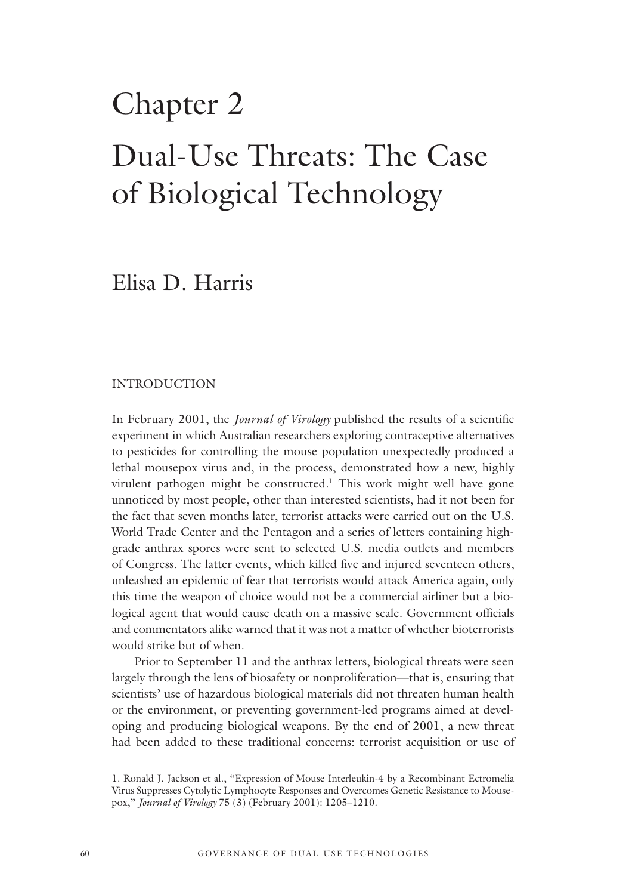# Chapter 2

# Dual-Use Threats: The Case of Biological Technology

## Elisa D. Harris

### INTRODUCTION

In February 2001, the *Journal of Virology* published the results of a scientific experiment in which Australian researchers exploring contraceptive alternatives to pesticides for controlling the mouse population unexpectedly produced a lethal mousepox virus and, in the process, demonstrated how a new, highly virulent pathogen might be constructed.[1] This work might well have gone unnoticed by most people, other than interested scientists, had it not been for the fact that seven months later, terrorist attacks were carried out on the U.S. World Trade Center and the Pentagon and a series of letters containing high-grade anthrax spores were sent to selected U.S. media outlets and members of Congress. The latter events, which killed five and injured seventeen others, unleashed an epidemic of fear that terrorists would attack America again, only this time the weapon of choice would not be a commercial airliner but a biological agent that would cause death on a massive scale. Government officials and commentators alike warned that it was not a matter of whether bioterrorists would strike but of when.

Prior to September 11 and the anthrax letters, biological threats were seen largely through the lens of biosafety or nonproliferation—that is, ensuring that scientists' use of hazardous biological materials did not threaten human health or the environment, or preventing government-led programs aimed at developing and producing biological weapons. By the end of 2001, a new threat had been added to these traditional concerns: terrorist acquisition or use of

1. Ronald J. Jackson et al., "Expression of Mouse Interleukin-4 by a Recombinant Ectromelia Virus Suppresses Cytolytic Lymphocyte Responses and Overcomes Genetic Resistance to Mousepox," *Journal of Virology* 75 (3) (February 2001): 1205–1210.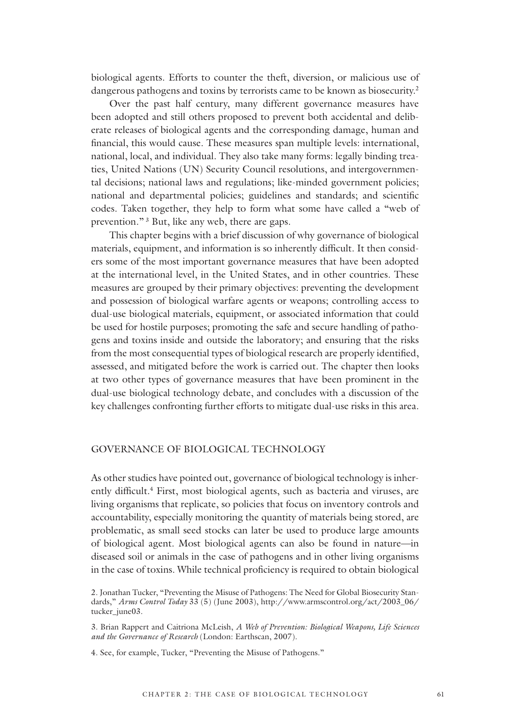biological agents. Efforts to counter the theft, diversion, or malicious use of dangerous pathogens and toxins by terrorists came to be known as biosecurity.[2]

Over the past half century, many different governance measures have been adopted and still others proposed to prevent both accidental and deliberate releases of biological agents and the corresponding damage, human and financial, this would cause. These measures span multiple levels: international, national, local, and individual. They also take many forms: legally binding treaties, United Nations (UN) Security Council resolutions, and intergovernmental decisions; national laws and regulations; like-minded government policies; national and departmental policies; guidelines and standards; and scientific codes. Taken together, they help to form what some have called a "web of prevention."[3] But, like any web, there are gaps.

This chapter begins with a brief discussion of why governance of biological materials, equipment, and information is so inherently difficult. It then considers some of the most important governance measures that have been adopted at the international level, in the United States, and in other countries. These measures are grouped by their primary objectives: preventing the development and possession of biological warfare agents or weapons; controlling access to dual-use biological materials, equipment, or associated information that could be used for hostile purposes; promoting the safe and secure handling of pathogens and toxins inside and outside the laboratory; and ensuring that the risks from the most consequential types of biological research are properly identified, assessed, and mitigated before the work is carried out. The chapter then looks at two other types of governance measures that have been prominent in the dual-use biological technology debate, and concludes with a discussion of the key challenges confronting further efforts to mitigate dual-use risks in this area.

## GOVERNANCE OF BIOLOGICAL TECHNOLOGY

As other studies have pointed out, governance of biological technology is inherently difficult.[4] First, most biological agents, such as bacteria and viruses, are living organisms that replicate, so policies that focus on inventory controls and accountability, especially monitoring the quantity of materials being stored, are problematic, as small seed stocks can later be used to produce large amounts of biological agent. Most biological agents can also be found in nature—in diseased soil or animals in the case of pathogens and in other living organisms in the case of toxins. While technical proficiency is required to obtain biological

2. Jonathan Tucker, "Preventing the Misuse of Pathogens: The Need for Global Biosecurity Standards," *Arms Control Today* 33 (5) (June 2003), http://www.armscontrol.org/act/2003_06/tucker_june03.

3. Brian Rappert and Caitriona McLeish, *A Web of Prevention: Biological Weapons, Life Sciences and the Governance of Research* (London: Earthscan, 2007).

4. See, for example, Tucker, "Preventing the Misuse of Pathogens."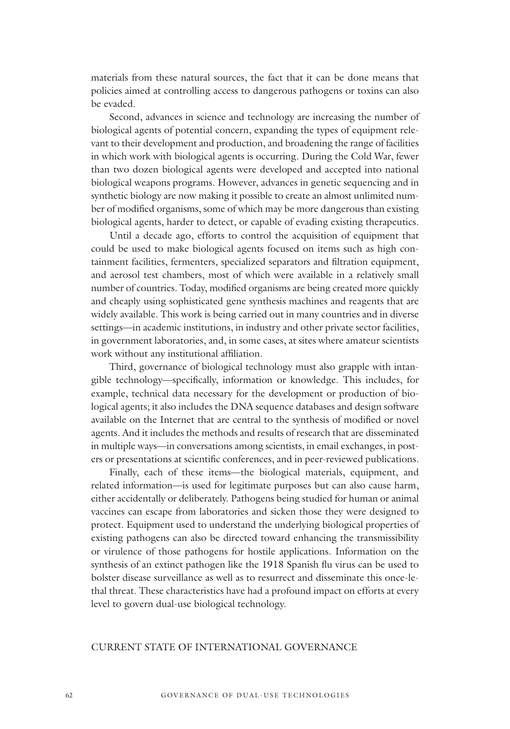materials from these natural sources, the fact that it can be done means that policies aimed at controlling access to dangerous pathogens or toxins can also be evaded.

Second, advances in science and technology are increasing the number of biological agents of potential concern, expanding the types of equipment relevant to their development and production, and broadening the range of facilities in which work with biological agents is occurring. During the Cold War, fewer than two dozen biological agents were developed and accepted into national biological weapons programs. However, advances in genetic sequencing and in synthetic biology are now making it possible to create an almost unlimited number of modified organisms, some of which may be more dangerous than existing biological agents, harder to detect, or capable of evading existing therapeutics.

Until a decade ago, efforts to control the acquisition of equipment that could be used to make biological agents focused on items such as high containment facilities, fermenters, specialized separators and filtration equipment, and aerosol test chambers, most of which were available in a relatively small number of countries. Today, modified organisms are being created more quickly and cheaply using sophisticated gene synthesis machines and reagents that are widely available. This work is being carried out in many countries and in diverse settings—in academic institutions, in industry and other private sector facilities, in government laboratories, and, in some cases, at sites where amateur scientists work without any institutional affiliation.

Third, governance of biological technology must also grapple with intangible technology—specifically, information or knowledge. This includes, for example, technical data necessary for the development or production of biological agents; it also includes the DNA sequence databases and design software available on the Internet that are central to the synthesis of modified or novel agents. And it includes the methods and results of research that are disseminated in multiple ways—in conversations among scientists, in email exchanges, in posters or presentations at scientific conferences, and in peer-reviewed publications.

Finally, each of these items—the biological materials, equipment, and related information—is used for legitimate purposes but can also cause harm, either accidentally or deliberately. Pathogens being studied for human or animal vaccines can escape from laboratories and sicken those they were designed to protect. Equipment used to understand the underlying biological properties of existing pathogens can also be directed toward enhancing the transmissibility or virulence of those pathogens for hostile applications. Information on the synthesis of an extinct pathogen like the 1918 Spanish flu virus can be used to bolster disease surveillance as well as to resurrect and disseminate this once-lethal threat. These characteristics have had a profound impact on efforts at every level to govern dual-use biological technology.

## CURRENT STATE OF INTERNATIONAL GOVERNANCE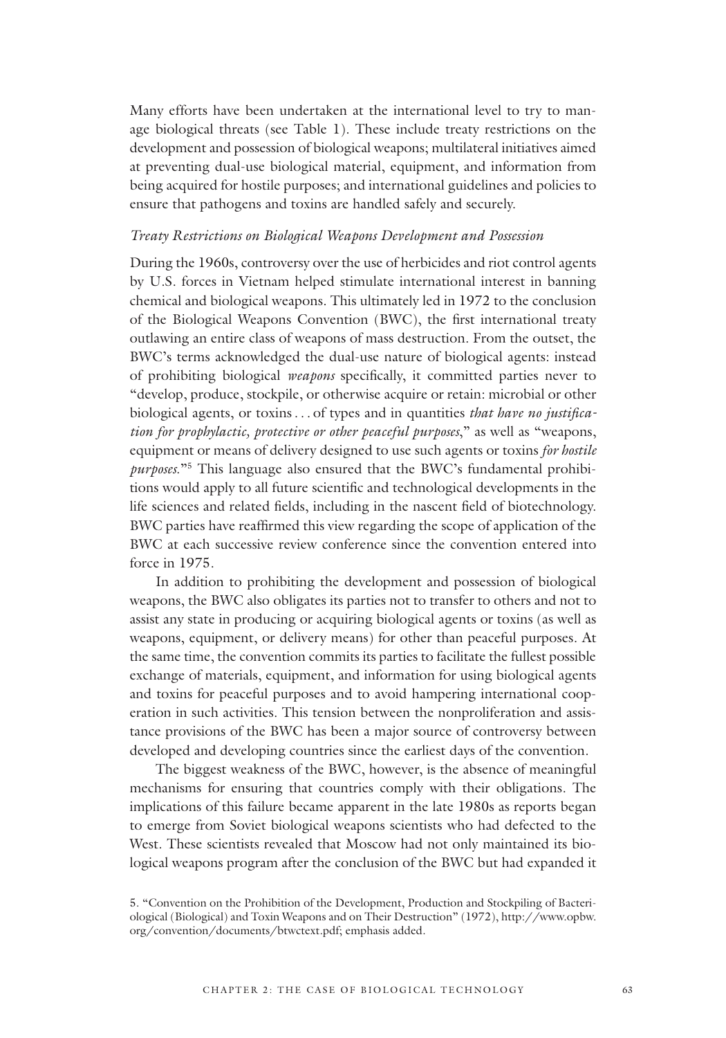Many efforts have been undertaken at the international level to try to manage biological threats (see Table 1). These include treaty restrictions on the development and possession of biological weapons; multilateral initiatives aimed at preventing dual-use biological material, equipment, and information from being acquired for hostile purposes; and international guidelines and policies to ensure that pathogens and toxins are handled safely and securely.

### *Treaty Restrictions on Biological Weapons Development and Possession*

During the 1960s, controversy over the use of herbicides and riot control agents by U.S. forces in Vietnam helped stimulate international interest in banning chemical and biological weapons. This ultimately led in 1972 to the conclusion of the Biological Weapons Convention (BWC), the first international treaty outlawing an entire class of weapons of mass destruction. From the outset, the BWC's terms acknowledged the dual-use nature of biological agents: instead of prohibiting biological *weapons* specifically, it committed parties never to "develop, produce, stockpile, or otherwise acquire or retain: microbial or other biological agents, or toxins . . . of types and in quantities *that have no justification for prophylactic, protective or other peaceful purposes*," as well as "weapons, equipment or means of delivery designed to use such agents or toxins *for hostile purposes*."[5] This language also ensured that the BWC's fundamental prohibitions would apply to all future scientific and technological developments in the life sciences and related fields, including in the nascent field of biotechnology. BWC parties have reaffirmed this view regarding the scope of application of the BWC at each successive review conference since the convention entered into force in 1975.

In addition to prohibiting the development and possession of biological weapons, the BWC also obligates its parties not to transfer to others and not to assist any state in producing or acquiring biological agents or toxins (as well as weapons, equipment, or delivery means) for other than peaceful purposes. At the same time, the convention commits its parties to facilitate the fullest possible exchange of materials, equipment, and information for using biological agents and toxins for peaceful purposes and to avoid hampering international cooperation in such activities. This tension between the nonproliferation and assistance provisions of the BWC has been a major source of controversy between developed and developing countries since the earliest days of the convention.

The biggest weakness of the BWC, however, is the absence of meaningful mechanisms for ensuring that countries comply with their obligations. The implications of this failure became apparent in the late 1980s as reports began to emerge from Soviet biological weapons scientists who had defected to the West. These scientists revealed that Moscow had not only maintained its biological weapons program after the conclusion of the BWC but had expanded it

5. "Convention on the Prohibition of the Development, Production and Stockpiling of Bacteriological (Biological) and Toxin Weapons and on Their Destruction" (1972), http://www.opbw.org/convention/documents/btwctext.pdf; emphasis added.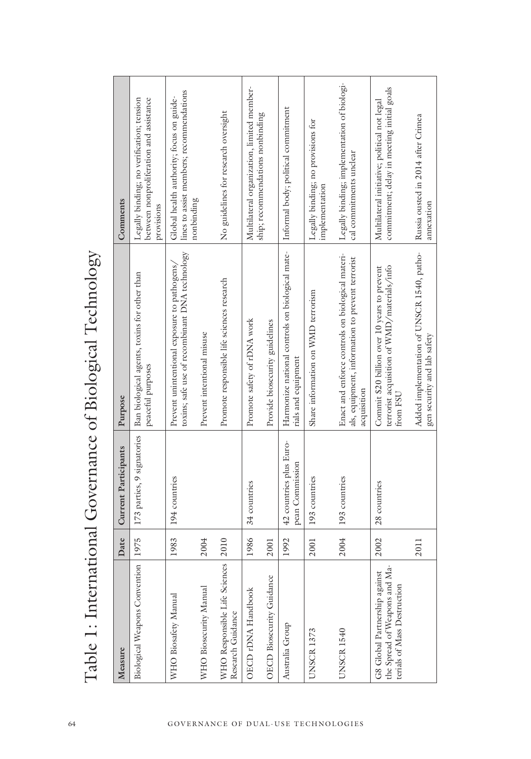# Table 1: International Governance of Biological Technology

| Measure | Date | Current Participants | Purpose | Comments |
|---|---|---|---|---|
| Biological Weapons Convention | 1975 | 173 parties, 9 signatories | Ban biological agents, toxins for other than peaceful purposes | Legally binding; no verification; tension between nonproliferation and assistance provisions |
| WHO Biosafety Manual | 1983 | 194 countries | Prevent unintentional exposure to pathogens/toxins; safe use of recombinant DNA technology | Global health authority; focus on guidelines to assist members; recommendations nonbinding |
| WHO Biosecurity Manual | 2004 | | Prevent intentional misuse | |
| WHO Responsible Life Sciences Research Guidance | 2010 | | Promote responsible life sciences research | No guidelines for research oversight |
| OECD rDNA Handbook | 1986 | 34 countries | Promote safety of rDNA work | Multilateral organization, limited membership; recommendations nonbinding |
| OECD Biosecurity Guidance | 2001 | | Provide biosecurity guidelines | |
| Australia Group | 1992 | 42 countries plus European Commission | Harmonize national controls on biological materials and equipment | Informal body; political commitment |
| UNSCR 1373 | 2001 | 193 countries | Share information on WMD terrorism | Legally binding; no provisions for implementation |
| UNSCR 1540 | 2004 | 193 countries | Enact and enforce controls on biological materials, equipment, information to prevent terrorist acquisition | Legally binding; implementation of biological commitments unclear |
| G8 Global Partnership against the Spread of Weapons and Materials of Mass Destruction | 2002 | 28 countries | Commit $20 billion over 10 years to prevent terrorist acquisition of WMD/materials/info from FSU | Multilateral initiative; political not legal commitment; delay in meeting initial goals |
| | 2011 | | Added implementation of UNSCR 1540, pathogen security and lab safety | Russia ousted in 2014 after Crimea annexation |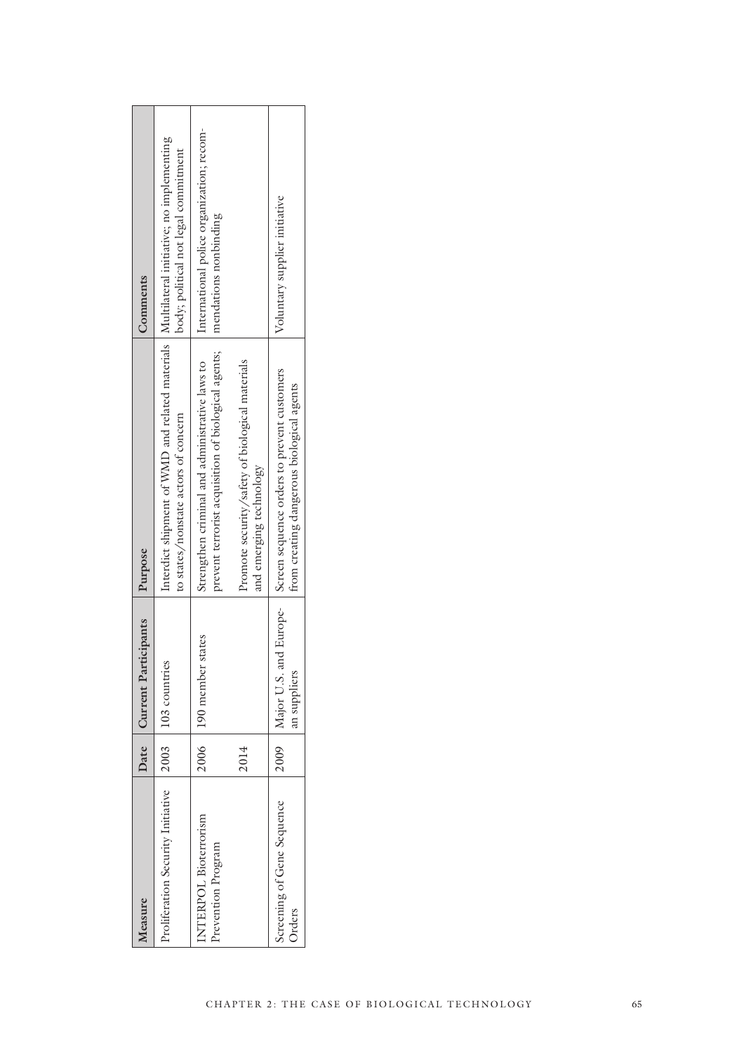| Measure | Date | Current Participants | Purpose | Comments |
|---|---|---|---|---|
| Proliferation Security Initiative | 2003 | 103 countries | Interdict shipment of WMD and related materials to states/nonstate actors of concern | Multilateral initiative; no implementing body; political not legal commitment |
| INTERPOL Bioterrorism Prevention Program | 2006 | 190 member states | Strengthen criminal and administrative laws to prevent terrorist acquisition of biological agents; | International police organization; recommendations nonbinding |
| | 2014 | | Promote security/safety of biological materials and emerging technology | |
| Screening of Gene Sequence Orders | 2009 | Major U.S. and European suppliers | Screen sequence orders to prevent customers from creating dangerous biological agents | Voluntary supplier initiative |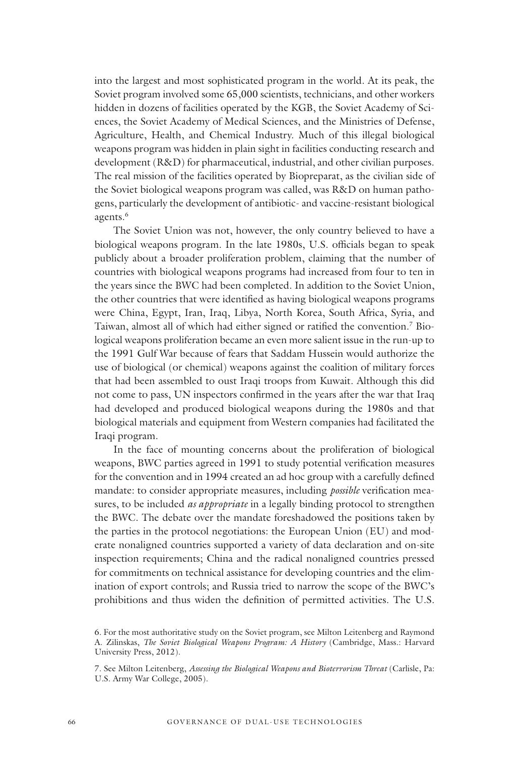into the largest and most sophisticated program in the world. At its peak, the Soviet program involved some 65,000 scientists, technicians, and other workers hidden in dozens of facilities operated by the KGB, the Soviet Academy of Sciences, the Soviet Academy of Medical Sciences, and the Ministries of Defense, Agriculture, Health, and Chemical Industry. Much of this illegal biological weapons program was hidden in plain sight in facilities conducting research and development (R&D) for pharmaceutical, industrial, and other civilian purposes. The real mission of the facilities operated by Biopreparat, as the civilian side of the Soviet biological weapons program was called, was R&D on human pathogens, particularly the development of antibiotic- and vaccine-resistant biological agents.[6]

The Soviet Union was not, however, the only country believed to have a biological weapons program. In the late 1980s, U.S. officials began to speak publicly about a broader proliferation problem, claiming that the number of countries with biological weapons programs had increased from four to ten in the years since the BWC had been completed. In addition to the Soviet Union, the other countries that were identified as having biological weapons programs were China, Egypt, Iran, Iraq, Libya, North Korea, South Africa, Syria, and Taiwan, almost all of which had either signed or ratified the convention.[7] Biological weapons proliferation became an even more salient issue in the run-up to the 1991 Gulf War because of fears that Saddam Hussein would authorize the use of biological (or chemical) weapons against the coalition of military forces that had been assembled to oust Iraqi troops from Kuwait. Although this did not come to pass, UN inspectors confirmed in the years after the war that Iraq had developed and produced biological weapons during the 1980s and that biological materials and equipment from Western companies had facilitated the Iraqi program.

In the face of mounting concerns about the proliferation of biological weapons, BWC parties agreed in 1991 to study potential verification measures for the convention and in 1994 created an ad hoc group with a carefully defined mandate: to consider appropriate measures, including *possible* verification measures, to be included *as appropriate* in a legally binding protocol to strengthen the BWC. The debate over the mandate foreshadowed the positions taken by the parties in the protocol negotiations: the European Union (EU) and moderate nonaligned countries supported a variety of data declaration and on-site inspection requirements; China and the radical nonaligned countries pressed for commitments on technical assistance for developing countries and the elimination of export controls; and Russia tried to narrow the scope of the BWC's prohibitions and thus widen the definition of permitted activities. The U.S.

6. For the most authoritative study on the Soviet program, see Milton Leitenberg and Raymond A. Zilinskas, *The Soviet Biological Weapons Program: A History* (Cambridge, Mass.: Harvard University Press, 2012).

7. See Milton Leitenberg, *Assessing the Biological Weapons and Bioterrorism Threat* (Carlisle, Pa: U.S. Army War College, 2005).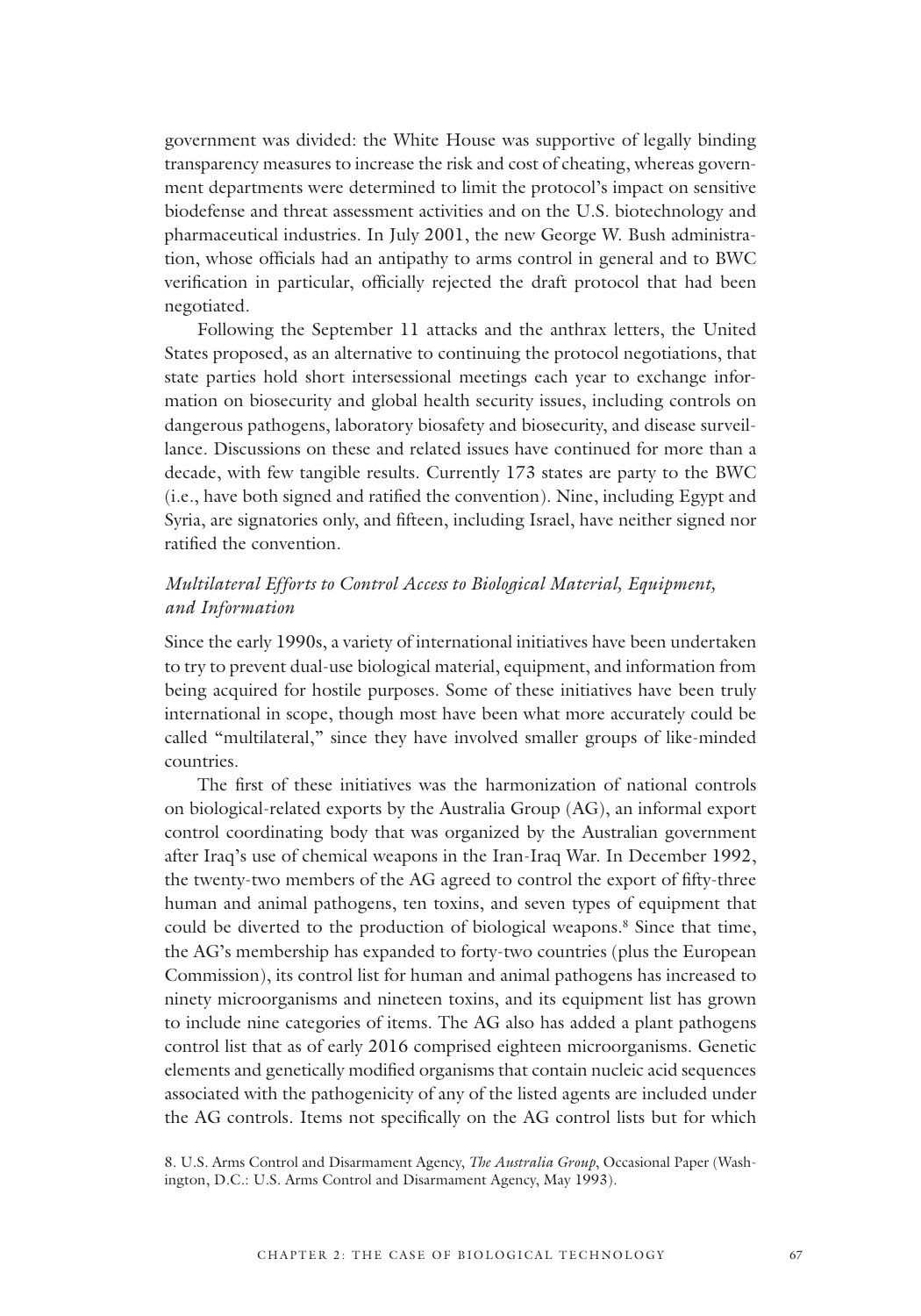government was divided: the White House was supportive of legally binding transparency measures to increase the risk and cost of cheating, whereas government departments were determined to limit the protocol's impact on sensitive biodefense and threat assessment activities and on the U.S. biotechnology and pharmaceutical industries. In July 2001, the new George W. Bush administration, whose officials had an antipathy to arms control in general and to BWC verification in particular, officially rejected the draft protocol that had been negotiated.

Following the September 11 attacks and the anthrax letters, the United States proposed, as an alternative to continuing the protocol negotiations, that state parties hold short intersessional meetings each year to exchange information on biosecurity and global health security issues, including controls on dangerous pathogens, laboratory biosafety and biosecurity, and disease surveillance. Discussions on these and related issues have continued for more than a decade, with few tangible results. Currently 173 states are party to the BWC (i.e., have both signed and ratified the convention). Nine, including Egypt and Syria, are signatories only, and fifteen, including Israel, have neither signed nor ratified the convention.

### *Multilateral Efforts to Control Access to Biological Material, Equipment, and Information*

Since the early 1990s, a variety of international initiatives have been undertaken to try to prevent dual-use biological material, equipment, and information from being acquired for hostile purposes. Some of these initiatives have been truly international in scope, though most have been what more accurately could be called "multilateral," since they have involved smaller groups of like-minded countries.

The first of these initiatives was the harmonization of national controls on biological-related exports by the Australia Group (AG), an informal export control coordinating body that was organized by the Australian government after Iraq's use of chemical weapons in the Iran-Iraq War. In December 1992, the twenty-two members of the AG agreed to control the export of fifty-three human and animal pathogens, ten toxins, and seven types of equipment that could be diverted to the production of biological weapons.[8] Since that time, the AG's membership has expanded to forty-two countries (plus the European Commission), its control list for human and animal pathogens has increased to ninety microorganisms and nineteen toxins, and its equipment list has grown to include nine categories of items. The AG also has added a plant pathogens control list that as of early 2016 comprised eighteen microorganisms. Genetic elements and genetically modified organisms that contain nucleic acid sequences associated with the pathogenicity of any of the listed agents are included under the AG controls. Items not specifically on the AG control lists but for which

8. U.S. Arms Control and Disarmament Agency, *The Australia Group*, Occasional Paper (Washington, D.C.: U.S. Arms Control and Disarmament Agency, May 1993).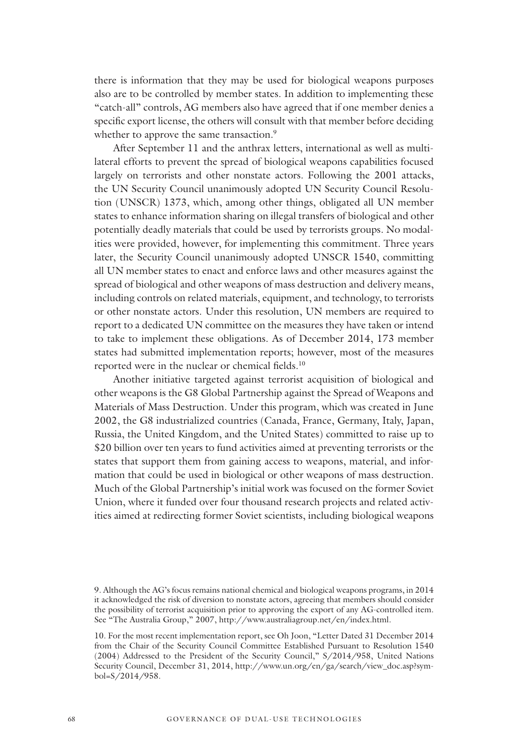there is information that they may be used for biological weapons purposes also are to be controlled by member states. In addition to implementing these "catch-all" controls, AG members also have agreed that if one member denies a specific export license, the others will consult with that member before deciding whether to approve the same transaction.[9]

After September 11 and the anthrax letters, international as well as multilateral efforts to prevent the spread of biological weapons capabilities focused largely on terrorists and other nonstate actors. Following the 2001 attacks, the UN Security Council unanimously adopted UN Security Council Resolution (UNSCR) 1373, which, among other things, obligated all UN member states to enhance information sharing on illegal transfers of biological and other potentially deadly materials that could be used by terrorists groups. No modalities were provided, however, for implementing this commitment. Three years later, the Security Council unanimously adopted UNSCR 1540, committing all UN member states to enact and enforce laws and other measures against the spread of biological and other weapons of mass destruction and delivery means, including controls on related materials, equipment, and technology, to terrorists or other nonstate actors. Under this resolution, UN members are required to report to a dedicated UN committee on the measures they have taken or intend to take to implement these obligations. As of December 2014, 173 member states had submitted implementation reports; however, most of the measures reported were in the nuclear or chemical fields.[10]

Another initiative targeted against terrorist acquisition of biological and other weapons is the G8 Global Partnership against the Spread of Weapons and Materials of Mass Destruction. Under this program, which was created in June 2002, the G8 industrialized countries (Canada, France, Germany, Italy, Japan, Russia, the United Kingdom, and the United States) committed to raise up to \$20 billion over ten years to fund activities aimed at preventing terrorists or the states that support them from gaining access to weapons, material, and information that could be used in biological or other weapons of mass destruction. Much of the Global Partnership's initial work was focused on the former Soviet Union, where it funded over four thousand research projects and related activities aimed at redirecting former Soviet scientists, including biological weapons

9. Although the AG's focus remains national chemical and biological weapons programs, in 2014 it acknowledged the risk of diversion to nonstate actors, agreeing that members should consider the possibility of terrorist acquisition prior to approving the export of any AG-controlled item. See "The Australia Group," 2007, http://www.australiagroup.net/en/index.html.

10. For the most recent implementation report, see Oh Joon, "Letter Dated 31 December 2014 from the Chair of the Security Council Committee Established Pursuant to Resolution 1540 (2004) Addressed to the President of the Security Council," S/2014/958, United Nations Security Council, December 31, 2014, http://www.un.org/en/ga/search/view_doc.asp?symbol=S/2014/958.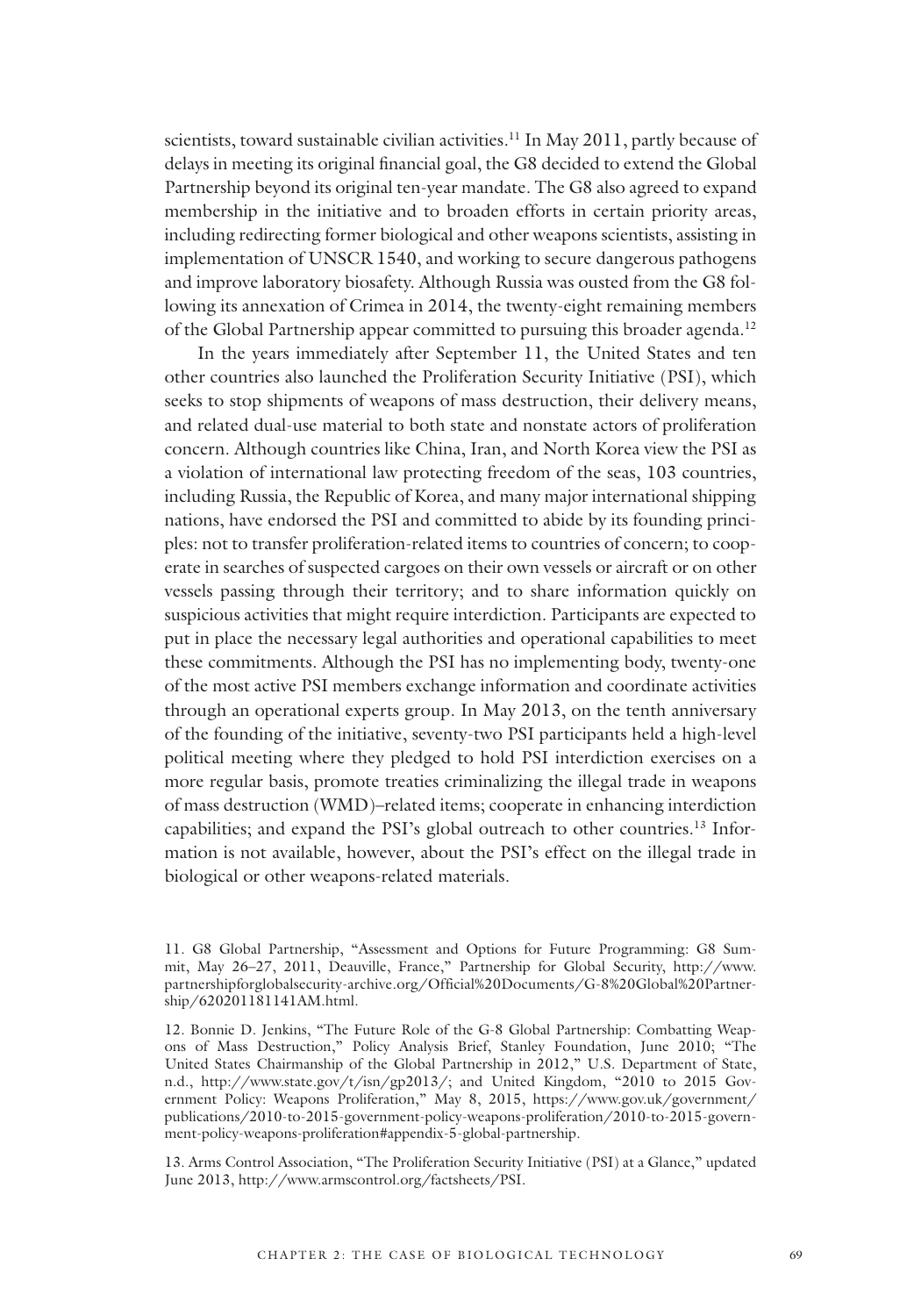scientists, toward sustainable civilian activities.[11] In May 2011, partly because of delays in meeting its original financial goal, the G8 decided to extend the Global Partnership beyond its original ten-year mandate. The G8 also agreed to expand membership in the initiative and to broaden efforts in certain priority areas, including redirecting former biological and other weapons scientists, assisting in implementation of UNSCR 1540, and working to secure dangerous pathogens and improve laboratory biosafety. Although Russia was ousted from the G8 following its annexation of Crimea in 2014, the twenty-eight remaining members of the Global Partnership appear committed to pursuing this broader agenda.[12]

In the years immediately after September 11, the United States and ten other countries also launched the Proliferation Security Initiative (PSI), which seeks to stop shipments of weapons of mass destruction, their delivery means, and related dual-use material to both state and nonstate actors of proliferation concern. Although countries like China, Iran, and North Korea view the PSI as a violation of international law protecting freedom of the seas, 103 countries, including Russia, the Republic of Korea, and many major international shipping nations, have endorsed the PSI and committed to abide by its founding principles: not to transfer proliferation-related items to countries of concern; to cooperate in searches of suspected cargoes on their own vessels or aircraft or on other vessels passing through their territory; and to share information quickly on suspicious activities that might require interdiction. Participants are expected to put in place the necessary legal authorities and operational capabilities to meet these commitments. Although the PSI has no implementing body, twenty-one of the most active PSI members exchange information and coordinate activities through an operational experts group. In May 2013, on the tenth anniversary of the founding of the initiative, seventy-two PSI participants held a high-level political meeting where they pledged to hold PSI interdiction exercises on a more regular basis, promote treaties criminalizing the illegal trade in weapons of mass destruction (WMD)–related items; cooperate in enhancing interdiction capabilities; and expand the PSI's global outreach to other countries.[13] Information is not available, however, about the PSI's effect on the illegal trade in biological or other weapons-related materials.

11. G8 Global Partnership, "Assessment and Options for Future Programming: G8 Summit, May 26–27, 2011, Deauville, France," Partnership for Global Security, http://www.partnershipforglobalsecurity-archive.org/Official%20Documents/G-8%20Global%20Partnership/620201181141AM.html.

12. Bonnie D. Jenkins, "The Future Role of the G-8 Global Partnership: Combatting Weapons of Mass Destruction," Policy Analysis Brief, Stanley Foundation, June 2010; "The United States Chairmanship of the Global Partnership in 2012," U.S. Department of State, n.d., http://www.state.gov/t/isn/gp2013/; and United Kingdom, "2010 to 2015 Government Policy: Weapons Proliferation," May 8, 2015, https://www.gov.uk/government/publications/2010-to-2015-government-policy-weapons-proliferation/2010-to-2015-government-policy-weapons-proliferation#appendix-5-global-partnership.

13. Arms Control Association, "The Proliferation Security Initiative (PSI) at a Glance," updated June 2013, http://www.armscontrol.org/factsheets/PSI.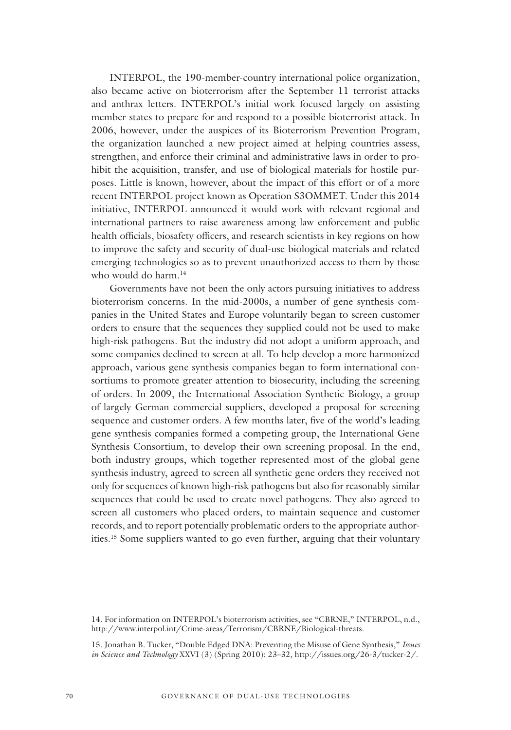INTERPOL, the 190-member-country international police organization, also became active on bioterrorism after the September 11 terrorist attacks and anthrax letters. INTERPOL's initial work focused largely on assisting member states to prepare for and respond to a possible bioterrorist attack. In 2006, however, under the auspices of its Bioterrorism Prevention Program, the organization launched a new project aimed at helping countries assess, strengthen, and enforce their criminal and administrative laws in order to prohibit the acquisition, transfer, and use of biological materials for hostile purposes. Little is known, however, about the impact of this effort or of a more recent INTERPOL project known as Operation S3OMMET. Under this 2014 initiative, INTERPOL announced it would work with relevant regional and international partners to raise awareness among law enforcement and public health officials, biosafety officers, and research scientists in key regions on how to improve the safety and security of dual-use biological materials and related emerging technologies so as to prevent unauthorized access to them by those who would do harm.[14]

Governments have not been the only actors pursuing initiatives to address bioterrorism concerns. In the mid-2000s, a number of gene synthesis companies in the United States and Europe voluntarily began to screen customer orders to ensure that the sequences they supplied could not be used to make high-risk pathogens. But the industry did not adopt a uniform approach, and some companies declined to screen at all. To help develop a more harmonized approach, various gene synthesis companies began to form international consortiums to promote greater attention to biosecurity, including the screening of orders. In 2009, the International Association Synthetic Biology, a group of largely German commercial suppliers, developed a proposal for screening sequence and customer orders. A few months later, five of the world's leading gene synthesis companies formed a competing group, the International Gene Synthesis Consortium, to develop their own screening proposal. In the end, both industry groups, which together represented most of the global gene synthesis industry, agreed to screen all synthetic gene orders they received not only for sequences of known high-risk pathogens but also for reasonably similar sequences that could be used to create novel pathogens. They also agreed to screen all customers who placed orders, to maintain sequence and customer records, and to report potentially problematic orders to the appropriate authorities.[15] Some suppliers wanted to go even further, arguing that their voluntary

14. For information on INTERPOL's bioterrorism activities, see "CBRNE," INTERPOL, n.d., http://www.interpol.int/Crime-areas/Terrorism/CBRNE/Biological-threats.

15. Jonathan B. Tucker, "Double Edged DNA: Preventing the Misuse of Gene Synthesis," *Issues in Science and Technology* XXVI (3) (Spring 2010): 23–32, http://issues.org/26-3/tucker-2/.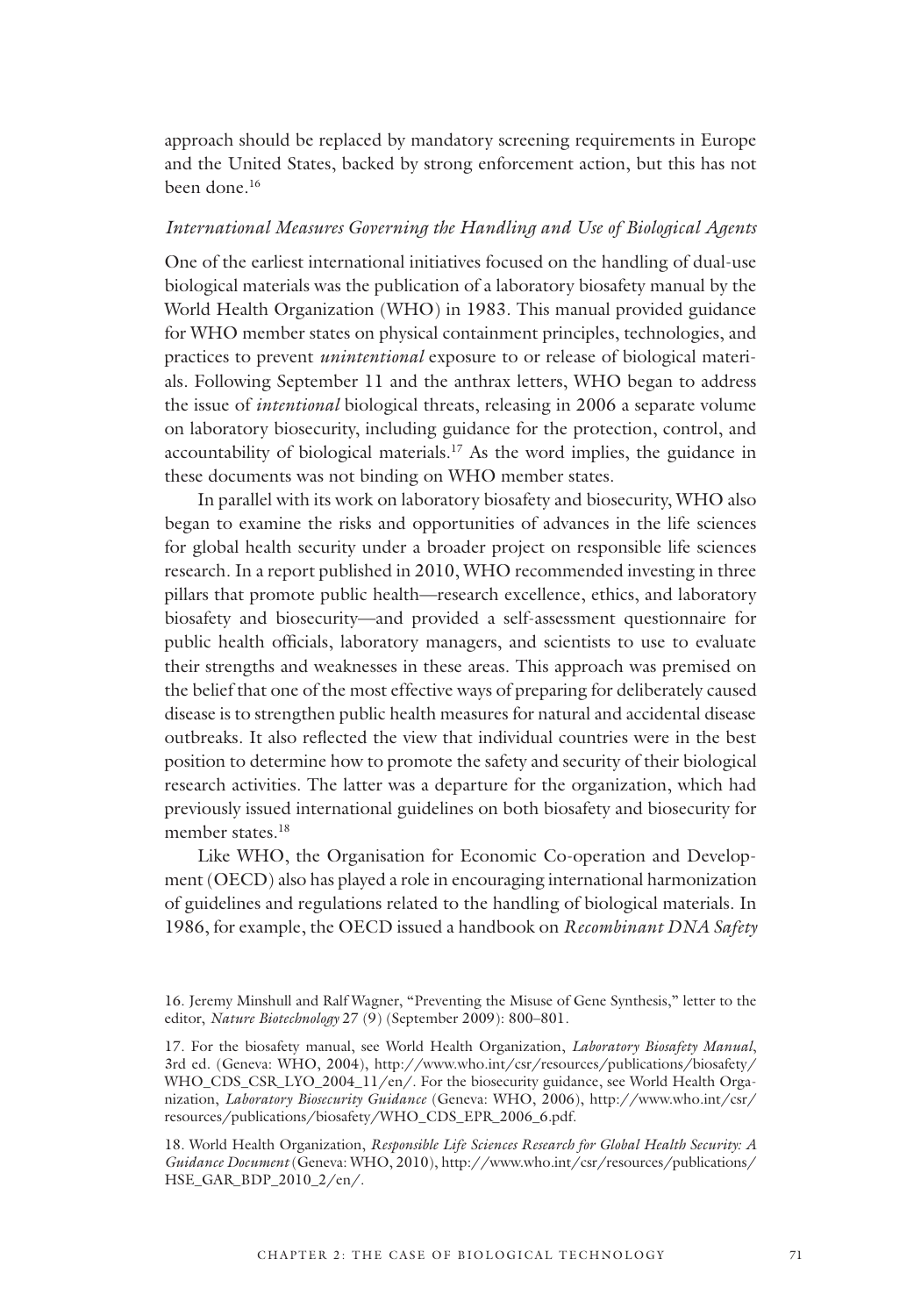approach should be replaced by mandatory screening requirements in Europe and the United States, backed by strong enforcement action, but this has not been done.[16]

### *International Measures Governing the Handling and Use of Biological Agents*

One of the earliest international initiatives focused on the handling of dual-use biological materials was the publication of a laboratory biosafety manual by the World Health Organization (WHO) in 1983. This manual provided guidance for WHO member states on physical containment principles, technologies, and practices to prevent *unintentional* exposure to or release of biological materials. Following September 11 and the anthrax letters, WHO began to address the issue of *intentional* biological threats, releasing in 2006 a separate volume on laboratory biosecurity, including guidance for the protection, control, and accountability of biological materials.[17] As the word implies, the guidance in these documents was not binding on WHO member states.

In parallel with its work on laboratory biosafety and biosecurity, WHO also began to examine the risks and opportunities of advances in the life sciences for global health security under a broader project on responsible life sciences research. In a report published in 2010, WHO recommended investing in three pillars that promote public health—research excellence, ethics, and laboratory biosafety and biosecurity—and provided a self-assessment questionnaire for public health officials, laboratory managers, and scientists to use to evaluate their strengths and weaknesses in these areas. This approach was premised on the belief that one of the most effective ways of preparing for deliberately caused disease is to strengthen public health measures for natural and accidental disease outbreaks. It also reflected the view that individual countries were in the best position to determine how to promote the safety and security of their biological research activities. The latter was a departure for the organization, which had previously issued international guidelines on both biosafety and biosecurity for member states.[18]

Like WHO, the Organisation for Economic Co-operation and Development (OECD) also has played a role in encouraging international harmonization of guidelines and regulations related to the handling of biological materials. In 1986, for example, the OECD issued a handbook on *Recombinant DNA Safety*

---

16. Jeremy Minshull and Ralf Wagner, "Preventing the Misuse of Gene Synthesis," letter to the editor, *Nature Biotechnology* 27 (9) (September 2009): 800–801.

17. For the biosafety manual, see World Health Organization, *Laboratory Biosafety Manual*, 3rd ed. (Geneva: WHO, 2004), http://www.who.int/csr/resources/publications/biosafety/WHO_CDS_CSR_LYO_2004_11/en/. For the biosecurity guidance, see World Health Organization, *Laboratory Biosecurity Guidance* (Geneva: WHO, 2006), http://www.who.int/csr/resources/publications/biosafety/WHO_CDS_EPR_2006_6.pdf.

18. World Health Organization, *Responsible Life Sciences Research for Global Health Security: A Guidance Document* (Geneva: WHO, 2010), http://www.who.int/csr/resources/publications/HSE_GAR_BDP_2010_2/en/.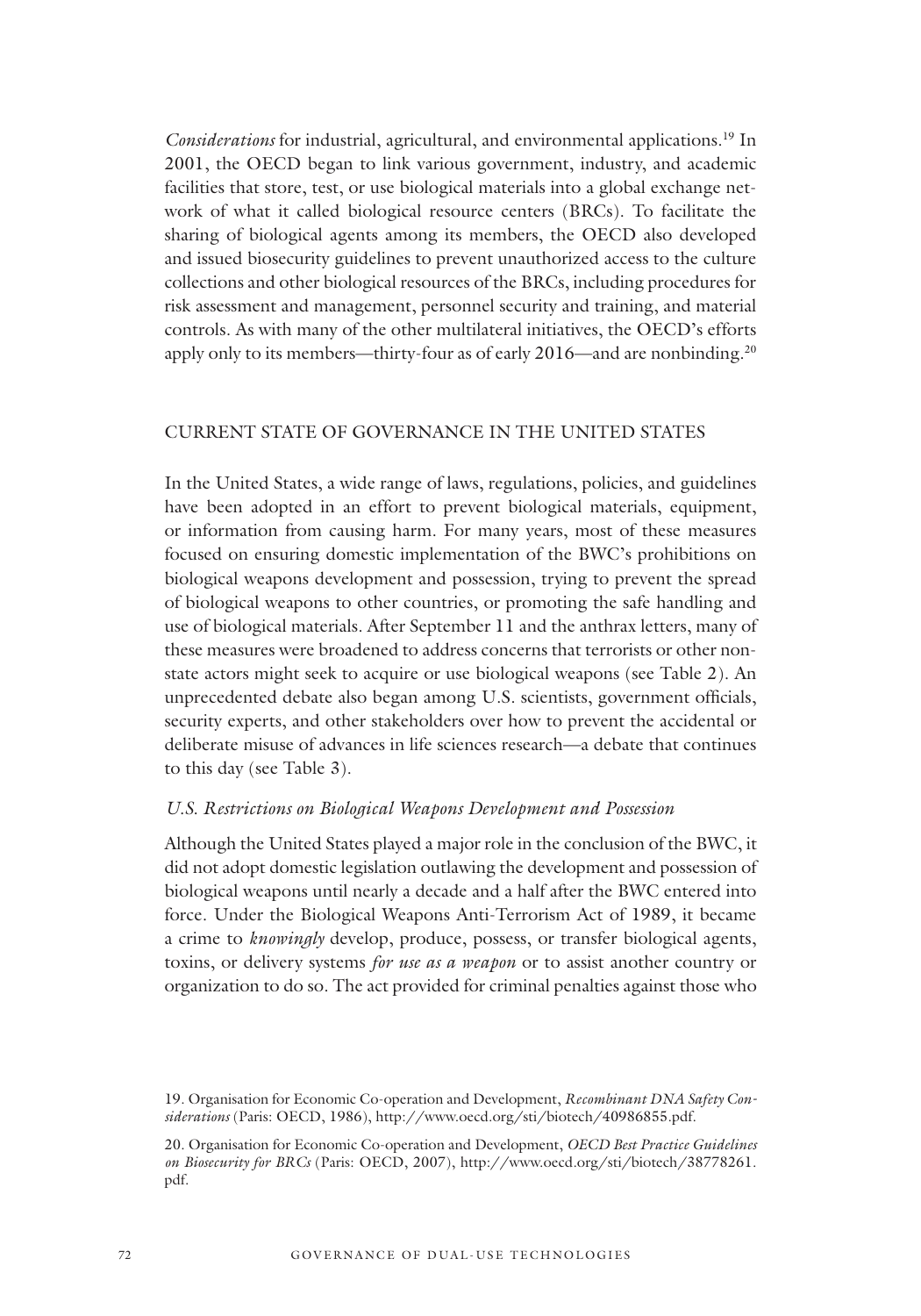*Considerations* for industrial, agricultural, and environmental applications.[19] In 2001, the OECD began to link various government, industry, and academic facilities that store, test, or use biological materials into a global exchange network of what it called biological resource centers (BRCs). To facilitate the sharing of biological agents among its members, the OECD also developed and issued biosecurity guidelines to prevent unauthorized access to the culture collections and other biological resources of the BRCs, including procedures for risk assessment and management, personnel security and training, and material controls. As with many of the other multilateral initiatives, the OECD's efforts apply only to its members—thirty-four as of early 2016—and are nonbinding.[20]

## CURRENT STATE OF GOVERNANCE IN THE UNITED STATES

In the United States, a wide range of laws, regulations, policies, and guidelines have been adopted in an effort to prevent biological materials, equipment, or information from causing harm. For many years, most of these measures focused on ensuring domestic implementation of the BWC's prohibitions on biological weapons development and possession, trying to prevent the spread of biological weapons to other countries, or promoting the safe handling and use of biological materials. After September 11 and the anthrax letters, many of these measures were broadened to address concerns that terrorists or other non-state actors might seek to acquire or use biological weapons (see Table 2). An unprecedented debate also began among U.S. scientists, government officials, security experts, and other stakeholders over how to prevent the accidental or deliberate misuse of advances in life sciences research—a debate that continues to this day (see Table 3).

### *U.S. Restrictions on Biological Weapons Development and Possession*

Although the United States played a major role in the conclusion of the BWC, it did not adopt domestic legislation outlawing the development and possession of biological weapons until nearly a decade and a half after the BWC entered into force. Under the Biological Weapons Anti-Terrorism Act of 1989, it became a crime to *knowingly* develop, produce, possess, or transfer biological agents, toxins, or delivery systems *for use as a weapon* or to assist another country or organization to do so. The act provided for criminal penalties against those who

19. Organisation for Economic Co-operation and Development, *Recombinant DNA Safety Considerations* (Paris: OECD, 1986), http://www.oecd.org/sti/biotech/40986855.pdf.

20. Organisation for Economic Co-operation and Development, *OECD Best Practice Guidelines on Biosecurity for BRCs* (Paris: OECD, 2007), http://www.oecd.org/sti/biotech/38778261.pdf.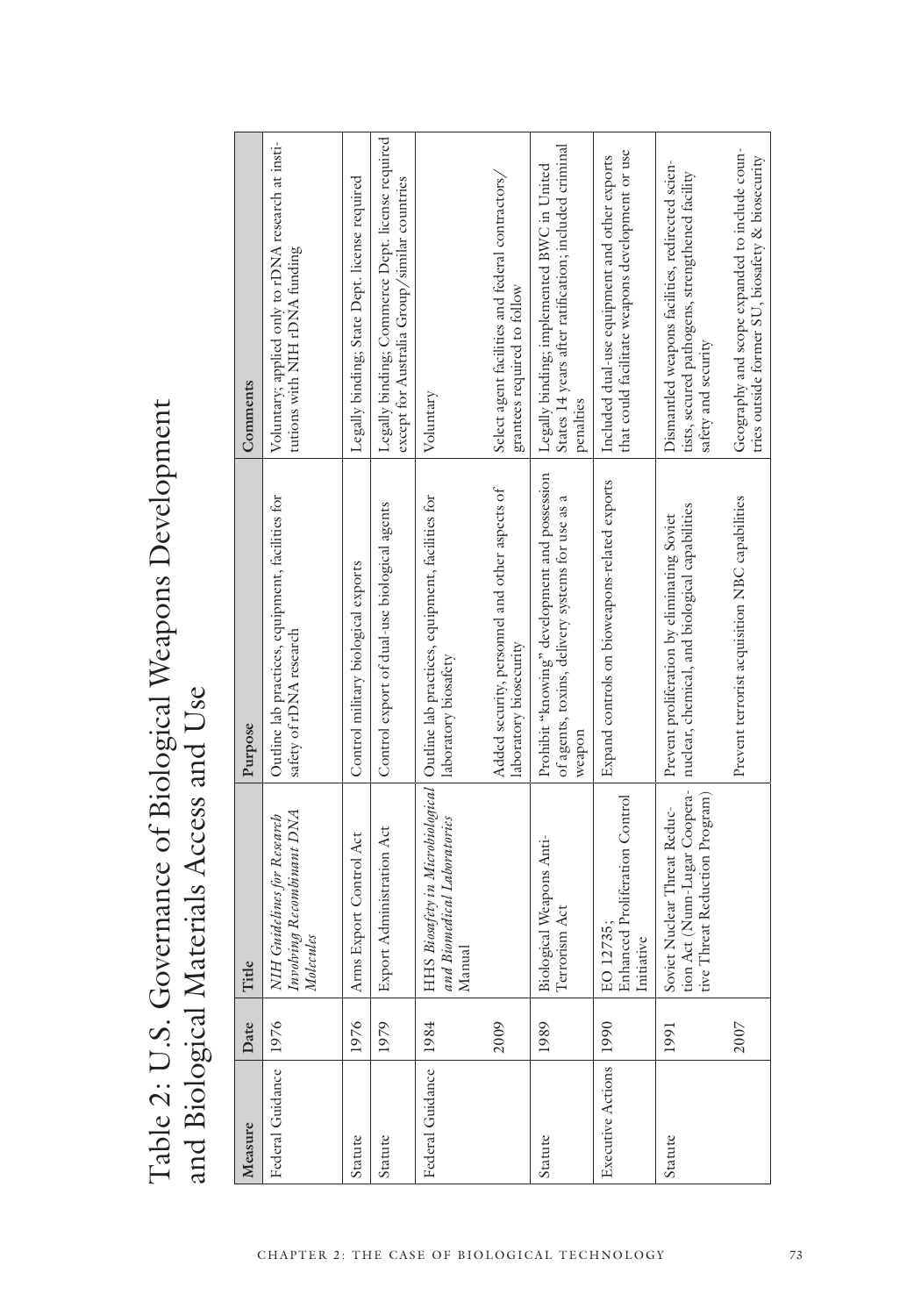# Table 2: U.S. Governance of Biological Weapons Development and Biological Materials Access and Use

| Measure | Date | Title | Purpose | Comments |
|---|---|---|---|---|
| Federal Guidance | 1976 | *NIH Guidelines for Research Involving Recombinant DNA Molecules* | Outline lab practices, equipment, facilities for safety of rDNA research | Voluntary; applied only to rDNA research at institutions with NIH rDNA funding |
| Statute | 1976 | Arms Export Control Act | Control military biological exports | Legally binding; State Dept. license required |
| Statute | 1979 | Export Administration Act | Control export of dual-use biological agents | Legally binding; Commerce Dept. license required except for Australia Group/similar countries |
| Federal Guidance | 1984 | HHS *Biosafety in Microbiological and Biomedical Laboratories* Manual | Outline lab practices, equipment, facilities for laboratory biosafety | Voluntary |
| | 2009 | | Added security, personnel and other aspects of laboratory biosecurity | Select agent facilities and federal contractors/grantees required to follow |
| Statute | 1989 | Biological Weapons Anti-Terrorism Act | Prohibit "knowing" development and possession of agents, toxins, delivery systems for use as a weapon | Legally binding; implemented BWC in United States 14 years after ratification; included criminal penalties |
| Executive Actions | 1990 | EO 12735; Enhanced Proliferation Control Initiative | Expand controls on bioweapons-related exports | Included dual-use equipment and other exports that could facilitate weapons development or use |
| Statute | 1991 | Soviet Nuclear Threat Reduction Act (Nunn-Lugar Cooperative Threat Reduction Program) | Prevent proliferation by eliminating Soviet nuclear, chemical, and biological capabilities | Dismantled weapons facilities, redirected scientists, secured pathogens, strengthened facility safety and security |
| | 2007 | | Prevent terrorist acquisition NBC capabilities | Geography and scope expanded to include countries outside former SU, biosafety & biosecurity |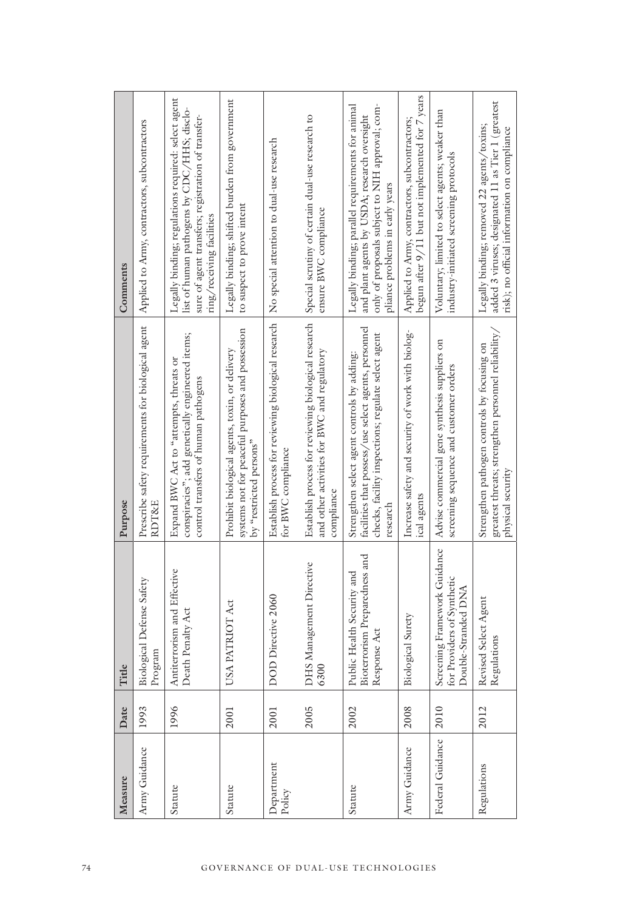| Measure | Date | Title | Purpose | Comments |
|---|---|---|---|---|
| Army Guidance | 1993 | Biological Defense Safety Program | Prescribe safety requirements for biological agent RDT&E | Applied to Army, contractors, subcontractors |
| Statute | 1996 | Antiterrorism and Effective Death Penalty Act | Expand BWC Act to "attempts, threats or conspiracies"; add genetically engineered items; control transfers of human pathogens | Legally binding; regulations required: select agent list of human pathogens by CDC/HHS; disclosure of agent transfers; registration of transferring/receiving facilities |
| Statute | 2001 | USA PATRIOT Act | Prohibit biological agents, toxin, or delivery systems not for peaceful purposes and possession by "restricted persons" | Legally binding; shifted burden from government to suspect to prove intent |
| Department Policy | 2001 | DOD Directive 2060 | Establish process for reviewing biological research for BWC compliance | No special attention to dual-use research |
| | 2005 | DHS Management Directive 6300 | Establish process for reviewing biological research and other activities for BWC and regulatory compliance | Special scrutiny of certain dual-use research to ensure BWC compliance |
| Statute | 2002 | Public Health Security and Bioterrorism Preparedness and Response Act | Strengthen select agent controls by adding: facilities that possess/use select agents, personnel checks, facility inspections; regulate select agent research | Legally binding; parallel requirements for animal and plant agents by USDA; research oversight only of proposals subject to NIH approval; compliance problems in early years |
| Army Guidance | 2008 | Biological Surety | Increase safety and security of work with biological agents | Applied to Army, contractors, subcontractors; begun after 9/11 but not implemented for 7 years |
| Federal Guidance | 2010 | Screening Framework Guidance for Providers of Synthetic Double-Stranded DNA | Advise commercial gene synthesis suppliers on screening sequence and customer orders | Voluntary; limited to select agents; weaker than industry-initiated screening protocols |
| Regulations | 2012 | Revised Select Agent Regulations | Strengthen pathogen controls by focusing on greatest threats; strengthen personnel reliability/physical security | Legally binding; removed 22 agents/toxins; added 3 viruses; designated 11 as Tier 1 (greatest risk); no official information on compliance |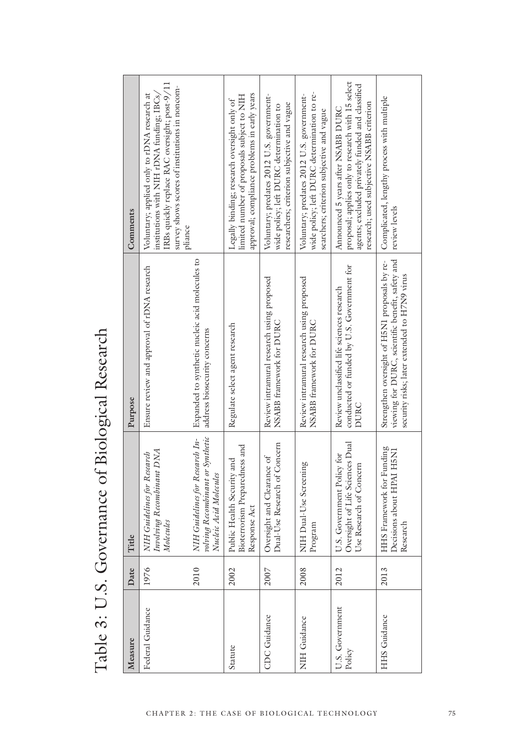# Table 3: U.S. Governance of Biological Research

| Measure | Date | Title | Purpose | Comments |
|---|---|---|---|---|
| Federal Guidance | 1976 | *NIH Guidelines for Research Involving Recombinant DNA Molecules* | Ensure review and approval of rDNA research | Voluntary; applied only to rDNA research at institutions with NIH rDNA funding; IBCs/IRBs quickly replace RAC oversight; post-9/11 survey shows scores of institutions in noncompliance |
| | 2010 | *NIH Guidelines for Research Involving Recombinant or Synthetic Nucleic Acid Molecules* | Expanded to synthetic nucleic acid molecules to address biosecurity concerns | |
| Statute | 2002 | Public Health Security and Bioterrorism Preparedness and Response Act | Regulate select agent research | Legally binding; research oversight only of limited number of proposals subject to NIH approval; compliance problems in early years |
| CDC Guidance | 2007 | Oversight and Clearance of Dual-Use Research of Concern | Review intramural research using proposed NSABB framework for DURC | Voluntary; predates 2012 U.S. government-wide policy; left DURC determination to researchers; criterion subjective and vague |
| NIH Guidance | 2008 | NIH Dual-Use Screening Program | Review intramural research using proposed NSABB framework for DURC | Voluntary; predates 2012 U.S. government-wide policy; left DURC determination to researchers; criterion subjective and vague |
| U.S. Government Policy | 2012 | U.S. Government Policy for Oversight of Life Sciences Dual Use Research of Concern | Review unclassified life sciences research conducted or funded by U.S. Government for DURC | Announced 5 years after NSABB DURC proposal; applies only to research with 15 select agents; excluded privately funded and classified research; used subjective NSABB criterion |
| HHS Guidance | 2013 | HHS Framework for Funding Decisions about HPAI H5N1 Research | Strengthen oversight of H5N1 proposals by reviewing for DURC, scientific benefit, safety and security risks; later extended to H7N9 virus | Complicated, lengthy process with multiple review levels |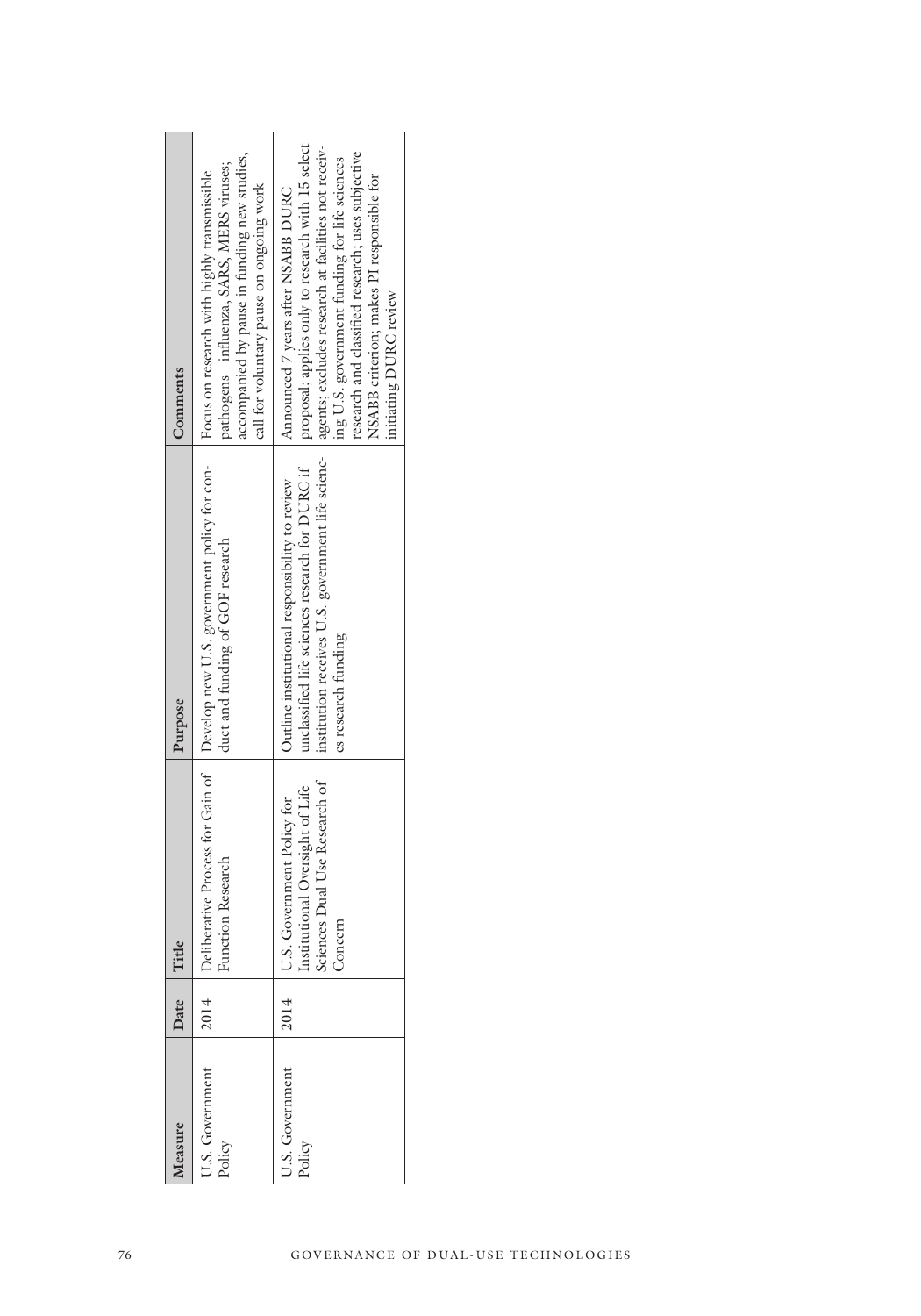| Measure | Date | Title | Purpose | Comments |
|---|---|---|---|---|
| U.S. Government Policy | 2014 | Deliberative Process for Gain of Function Research | Develop new U.S. government policy for conduct and funding of GOF research | Focus on research with highly transmissible pathogens—influenza, SARS, MERS viruses; accompanied by pause in funding new studies, call for voluntary pause on ongoing work |
| U.S. Government Policy | 2014 | U.S. Government Policy for Institutional Oversight of Life Sciences Dual Use Research of Concern | Outline institutional responsibility to review unclassified life sciences research for DURC if institution receives U.S. government life sciences research funding | Announced 7 years after NSABB DURC proposal; applies only to research with 15 select agents; excludes research at facilities not receiving U.S. government funding for life sciences research and classified research; uses subjective NSABB criterion; makes PI responsible for initiating DURC review |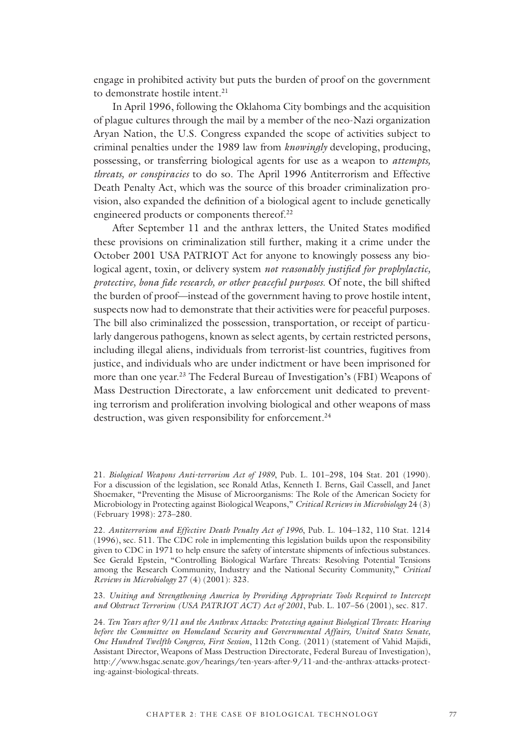engage in prohibited activity but puts the burden of proof on the government to demonstrate hostile intent.[21]

In April 1996, following the Oklahoma City bombings and the acquisition of plague cultures through the mail by a member of the neo-Nazi organization Aryan Nation, the U.S. Congress expanded the scope of activities subject to criminal penalties under the 1989 law from *knowingly* developing, producing, possessing, or transferring biological agents for use as a weapon to *attempts, threats, or conspiracies* to do so. The April 1996 Antiterrorism and Effective Death Penalty Act, which was the source of this broader criminalization provision, also expanded the definition of a biological agent to include genetically engineered products or components thereof.[22]

After September 11 and the anthrax letters, the United States modified these provisions on criminalization still further, making it a crime under the October 2001 USA PATRIOT Act for anyone to knowingly possess any biological agent, toxin, or delivery system *not reasonably justified for prophylactic, protective, bona fide research, or other peaceful purposes.* Of note, the bill shifted the burden of proof—instead of the government having to prove hostile intent, suspects now had to demonstrate that their activities were for peaceful purposes. The bill also criminalized the possession, transportation, or receipt of particularly dangerous pathogens, known as select agents, by certain restricted persons, including illegal aliens, individuals from terrorist-list countries, fugitives from justice, and individuals who are under indictment or have been imprisoned for more than one year.[23] The Federal Bureau of Investigation's (FBI) Weapons of Mass Destruction Directorate, a law enforcement unit dedicated to preventing terrorism and proliferation involving biological and other weapons of mass destruction, was given responsibility for enforcement.[24]

21. *Biological Weapons Anti-terrorism Act of 1989*, Pub. L. 101–298, 104 Stat. 201 (1990). For a discussion of the legislation, see Ronald Atlas, Kenneth I. Berns, Gail Cassell, and Janet Shoemaker, "Preventing the Misuse of Microorganisms: The Role of the American Society for Microbiology in Protecting against Biological Weapons," *Critical Reviews in Microbiology* 24 (3) (February 1998): 273–280.

22. *Antiterrorism and Effective Death Penalty Act of 1996*, Pub. L. 104–132, 110 Stat. 1214 (1996), sec. 511. The CDC role in implementing this legislation builds upon the responsibility given to CDC in 1971 to help ensure the safety of interstate shipments of infectious substances. See Gerald Epstein, "Controlling Biological Warfare Threats: Resolving Potential Tensions among the Research Community, Industry and the National Security Community," *Critical Reviews in Microbiology* 27 (4) (2001): 323.

23. *Uniting and Strengthening America by Providing Appropriate Tools Required to Intercept and Obstruct Terrorism (USA PATRIOT ACT) Act of 2001*, Pub. L. 107–56 (2001), sec. 817.

24. *Ten Years after 9/11 and the Anthrax Attacks: Protecting against Biological Threats: Hearing before the Committee on Homeland Security and Governmental Affairs, United States Senate, One Hundred Twelfth Congress, First Session*, 112th Cong. (2011) (statement of Vahid Majidi, Assistant Director, Weapons of Mass Destruction Directorate, Federal Bureau of Investigation), http://www.hsgac.senate.gov/hearings/ten-years-after-9/11-and-the-anthrax-attacks-protecting-against-biological-threats.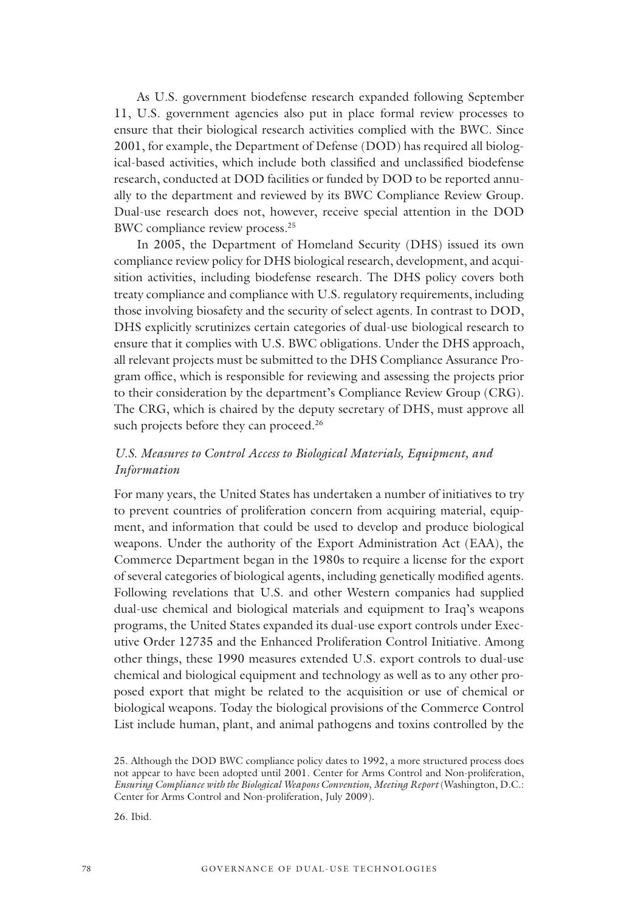As U.S. government biodefense research expanded following September 11, U.S. government agencies also put in place formal review processes to ensure that their biological research activities complied with the BWC. Since 2001, for example, the Department of Defense (DOD) has required all biological-based activities, which include both classified and unclassified biodefense research, conducted at DOD facilities or funded by DOD to be reported annually to the department and reviewed by its BWC Compliance Review Group. Dual-use research does not, however, receive special attention in the DOD BWC compliance review process.[25]

In 2005, the Department of Homeland Security (DHS) issued its own compliance review policy for DHS biological research, development, and acquisition activities, including biodefense research. The DHS policy covers both treaty compliance and compliance with U.S. regulatory requirements, including those involving biosafety and the security of select agents. In contrast to DOD, DHS explicitly scrutinizes certain categories of dual-use biological research to ensure that it complies with U.S. BWC obligations. Under the DHS approach, all relevant projects must be submitted to the DHS Compliance Assurance Program office, which is responsible for reviewing and assessing the projects prior to their consideration by the department's Compliance Review Group (CRG). The CRG, which is chaired by the deputy secretary of DHS, must approve all such projects before they can proceed.[26]

### *U.S. Measures to Control Access to Biological Materials, Equipment, and Information*

For many years, the United States has undertaken a number of initiatives to try to prevent countries of proliferation concern from acquiring material, equipment, and information that could be used to develop and produce biological weapons. Under the authority of the Export Administration Act (EAA), the Commerce Department began in the 1980s to require a license for the export of several categories of biological agents, including genetically modified agents. Following revelations that U.S. and other Western companies had supplied dual-use chemical and biological materials and equipment to Iraq's weapons programs, the United States expanded its dual-use export controls under Executive Order 12735 and the Enhanced Proliferation Control Initiative. Among other things, these 1990 measures extended U.S. export controls to dual-use chemical and biological equipment and technology as well as to any other proposed export that might be related to the acquisition or use of chemical or biological weapons. Today the biological provisions of the Commerce Control List include human, plant, and animal pathogens and toxins controlled by the

25. Although the DOD BWC compliance policy dates to 1992, a more structured process does not appear to have been adopted until 2001. Center for Arms Control and Non-proliferation, *Ensuring Compliance with the Biological Weapons Convention, Meeting Report* (Washington, D.C.: Center for Arms Control and Non-proliferation, July 2009).

26. Ibid.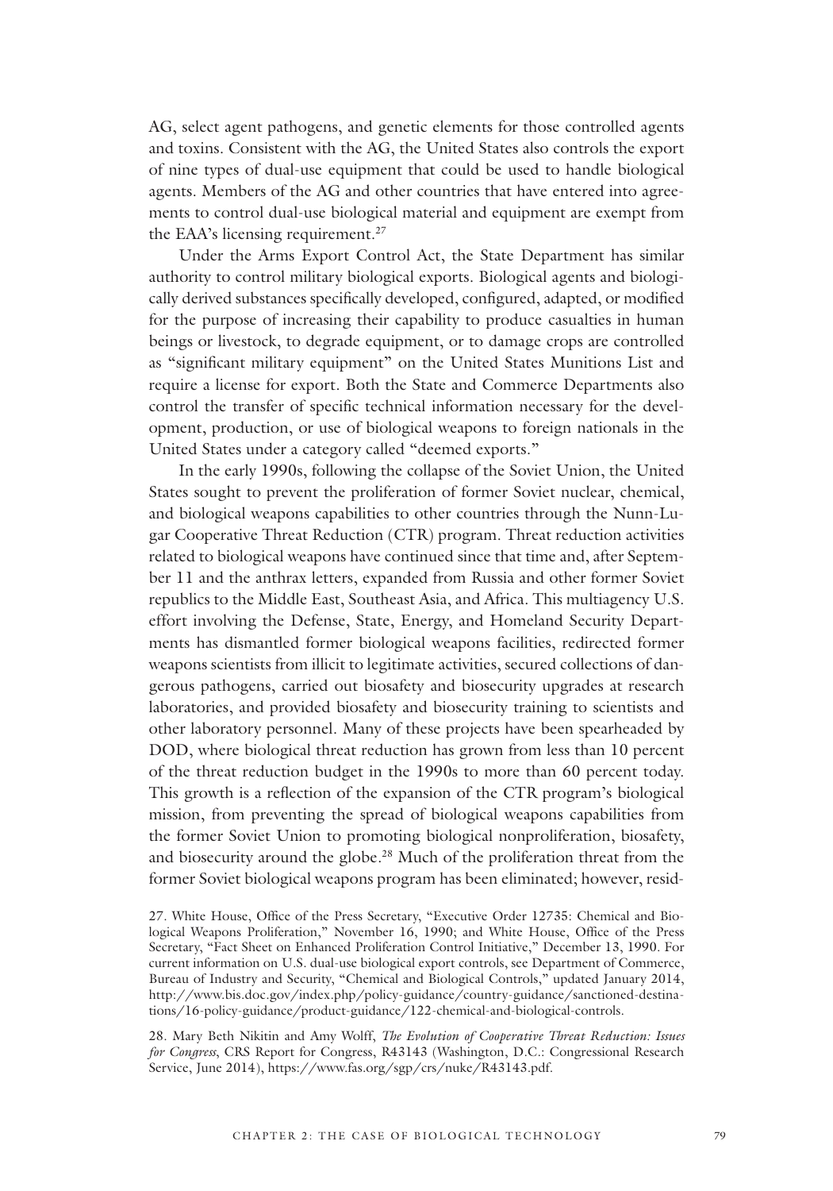AG, select agent pathogens, and genetic elements for those controlled agents and toxins. Consistent with the AG, the United States also controls the export of nine types of dual-use equipment that could be used to handle biological agents. Members of the AG and other countries that have entered into agreements to control dual-use biological material and equipment are exempt from the EAA's licensing requirement.[27]

Under the Arms Export Control Act, the State Department has similar authority to control military biological exports. Biological agents and biologically derived substances specifically developed, configured, adapted, or modified for the purpose of increasing their capability to produce casualties in human beings or livestock, to degrade equipment, or to damage crops are controlled as "significant military equipment" on the United States Munitions List and require a license for export. Both the State and Commerce Departments also control the transfer of specific technical information necessary for the development, production, or use of biological weapons to foreign nationals in the United States under a category called "deemed exports."

In the early 1990s, following the collapse of the Soviet Union, the United States sought to prevent the proliferation of former Soviet nuclear, chemical, and biological weapons capabilities to other countries through the Nunn-Lugar Cooperative Threat Reduction (CTR) program. Threat reduction activities related to biological weapons have continued since that time and, after September 11 and the anthrax letters, expanded from Russia and other former Soviet republics to the Middle East, Southeast Asia, and Africa. This multiagency U.S. effort involving the Defense, State, Energy, and Homeland Security Departments has dismantled former biological weapons facilities, redirected former weapons scientists from illicit to legitimate activities, secured collections of dangerous pathogens, carried out biosafety and biosecurity upgrades at research laboratories, and provided biosafety and biosecurity training to scientists and other laboratory personnel. Many of these projects have been spearheaded by DOD, where biological threat reduction has grown from less than 10 percent of the threat reduction budget in the 1990s to more than 60 percent today. This growth is a reflection of the expansion of the CTR program's biological mission, from preventing the spread of biological weapons capabilities from the former Soviet Union to promoting biological nonproliferation, biosafety, and biosecurity around the globe.[28] Much of the proliferation threat from the former Soviet biological weapons program has been eliminated; however, resid-

27. White House, Office of the Press Secretary, "Executive Order 12735: Chemical and Biological Weapons Proliferation," November 16, 1990; and White House, Office of the Press Secretary, "Fact Sheet on Enhanced Proliferation Control Initiative," December 13, 1990. For current information on U.S. dual-use biological export controls, see Department of Commerce, Bureau of Industry and Security, "Chemical and Biological Controls," updated January 2014, http://www.bis.doc.gov/index.php/policy-guidance/country-guidance/sanctioned-destinations/16-policy-guidance/product-guidance/122-chemical-and-biological-controls.

28. Mary Beth Nikitin and Amy Wolff, *The Evolution of Cooperative Threat Reduction: Issues for Congress*, CRS Report for Congress, R43143 (Washington, D.C.: Congressional Research Service, June 2014), https://www.fas.org/sgp/crs/nuke/R43143.pdf.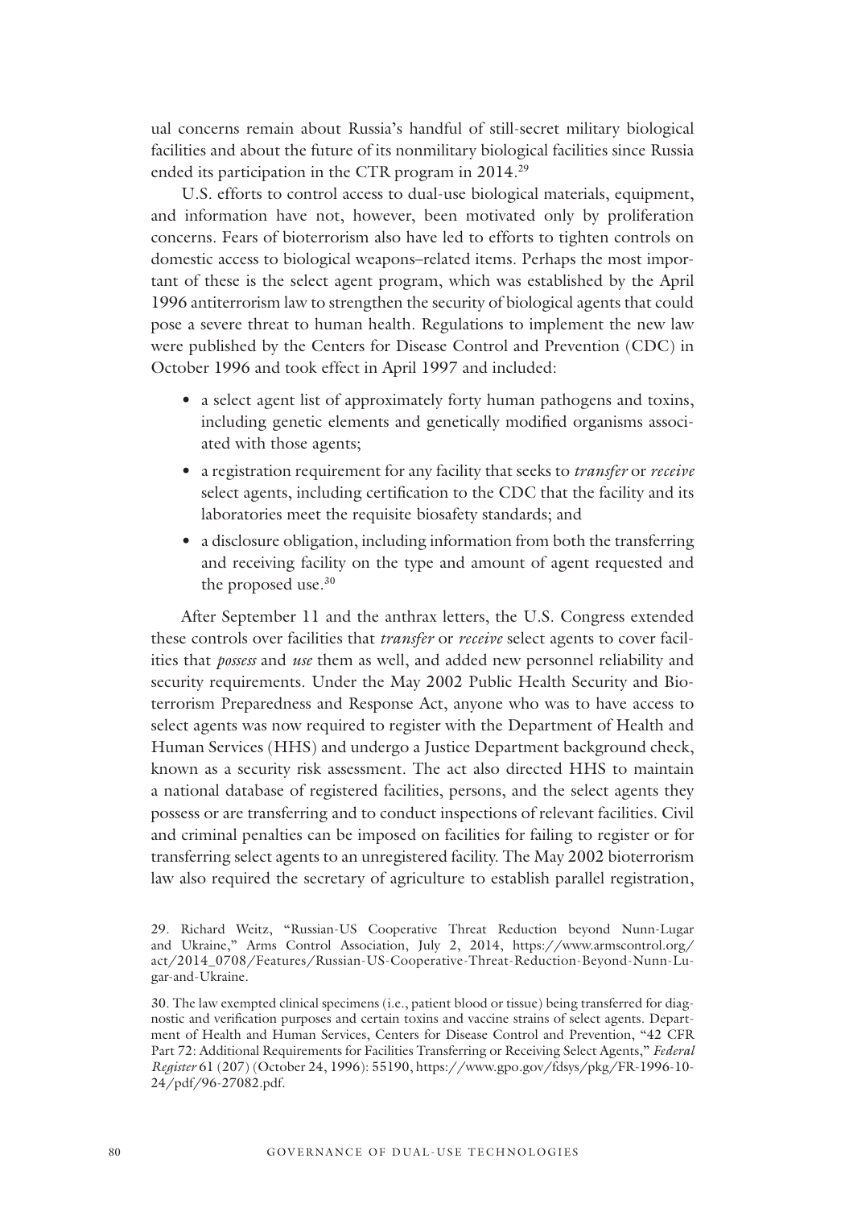ual concerns remain about Russia's handful of still-secret military biological facilities and about the future of its nonmilitary biological facilities since Russia ended its participation in the CTR program in 2014.[29]

U.S. efforts to control access to dual-use biological materials, equipment, and information have not, however, been motivated only by proliferation concerns. Fears of bioterrorism also have led to efforts to tighten controls on domestic access to biological weapons–related items. Perhaps the most important of these is the select agent program, which was established by the April 1996 antiterrorism law to strengthen the security of biological agents that could pose a severe threat to human health. Regulations to implement the new law were published by the Centers for Disease Control and Prevention (CDC) in October 1996 and took effect in April 1997 and included:

- a select agent list of approximately forty human pathogens and toxins, including genetic elements and genetically modified organisms associated with those agents;
- a registration requirement for any facility that seeks to *transfer* or *receive* select agents, including certification to the CDC that the facility and its laboratories meet the requisite biosafety standards; and
- a disclosure obligation, including information from both the transferring and receiving facility on the type and amount of agent requested and the proposed use.[30]

After September 11 and the anthrax letters, the U.S. Congress extended these controls over facilities that *transfer* or *receive* select agents to cover facilities that *possess* and *use* them as well, and added new personnel reliability and security requirements. Under the May 2002 Public Health Security and Bioterrorism Preparedness and Response Act, anyone who was to have access to select agents was now required to register with the Department of Health and Human Services (HHS) and undergo a Justice Department background check, known as a security risk assessment. The act also directed HHS to maintain a national database of registered facilities, persons, and the select agents they possess or are transferring and to conduct inspections of relevant facilities. Civil and criminal penalties can be imposed on facilities for failing to register or for transferring select agents to an unregistered facility. The May 2002 bioterrorism law also required the secretary of agriculture to establish parallel registration,

29. Richard Weitz, "Russian-US Cooperative Threat Reduction beyond Nunn-Lugar and Ukraine," Arms Control Association, July 2, 2014, https://www.armscontrol.org/act/2014_0708/Features/Russian-US-Cooperative-Threat-Reduction-Beyond-Nunn-Lugar-and-Ukraine.

30. The law exempted clinical specimens (i.e., patient blood or tissue) being transferred for diagnostic and verification purposes and certain toxins and vaccine strains of select agents. Department of Health and Human Services, Centers for Disease Control and Prevention, "42 CFR Part 72: Additional Requirements for Facilities Transferring or Receiving Select Agents," *Federal Register* 61 (207) (October 24, 1996): 55190, https://www.gpo.gov/fdsys/pkg/FR-1996-10-24/pdf/96-27082.pdf.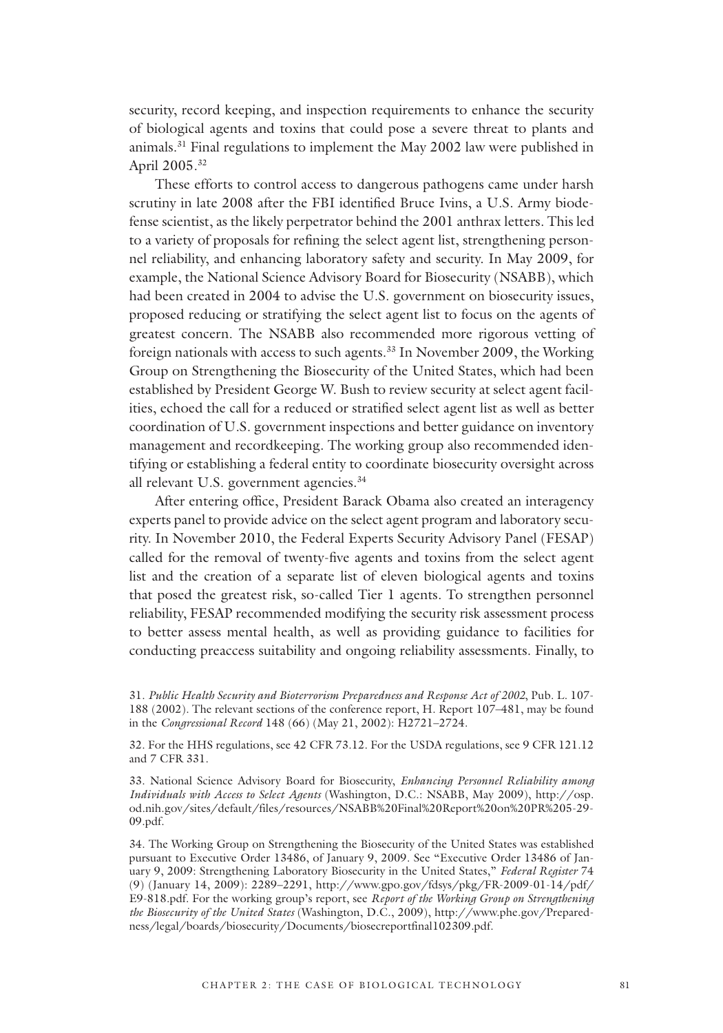security, record keeping, and inspection requirements to enhance the security of biological agents and toxins that could pose a severe threat to plants and animals.[31] Final regulations to implement the May 2002 law were published in April 2005.[32]

These efforts to control access to dangerous pathogens came under harsh scrutiny in late 2008 after the FBI identified Bruce Ivins, a U.S. Army biodefense scientist, as the likely perpetrator behind the 2001 anthrax letters. This led to a variety of proposals for refining the select agent list, strengthening personnel reliability, and enhancing laboratory safety and security. In May 2009, for example, the National Science Advisory Board for Biosecurity (NSABB), which had been created in 2004 to advise the U.S. government on biosecurity issues, proposed reducing or stratifying the select agent list to focus on the agents of greatest concern. The NSABB also recommended more rigorous vetting of foreign nationals with access to such agents.[33] In November 2009, the Working Group on Strengthening the Biosecurity of the United States, which had been established by President George W. Bush to review security at select agent facilities, echoed the call for a reduced or stratified select agent list as well as better coordination of U.S. government inspections and better guidance on inventory management and recordkeeping. The working group also recommended identifying or establishing a federal entity to coordinate biosecurity oversight across all relevant U.S. government agencies.[34]

After entering office, President Barack Obama also created an interagency experts panel to provide advice on the select agent program and laboratory security. In November 2010, the Federal Experts Security Advisory Panel (FESAP) called for the removal of twenty-five agents and toxins from the select agent list and the creation of a separate list of eleven biological agents and toxins that posed the greatest risk, so-called Tier 1 agents. To strengthen personnel reliability, FESAP recommended modifying the security risk assessment process to better assess mental health, as well as providing guidance to facilities for conducting preaccess suitability and ongoing reliability assessments. Finally, to

31. *Public Health Security and Bioterrorism Preparedness and Response Act of 2002*, Pub. L. 107-188 (2002). The relevant sections of the conference report, H. Report 107–481, may be found in the *Congressional Record* 148 (66) (May 21, 2002): H2721–2724.

32. For the HHS regulations, see 42 CFR 73.12. For the USDA regulations, see 9 CFR 121.12 and 7 CFR 331.

33. National Science Advisory Board for Biosecurity, *Enhancing Personnel Reliability among Individuals with Access to Select Agents* (Washington, D.C.: NSABB, May 2009), http://osp.od.nih.gov/sites/default/files/resources/NSABB%20Final%20Report%20on%20PR%205-29-09.pdf.

34. The Working Group on Strengthening the Biosecurity of the United States was established pursuant to Executive Order 13486, of January 9, 2009. See "Executive Order 13486 of January 9, 2009: Strengthening Laboratory Biosecurity in the United States," *Federal Register* 74 (9) (January 14, 2009): 2289–2291, http://www.gpo.gov/fdsys/pkg/FR-2009-01-14/pdf/E9-818.pdf. For the working group's report, see *Report of the Working Group on Strengthening the Biosecurity of the United States* (Washington, D.C., 2009), http://www.phe.gov/Preparedness/legal/boards/biosecurity/Documents/biosecreportfinal102309.pdf.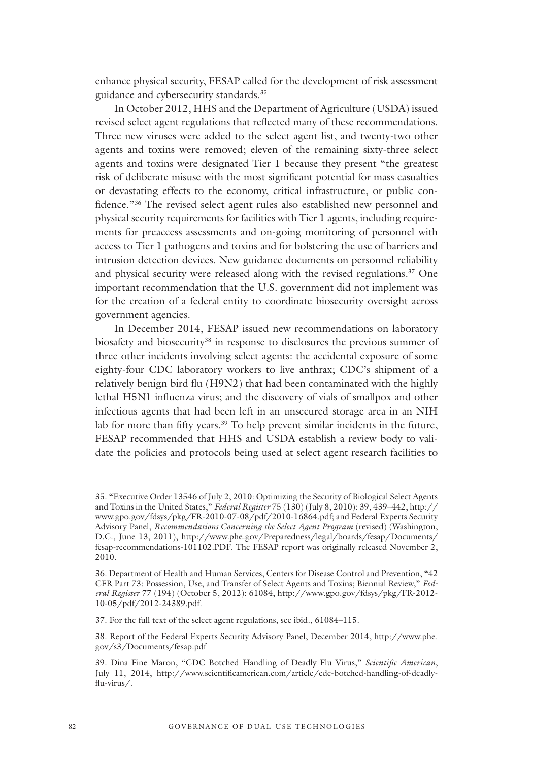enhance physical security, FESAP called for the development of risk assessment guidance and cybersecurity standards.[35]

In October 2012, HHS and the Department of Agriculture (USDA) issued revised select agent regulations that reflected many of these recommendations. Three new viruses were added to the select agent list, and twenty-two other agents and toxins were removed; eleven of the remaining sixty-three select agents and toxins were designated Tier 1 because they present "the greatest risk of deliberate misuse with the most significant potential for mass casualties or devastating effects to the economy, critical infrastructure, or public confidence."[36] The revised select agent rules also established new personnel and physical security requirements for facilities with Tier 1 agents, including requirements for preaccess assessments and on-going monitoring of personnel with access to Tier 1 pathogens and toxins and for bolstering the use of barriers and intrusion detection devices. New guidance documents on personnel reliability and physical security were released along with the revised regulations.[37] One important recommendation that the U.S. government did not implement was for the creation of a federal entity to coordinate biosecurity oversight across government agencies.

In December 2014, FESAP issued new recommendations on laboratory biosafety and biosecurity[38] in response to disclosures the previous summer of three other incidents involving select agents: the accidental exposure of some eighty-four CDC laboratory workers to live anthrax; CDC's shipment of a relatively benign bird flu (H9N2) that had been contaminated with the highly lethal H5N1 influenza virus; and the discovery of vials of smallpox and other infectious agents that had been left in an unsecured storage area in an NIH lab for more than fifty years.[39] To help prevent similar incidents in the future, FESAP recommended that HHS and USDA establish a review body to validate the policies and protocols being used at select agent research facilities to

---

35. "Executive Order 13546 of July 2, 2010: Optimizing the Security of Biological Select Agents and Toxins in the United States," *Federal Register* 75 (130) (July 8, 2010): 39, 439–442, http://www.gpo.gov/fdsys/pkg/FR-2010-07-08/pdf/2010-16864.pdf; and Federal Experts Security Advisory Panel, *Recommendations Concerning the Select Agent Program* (revised) (Washington, D.C., June 13, 2011), http://www.phe.gov/Preparedness/legal/boards/fesap/Documents/fesap-recommendations-101102.PDF. The FESAP report was originally released November 2, 2010.

36. Department of Health and Human Services, Centers for Disease Control and Prevention, "42 CFR Part 73: Possession, Use, and Transfer of Select Agents and Toxins; Biennial Review," *Federal Register* 77 (194) (October 5, 2012): 61084, http://www.gpo.gov/fdsys/pkg/FR-2012-10-05/pdf/2012-24389.pdf.

37. For the full text of the select agent regulations, see ibid., 61084–115.

38. Report of the Federal Experts Security Advisory Panel, December 2014, http://www.phe.gov/s3/Documents/fesap.pdf

39. Dina Fine Maron, "CDC Botched Handling of Deadly Flu Virus," *Scientific American*, July 11, 2014, http://www.scientificamerican.com/article/cdc-botched-handling-of-deadly-flu-virus/.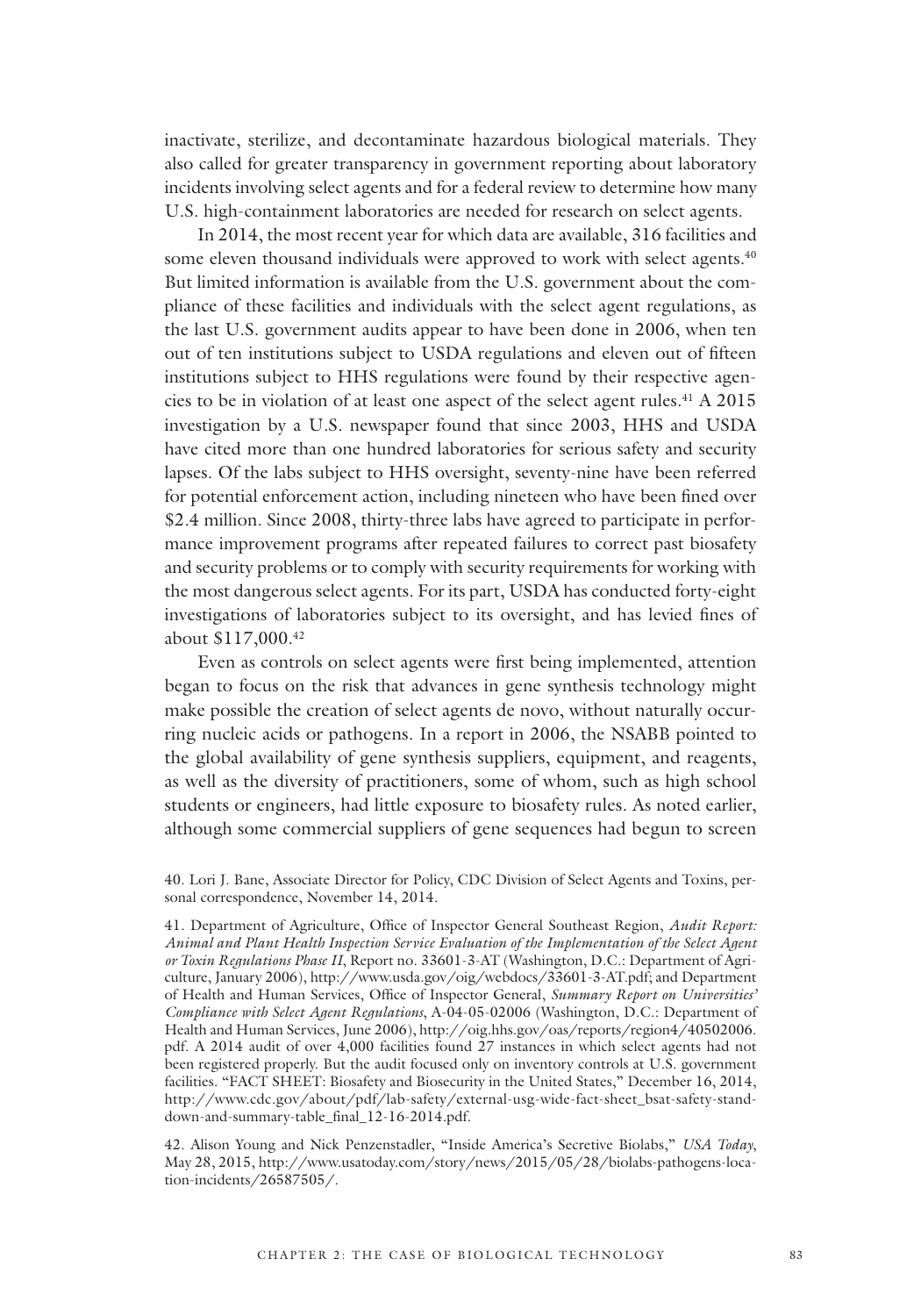inactivate, sterilize, and decontaminate hazardous biological materials. They also called for greater transparency in government reporting about laboratory incidents involving select agents and for a federal review to determine how many U.S. high-containment laboratories are needed for research on select agents.

In 2014, the most recent year for which data are available, 316 facilities and some eleven thousand individuals were approved to work with select agents.[40] But limited information is available from the U.S. government about the compliance of these facilities and individuals with the select agent regulations, as the last U.S. government audits appear to have been done in 2006, when ten out of ten institutions subject to USDA regulations and eleven out of fifteen institutions subject to HHS regulations were found by their respective agencies to be in violation of at least one aspect of the select agent rules.[41] A 2015 investigation by a U.S. newspaper found that since 2003, HHS and USDA have cited more than one hundred laboratories for serious safety and security lapses. Of the labs subject to HHS oversight, seventy-nine have been referred for potential enforcement action, including nineteen who have been fined over $2.4 million. Since 2008, thirty-three labs have agreed to participate in performance improvement programs after repeated failures to correct past biosafety and security problems or to comply with security requirements for working with the most dangerous select agents. For its part, USDA has conducted forty-eight investigations of laboratories subject to its oversight, and has levied fines of about $117,000.[42]

Even as controls on select agents were first being implemented, attention began to focus on the risk that advances in gene synthesis technology might make possible the creation of select agents de novo, without naturally occurring nucleic acids or pathogens. In a report in 2006, the NSABB pointed to the global availability of gene synthesis suppliers, equipment, and reagents, as well as the diversity of practitioners, some of whom, such as high school students or engineers, had little exposure to biosafety rules. As noted earlier, although some commercial suppliers of gene sequences had begun to screen

40. Lori J. Bane, Associate Director for Policy, CDC Division of Select Agents and Toxins, personal correspondence, November 14, 2014.

41. Department of Agriculture, Office of Inspector General Southeast Region, *Audit Report: Animal and Plant Health Inspection Service Evaluation of the Implementation of the Select Agent or Toxin Regulations Phase II*, Report no. 33601-3-AT (Washington, D.C.: Department of Agriculture, January 2006), http://www.usda.gov/oig/webdocs/33601-3-AT.pdf; and Department of Health and Human Services, Office of Inspector General, *Summary Report on Universities' Compliance with Select Agent Regulations*, A-04-05-02006 (Washington, D.C.: Department of Health and Human Services, June 2006), http://oig.hhs.gov/oas/reports/region4/40502006.pdf. A 2014 audit of over 4,000 facilities found 27 instances in which select agents had not been registered properly. But the audit focused only on inventory controls at U.S. government facilities. "FACT SHEET: Biosafety and Biosecurity in the United States," December 16, 2014, http://www.cdc.gov/about/pdf/lab-safety/external-usg-wide-fact-sheet_bsat-safety-stand-down-and-summary-table_final_12-16-2014.pdf.

42. Alison Young and Nick Penzenstadler, "Inside America's Secretive Biolabs," *USA Today*, May 28, 2015, http://www.usatoday.com/story/news/2015/05/28/biolabs-pathogens-location-incidents/26587505/.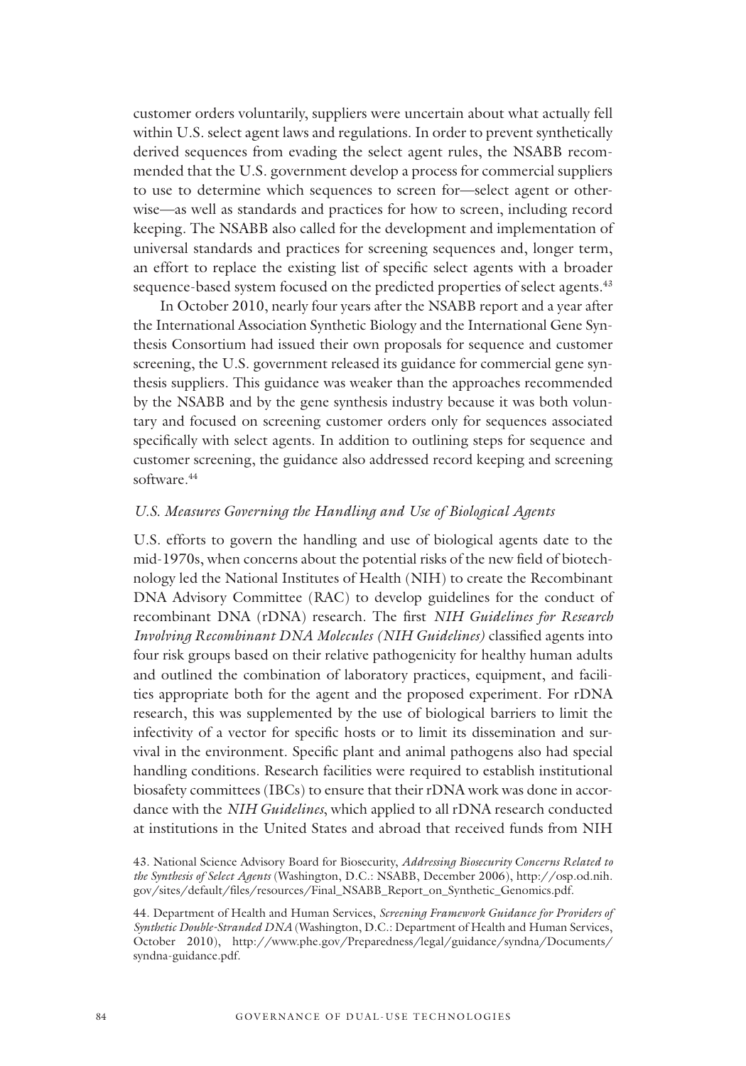customer orders voluntarily, suppliers were uncertain about what actually fell within U.S. select agent laws and regulations. In order to prevent synthetically derived sequences from evading the select agent rules, the NSABB recommended that the U.S. government develop a process for commercial suppliers to use to determine which sequences to screen for—select agent or otherwise—as well as standards and practices for how to screen, including record keeping. The NSABB also called for the development and implementation of universal standards and practices for screening sequences and, longer term, an effort to replace the existing list of specific select agents with a broader sequence-based system focused on the predicted properties of select agents.[43]

In October 2010, nearly four years after the NSABB report and a year after the International Association Synthetic Biology and the International Gene Synthesis Consortium had issued their own proposals for sequence and customer screening, the U.S. government released its guidance for commercial gene synthesis suppliers. This guidance was weaker than the approaches recommended by the NSABB and by the gene synthesis industry because it was both voluntary and focused on screening customer orders only for sequences associated specifically with select agents. In addition to outlining steps for sequence and customer screening, the guidance also addressed record keeping and screening software.[44]

### *U.S. Measures Governing the Handling and Use of Biological Agents*

U.S. efforts to govern the handling and use of biological agents date to the mid-1970s, when concerns about the potential risks of the new field of biotechnology led the National Institutes of Health (NIH) to create the Recombinant DNA Advisory Committee (RAC) to develop guidelines for the conduct of recombinant DNA (rDNA) research. The first *NIH Guidelines for Research Involving Recombinant DNA Molecules (NIH Guidelines)* classified agents into four risk groups based on their relative pathogenicity for healthy human adults and outlined the combination of laboratory practices, equipment, and facilities appropriate both for the agent and the proposed experiment. For rDNA research, this was supplemented by the use of biological barriers to limit the infectivity of a vector for specific hosts or to limit its dissemination and survival in the environment. Specific plant and animal pathogens also had special handling conditions. Research facilities were required to establish institutional biosafety committees (IBCs) to ensure that their rDNA work was done in accordance with the *NIH Guidelines*, which applied to all rDNA research conducted at institutions in the United States and abroad that received funds from NIH

43. National Science Advisory Board for Biosecurity, *Addressing Biosecurity Concerns Related to the Synthesis of Select Agents* (Washington, D.C.: NSABB, December 2006), http://osp.od.nih.gov/sites/default/files/resources/Final_NSABB_Report_on_Synthetic_Genomics.pdf.

44. Department of Health and Human Services, *Screening Framework Guidance for Providers of Synthetic Double-Stranded DNA* (Washington, D.C.: Department of Health and Human Services, October 2010), http://www.phe.gov/Preparedness/legal/guidance/syndna/Documents/syndna-guidance.pdf.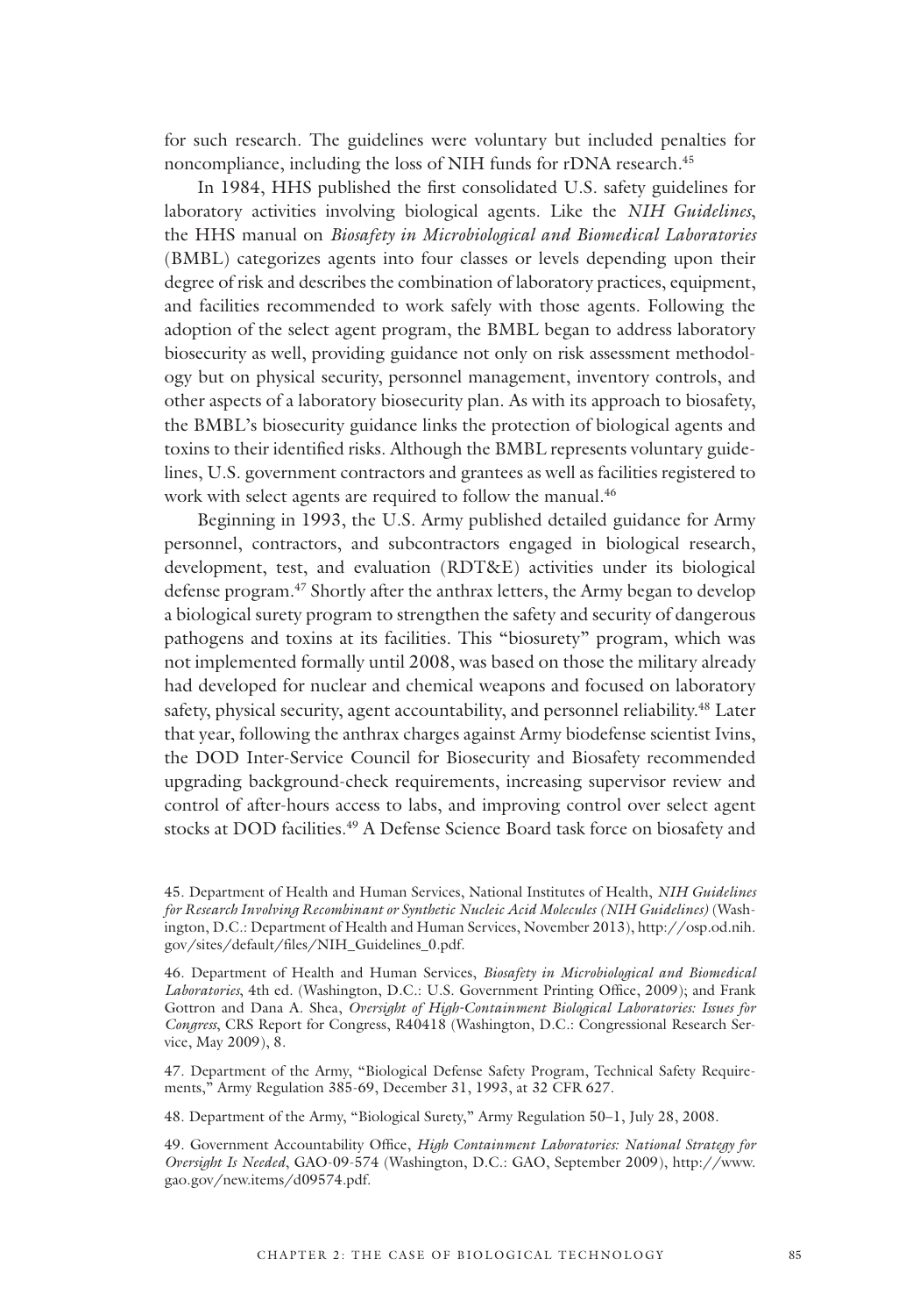for such research. The guidelines were voluntary but included penalties for noncompliance, including the loss of NIH funds for rDNA research.[45]

In 1984, HHS published the first consolidated U.S. safety guidelines for laboratory activities involving biological agents. Like the *NIH Guidelines*, the HHS manual on *Biosafety in Microbiological and Biomedical Laboratories* (BMBL) categorizes agents into four classes or levels depending upon their degree of risk and describes the combination of laboratory practices, equipment, and facilities recommended to work safely with those agents. Following the adoption of the select agent program, the BMBL began to address laboratory biosecurity as well, providing guidance not only on risk assessment methodology but on physical security, personnel management, inventory controls, and other aspects of a laboratory biosecurity plan. As with its approach to biosafety, the BMBL's biosecurity guidance links the protection of biological agents and toxins to their identified risks. Although the BMBL represents voluntary guidelines, U.S. government contractors and grantees as well as facilities registered to work with select agents are required to follow the manual.[46]

Beginning in 1993, the U.S. Army published detailed guidance for Army personnel, contractors, and subcontractors engaged in biological research, development, test, and evaluation (RDT&E) activities under its biological defense program.[47] Shortly after the anthrax letters, the Army began to develop a biological surety program to strengthen the safety and security of dangerous pathogens and toxins at its facilities. This "biosurety" program, which was not implemented formally until 2008, was based on those the military already had developed for nuclear and chemical weapons and focused on laboratory safety, physical security, agent accountability, and personnel reliability.[48] Later that year, following the anthrax charges against Army biodefense scientist Ivins, the DOD Inter-Service Council for Biosecurity and Biosafety recommended upgrading background-check requirements, increasing supervisor review and control of after-hours access to labs, and improving control over select agent stocks at DOD facilities.[49] A Defense Science Board task force on biosafety and

45. Department of Health and Human Services, National Institutes of Health, *NIH Guidelines for Research Involving Recombinant or Synthetic Nucleic Acid Molecules (NIH Guidelines)* (Washington, D.C.: Department of Health and Human Services, November 2013), http://osp.od.nih.gov/sites/default/files/NIH_Guidelines_0.pdf.

46. Department of Health and Human Services, *Biosafety in Microbiological and Biomedical Laboratories*, 4th ed. (Washington, D.C.: U.S. Government Printing Office, 2009); and Frank Gottron and Dana A. Shea, *Oversight of High-Containment Biological Laboratories: Issues for Congress*, CRS Report for Congress, R40418 (Washington, D.C.: Congressional Research Service, May 2009), 8.

47. Department of the Army, "Biological Defense Safety Program, Technical Safety Requirements," Army Regulation 385-69, December 31, 1993, at 32 CFR 627.

48. Department of the Army, "Biological Surety," Army Regulation 50–1, July 28, 2008.

49. Government Accountability Office, *High Containment Laboratories: National Strategy for Oversight Is Needed*, GAO-09-574 (Washington, D.C.: GAO, September 2009), http://www.gao.gov/new.items/d09574.pdf.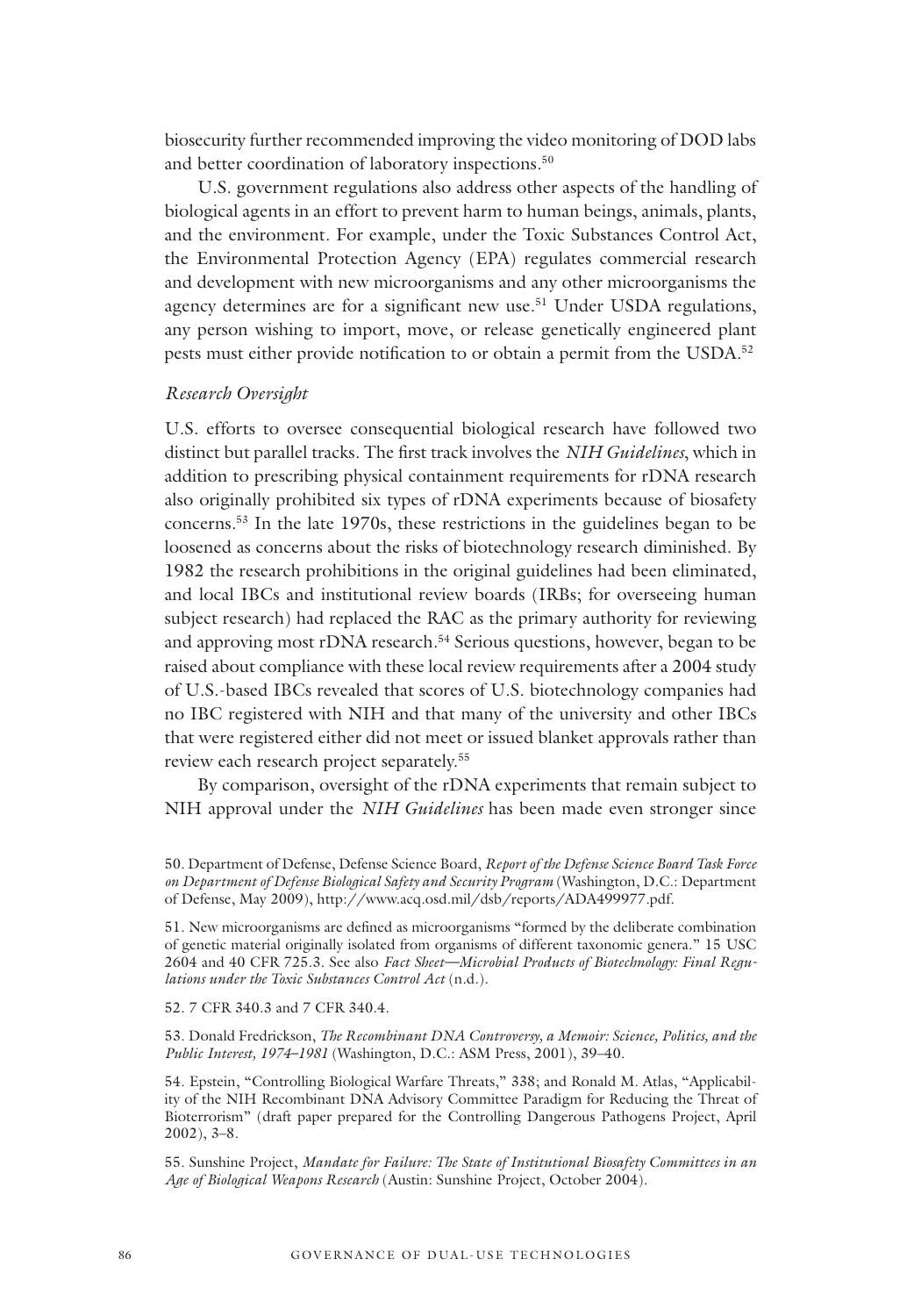biosecurity further recommended improving the video monitoring of DOD labs and better coordination of laboratory inspections.[50]

U.S. government regulations also address other aspects of the handling of biological agents in an effort to prevent harm to human beings, animals, plants, and the environment. For example, under the Toxic Substances Control Act, the Environmental Protection Agency (EPA) regulates commercial research and development with new microorganisms and any other microorganisms the agency determines are for a significant new use.[51] Under USDA regulations, any person wishing to import, move, or release genetically engineered plant pests must either provide notification to or obtain a permit from the USDA.[52]

*Research Oversight*

U.S. efforts to oversee consequential biological research have followed two distinct but parallel tracks. The first track involves the *NIH Guidelines*, which in addition to prescribing physical containment requirements for rDNA research also originally prohibited six types of rDNA experiments because of biosafety concerns.[53] In the late 1970s, these restrictions in the guidelines began to be loosened as concerns about the risks of biotechnology research diminished. By 1982 the research prohibitions in the original guidelines had been eliminated, and local IBCs and institutional review boards (IRBs; for overseeing human subject research) had replaced the RAC as the primary authority for reviewing and approving most rDNA research.[54] Serious questions, however, began to be raised about compliance with these local review requirements after a 2004 study of U.S.-based IBCs revealed that scores of U.S. biotechnology companies had no IBC registered with NIH and that many of the university and other IBCs that were registered either did not meet or issued blanket approvals rather than review each research project separately.[55]

By comparison, oversight of the rDNA experiments that remain subject to NIH approval under the *NIH Guidelines* has been made even stronger since

50. Department of Defense, Defense Science Board, *Report of the Defense Science Board Task Force on Department of Defense Biological Safety and Security Program* (Washington, D.C.: Department of Defense, May 2009), http://www.acq.osd.mil/dsb/reports/ADA499977.pdf.

51. New microorganisms are defined as microorganisms "formed by the deliberate combination of genetic material originally isolated from organisms of different taxonomic genera." 15 USC 2604 and 40 CFR 725.3. See also *Fact Sheet—Microbial Products of Biotechnology: Final Regulations under the Toxic Substances Control Act* (n.d.).

52. 7 CFR 340.3 and 7 CFR 340.4.

53. Donald Fredrickson, *The Recombinant DNA Controversy, a Memoir: Science, Politics, and the Public Interest, 1974–1981* (Washington, D.C.: ASM Press, 2001), 39–40.

54. Epstein, "Controlling Biological Warfare Threats," 338; and Ronald M. Atlas, "Applicability of the NIH Recombinant DNA Advisory Committee Paradigm for Reducing the Threat of Bioterrorism" (draft paper prepared for the Controlling Dangerous Pathogens Project, April 2002), 3–8.

55. Sunshine Project, *Mandate for Failure: The State of Institutional Biosafety Committees in an Age of Biological Weapons Research* (Austin: Sunshine Project, October 2004).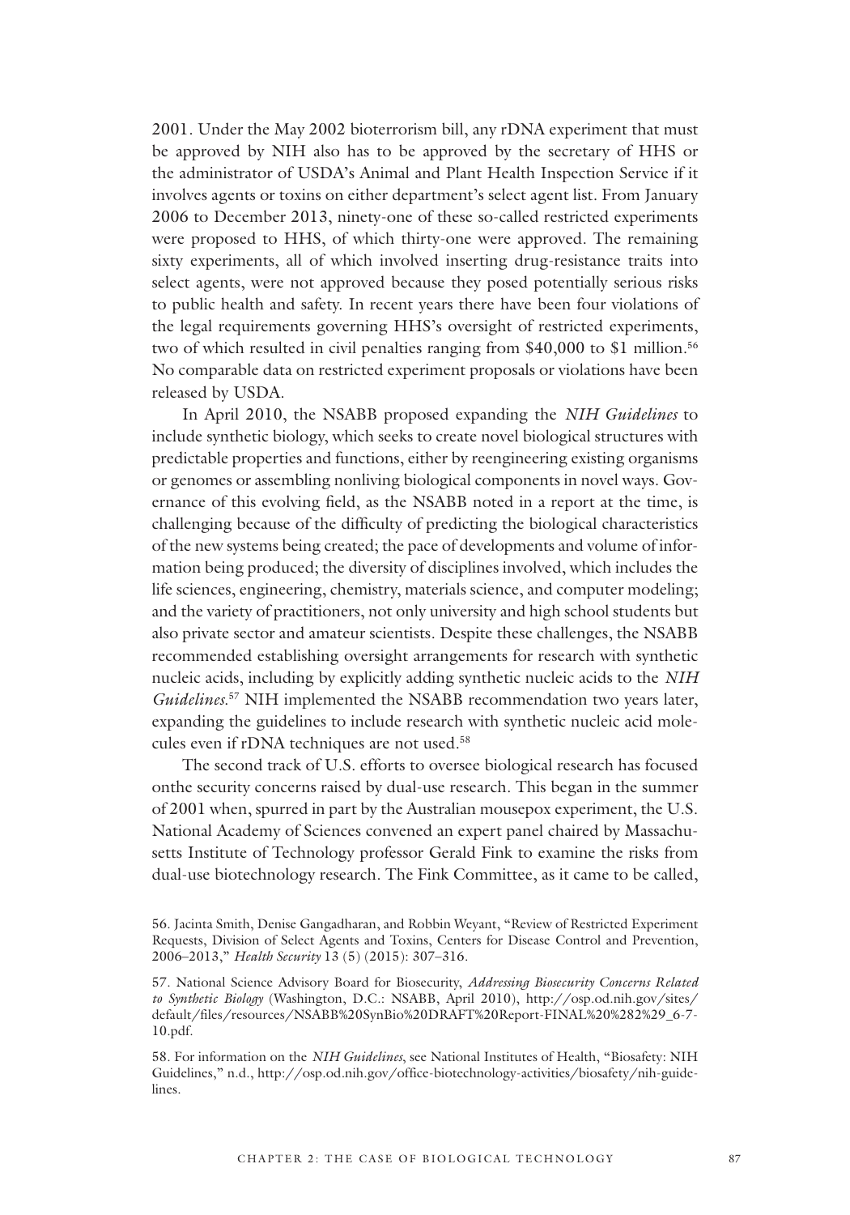2001. Under the May 2002 bioterrorism bill, any rDNA experiment that must be approved by NIH also has to be approved by the secretary of HHS or the administrator of USDA's Animal and Plant Health Inspection Service if it involves agents or toxins on either department's select agent list. From January 2006 to December 2013, ninety-one of these so-called restricted experiments were proposed to HHS, of which thirty-one were approved. The remaining sixty experiments, all of which involved inserting drug-resistance traits into select agents, were not approved because they posed potentially serious risks to public health and safety. In recent years there have been four violations of the legal requirements governing HHS's oversight of restricted experiments, two of which resulted in civil penalties ranging from $40,000 to $1 million.[56] No comparable data on restricted experiment proposals or violations have been released by USDA.

In April 2010, the NSABB proposed expanding the *NIH Guidelines* to include synthetic biology, which seeks to create novel biological structures with predictable properties and functions, either by reengineering existing organisms or genomes or assembling nonliving biological components in novel ways. Governance of this evolving field, as the NSABB noted in a report at the time, is challenging because of the difficulty of predicting the biological characteristics of the new systems being created; the pace of developments and volume of information being produced; the diversity of disciplines involved, which includes the life sciences, engineering, chemistry, materials science, and computer modeling; and the variety of practitioners, not only university and high school students but also private sector and amateur scientists. Despite these challenges, the NSABB recommended establishing oversight arrangements for research with synthetic nucleic acids, including by explicitly adding synthetic nucleic acids to the *NIH Guidelines*.[57] NIH implemented the NSABB recommendation two years later, expanding the guidelines to include research with synthetic nucleic acid molecules even if rDNA techniques are not used.[58]

The second track of U.S. efforts to oversee biological research has focused onthe security concerns raised by dual-use research. This began in the summer of 2001 when, spurred in part by the Australian mousepox experiment, the U.S. National Academy of Sciences convened an expert panel chaired by Massachusetts Institute of Technology professor Gerald Fink to examine the risks from dual-use biotechnology research. The Fink Committee, as it came to be called,

56. Jacinta Smith, Denise Gangadharan, and Robbin Weyant, "Review of Restricted Experiment Requests, Division of Select Agents and Toxins, Centers for Disease Control and Prevention, 2006–2013," *Health Security* 13 (5) (2015): 307–316.

57. National Science Advisory Board for Biosecurity, *Addressing Biosecurity Concerns Related to Synthetic Biology* (Washington, D.C.: NSABB, April 2010), http://osp.od.nih.gov/sites/default/files/resources/NSABB%20SynBio%20DRAFT%20Report-FINAL%20%282%29_6-7-10.pdf.

58. For information on the *NIH Guidelines*, see National Institutes of Health, "Biosafety: NIH Guidelines," n.d., http://osp.od.nih.gov/office-biotechnology-activities/biosafety/nih-guidelines.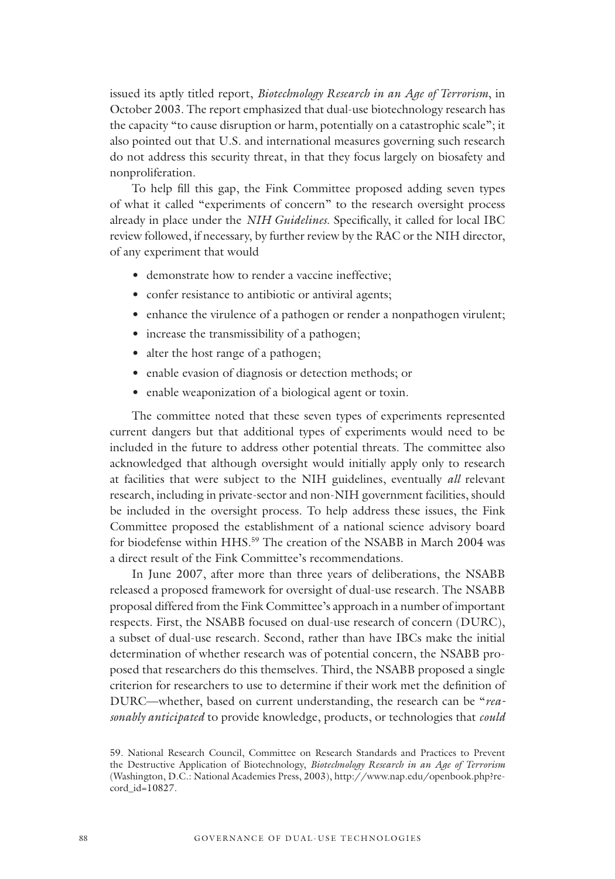issued its aptly titled report, *Biotechnology Research in an Age of Terrorism*, in October 2003. The report emphasized that dual-use biotechnology research has the capacity "to cause disruption or harm, potentially on a catastrophic scale"; it also pointed out that U.S. and international measures governing such research do not address this security threat, in that they focus largely on biosafety and nonproliferation.

To help fill this gap, the Fink Committee proposed adding seven types of what it called "experiments of concern" to the research oversight process already in place under the *NIH Guidelines.* Specifically, it called for local IBC review followed, if necessary, by further review by the RAC or the NIH director, of any experiment that would

- demonstrate how to render a vaccine ineffective;
- confer resistance to antibiotic or antiviral agents;
- enhance the virulence of a pathogen or render a nonpathogen virulent;
- increase the transmissibility of a pathogen;
- alter the host range of a pathogen;
- enable evasion of diagnosis or detection methods; or
- enable weaponization of a biological agent or toxin.

The committee noted that these seven types of experiments represented current dangers but that additional types of experiments would need to be included in the future to address other potential threats. The committee also acknowledged that although oversight would initially apply only to research at facilities that were subject to the NIH guidelines, eventually *all* relevant research, including in private-sector and non-NIH government facilities, should be included in the oversight process. To help address these issues, the Fink Committee proposed the establishment of a national science advisory board for biodefense within HHS.[59] The creation of the NSABB in March 2004 was a direct result of the Fink Committee's recommendations.

In June 2007, after more than three years of deliberations, the NSABB released a proposed framework for oversight of dual-use research. The NSABB proposal differed from the Fink Committee's approach in a number of important respects. First, the NSABB focused on dual-use research of concern (DURC), a subset of dual-use research. Second, rather than have IBCs make the initial determination of whether research was of potential concern, the NSABB proposed that researchers do this themselves. Third, the NSABB proposed a single criterion for researchers to use to determine if their work met the definition of DURC—whether, based on current understanding, the research can be "*reasonably anticipated* to provide knowledge, products, or technologies that *could*

59. National Research Council, Committee on Research Standards and Practices to Prevent the Destructive Application of Biotechnology, *Biotechnology Research in an Age of Terrorism* (Washington, D.C.: National Academies Press, 2003), http://www.nap.edu/openbook.php?record_id=10827.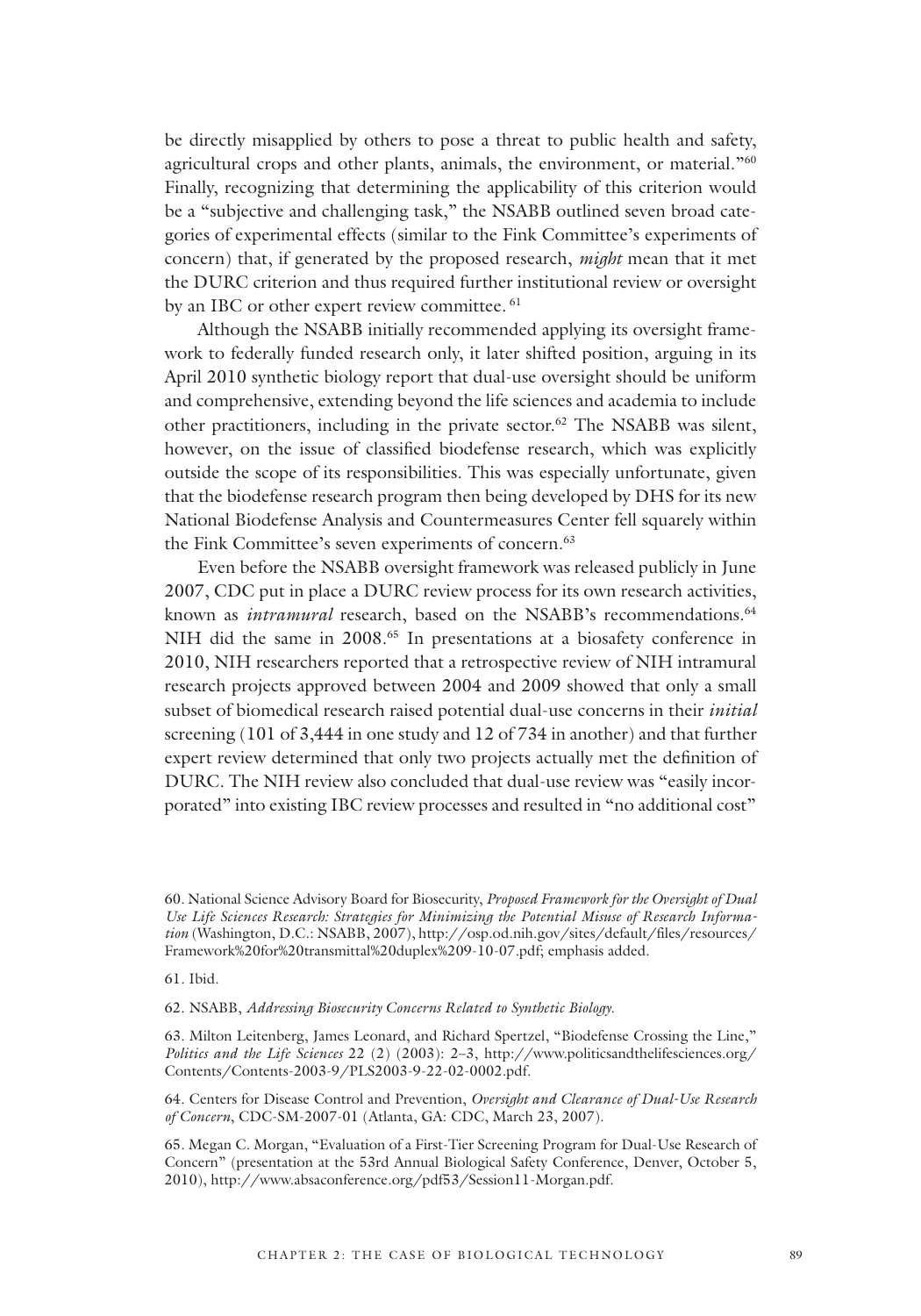be directly misapplied by others to pose a threat to public health and safety, agricultural crops and other plants, animals, the environment, or material."[60] Finally, recognizing that determining the applicability of this criterion would be a "subjective and challenging task," the NSABB outlined seven broad categories of experimental effects (similar to the Fink Committee's experiments of concern) that, if generated by the proposed research, *might* mean that it met the DURC criterion and thus required further institutional review or oversight by an IBC or other expert review committee.[61]

Although the NSABB initially recommended applying its oversight framework to federally funded research only, it later shifted position, arguing in its April 2010 synthetic biology report that dual-use oversight should be uniform and comprehensive, extending beyond the life sciences and academia to include other practitioners, including in the private sector.[62] The NSABB was silent, however, on the issue of classified biodefense research, which was explicitly outside the scope of its responsibilities. This was especially unfortunate, given that the biodefense research program then being developed by DHS for its new National Biodefense Analysis and Countermeasures Center fell squarely within the Fink Committee's seven experiments of concern.[63]

Even before the NSABB oversight framework was released publicly in June 2007, CDC put in place a DURC review process for its own research activities, known as *intramural* research, based on the NSABB's recommendations.[64] NIH did the same in 2008.[65] In presentations at a biosafety conference in 2010, NIH researchers reported that a retrospective review of NIH intramural research projects approved between 2004 and 2009 showed that only a small subset of biomedical research raised potential dual-use concerns in their *initial* screening (101 of 3,444 in one study and 12 of 734 in another) and that further expert review determined that only two projects actually met the definition of DURC. The NIH review also concluded that dual-use review was "easily incorporated" into existing IBC review processes and resulted in "no additional cost"

60. National Science Advisory Board for Biosecurity, *Proposed Framework for the Oversight of Dual Use Life Sciences Research: Strategies for Minimizing the Potential Misuse of Research Information* (Washington, D.C.: NSABB, 2007), http://osp.od.nih.gov/sites/default/files/resources/Framework%20for%20transmittal%20duplex%209-10-07.pdf; emphasis added.

61. Ibid.

62. NSABB, *Addressing Biosecurity Concerns Related to Synthetic Biology.*

63. Milton Leitenberg, James Leonard, and Richard Spertzel, "Biodefense Crossing the Line," *Politics and the Life Sciences* 22 (2) (2003): 2–3, http://www.politicsandthelifesciences.org/Contents/Contents-2003-9/PLS2003-9-22-02-0002.pdf.

64. Centers for Disease Control and Prevention, *Oversight and Clearance of Dual-Use Research of Concern*, CDC-SM-2007-01 (Atlanta, GA: CDC, March 23, 2007).

65. Megan C. Morgan, "Evaluation of a First-Tier Screening Program for Dual-Use Research of Concern" (presentation at the 53rd Annual Biological Safety Conference, Denver, October 5, 2010), http://www.absaconference.org/pdf53/Session11-Morgan.pdf.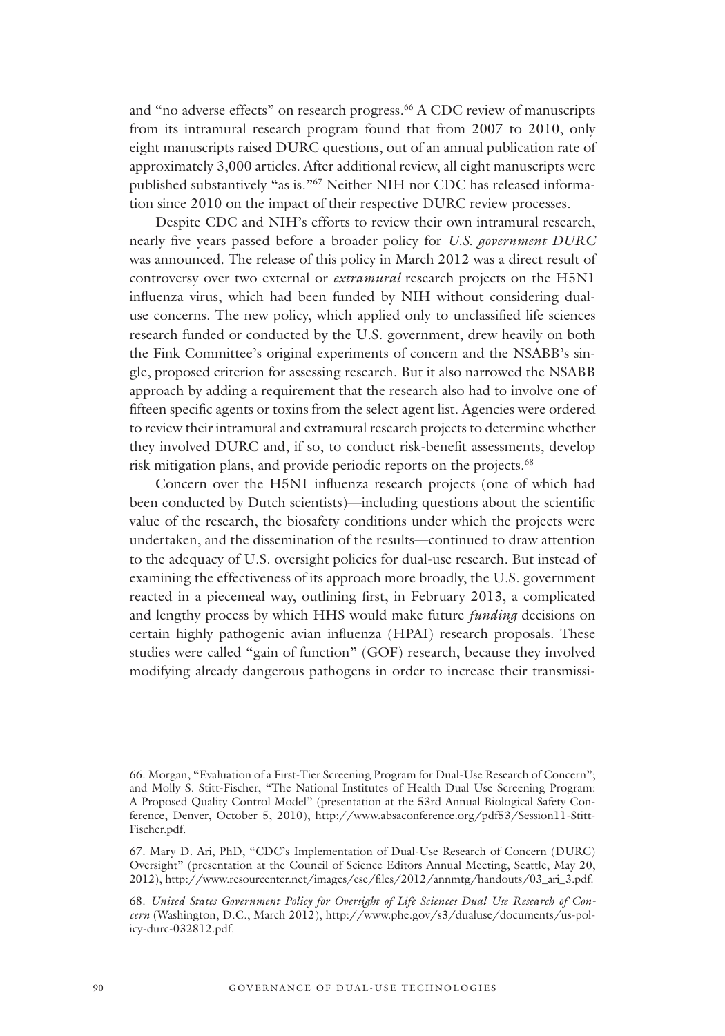and "no adverse effects" on research progress.[66] A CDC review of manuscripts from its intramural research program found that from 2007 to 2010, only eight manuscripts raised DURC questions, out of an annual publication rate of approximately 3,000 articles. After additional review, all eight manuscripts were published substantively "as is."[67] Neither NIH nor CDC has released information since 2010 on the impact of their respective DURC review processes.

Despite CDC and NIH's efforts to review their own intramural research, nearly five years passed before a broader policy for *U.S. government DURC* was announced. The release of this policy in March 2012 was a direct result of controversy over two external or *extramural* research projects on the H5N1 influenza virus, which had been funded by NIH without considering dual-use concerns. The new policy, which applied only to unclassified life sciences research funded or conducted by the U.S. government, drew heavily on both the Fink Committee's original experiments of concern and the NSABB's single, proposed criterion for assessing research. But it also narrowed the NSABB approach by adding a requirement that the research also had to involve one of fifteen specific agents or toxins from the select agent list. Agencies were ordered to review their intramural and extramural research projects to determine whether they involved DURC and, if so, to conduct risk-benefit assessments, develop risk mitigation plans, and provide periodic reports on the projects.[68]

Concern over the H5N1 influenza research projects (one of which had been conducted by Dutch scientists)—including questions about the scientific value of the research, the biosafety conditions under which the projects were undertaken, and the dissemination of the results—continued to draw attention to the adequacy of U.S. oversight policies for dual-use research. But instead of examining the effectiveness of its approach more broadly, the U.S. government reacted in a piecemeal way, outlining first, in February 2013, a complicated and lengthy process by which HHS would make future *funding* decisions on certain highly pathogenic avian influenza (HPAI) research proposals. These studies were called "gain of function" (GOF) research, because they involved modifying already dangerous pathogens in order to increase their transmissi-

66. Morgan, "Evaluation of a First-Tier Screening Program for Dual-Use Research of Concern"; and Molly S. Stitt-Fischer, "The National Institutes of Health Dual Use Screening Program: A Proposed Quality Control Model" (presentation at the 53rd Annual Biological Safety Conference, Denver, October 5, 2010), http://www.absaconference.org/pdf53/Session11-Stitt-Fischer.pdf.

67. Mary D. Ari, PhD, "CDC's Implementation of Dual-Use Research of Concern (DURC) Oversight" (presentation at the Council of Science Editors Annual Meeting, Seattle, May 20, 2012), http://www.resourcenter.net/images/cse/files/2012/annmtg/handouts/03_ari_3.pdf.

68. *United States Government Policy for Oversight of Life Sciences Dual Use Research of Concern* (Washington, D.C., March 2012), http://www.phe.gov/s3/dualuse/documents/us-policy-durc-032812.pdf.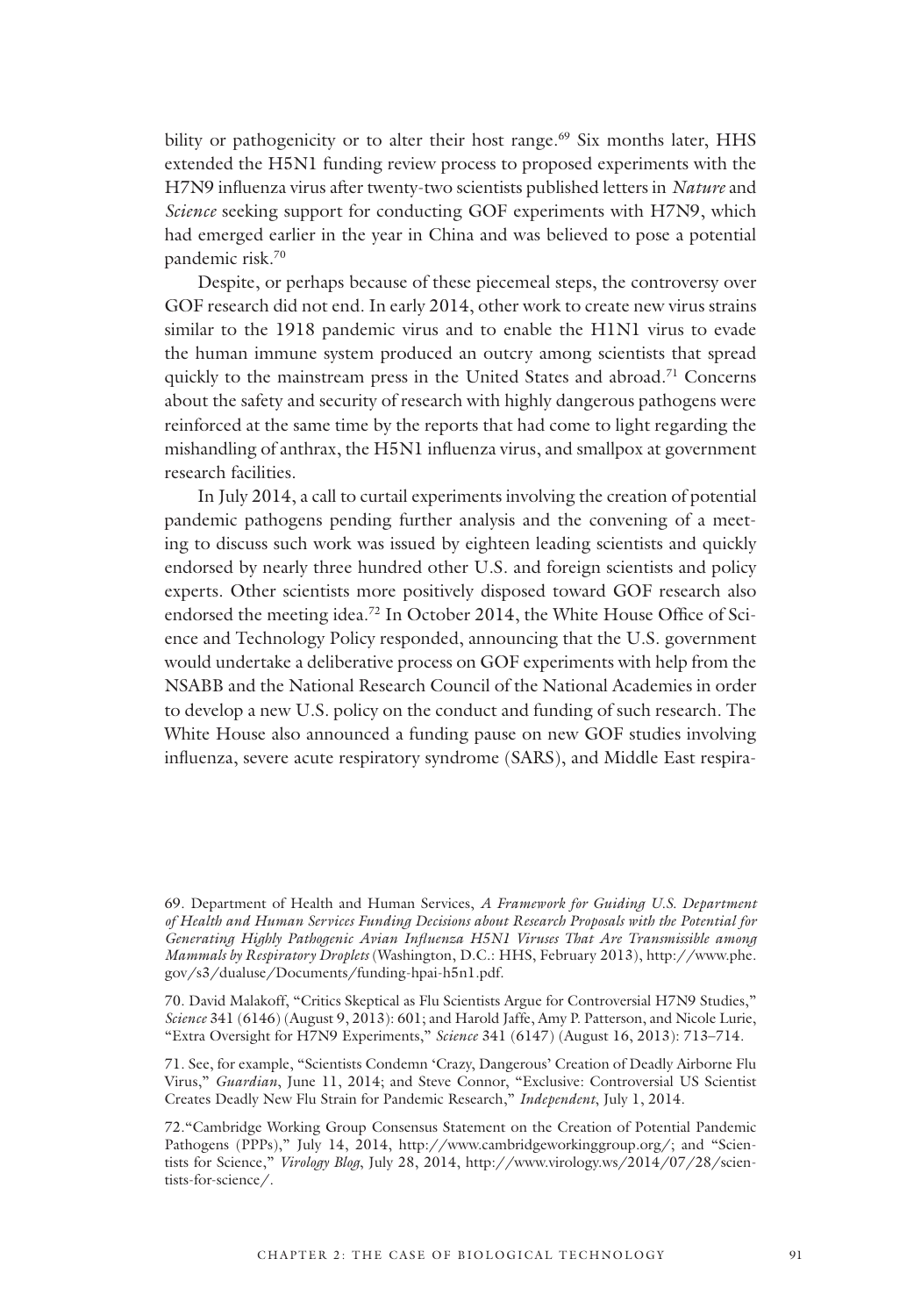bility or pathogenicity or to alter their host range.[69] Six months later, HHS extended the H5N1 funding review process to proposed experiments with the H7N9 influenza virus after twenty-two scientists published letters in *Nature* and *Science* seeking support for conducting GOF experiments with H7N9, which had emerged earlier in the year in China and was believed to pose a potential pandemic risk.[70]

Despite, or perhaps because of these piecemeal steps, the controversy over GOF research did not end. In early 2014, other work to create new virus strains similar to the 1918 pandemic virus and to enable the H1N1 virus to evade the human immune system produced an outcry among scientists that spread quickly to the mainstream press in the United States and abroad.[71] Concerns about the safety and security of research with highly dangerous pathogens were reinforced at the same time by the reports that had come to light regarding the mishandling of anthrax, the H5N1 influenza virus, and smallpox at government research facilities.

In July 2014, a call to curtail experiments involving the creation of potential pandemic pathogens pending further analysis and the convening of a meeting to discuss such work was issued by eighteen leading scientists and quickly endorsed by nearly three hundred other U.S. and foreign scientists and policy experts. Other scientists more positively disposed toward GOF research also endorsed the meeting idea.[72] In October 2014, the White House Office of Science and Technology Policy responded, announcing that the U.S. government would undertake a deliberative process on GOF experiments with help from the NSABB and the National Research Council of the National Academies in order to develop a new U.S. policy on the conduct and funding of such research. The White House also announced a funding pause on new GOF studies involving influenza, severe acute respiratory syndrome (SARS), and Middle East respira-

69. Department of Health and Human Services, *A Framework for Guiding U.S. Department of Health and Human Services Funding Decisions about Research Proposals with the Potential for Generating Highly Pathogenic Avian Influenza H5N1 Viruses That Are Transmissible among Mammals by Respiratory Droplets* (Washington, D.C.: HHS, February 2013), http://www.phe.gov/s3/dualuse/Documents/funding-hpai-h5n1.pdf.

70. David Malakoff, "Critics Skeptical as Flu Scientists Argue for Controversial H7N9 Studies," *Science* 341 (6146) (August 9, 2013): 601; and Harold Jaffe, Amy P. Patterson, and Nicole Lurie, "Extra Oversight for H7N9 Experiments," *Science* 341 (6147) (August 16, 2013): 713–714.

71. See, for example, "Scientists Condemn 'Crazy, Dangerous' Creation of Deadly Airborne Flu Virus," *Guardian*, June 11, 2014; and Steve Connor, "Exclusive: Controversial US Scientist Creates Deadly New Flu Strain for Pandemic Research," *Independent*, July 1, 2014.

72. "Cambridge Working Group Consensus Statement on the Creation of Potential Pandemic Pathogens (PPPs)," July 14, 2014, http://www.cambridgeworkinggroup.org/; and "Scientists for Science," *Virology Blog*, July 28, 2014, http://www.virology.ws/2014/07/28/scientists-for-science/.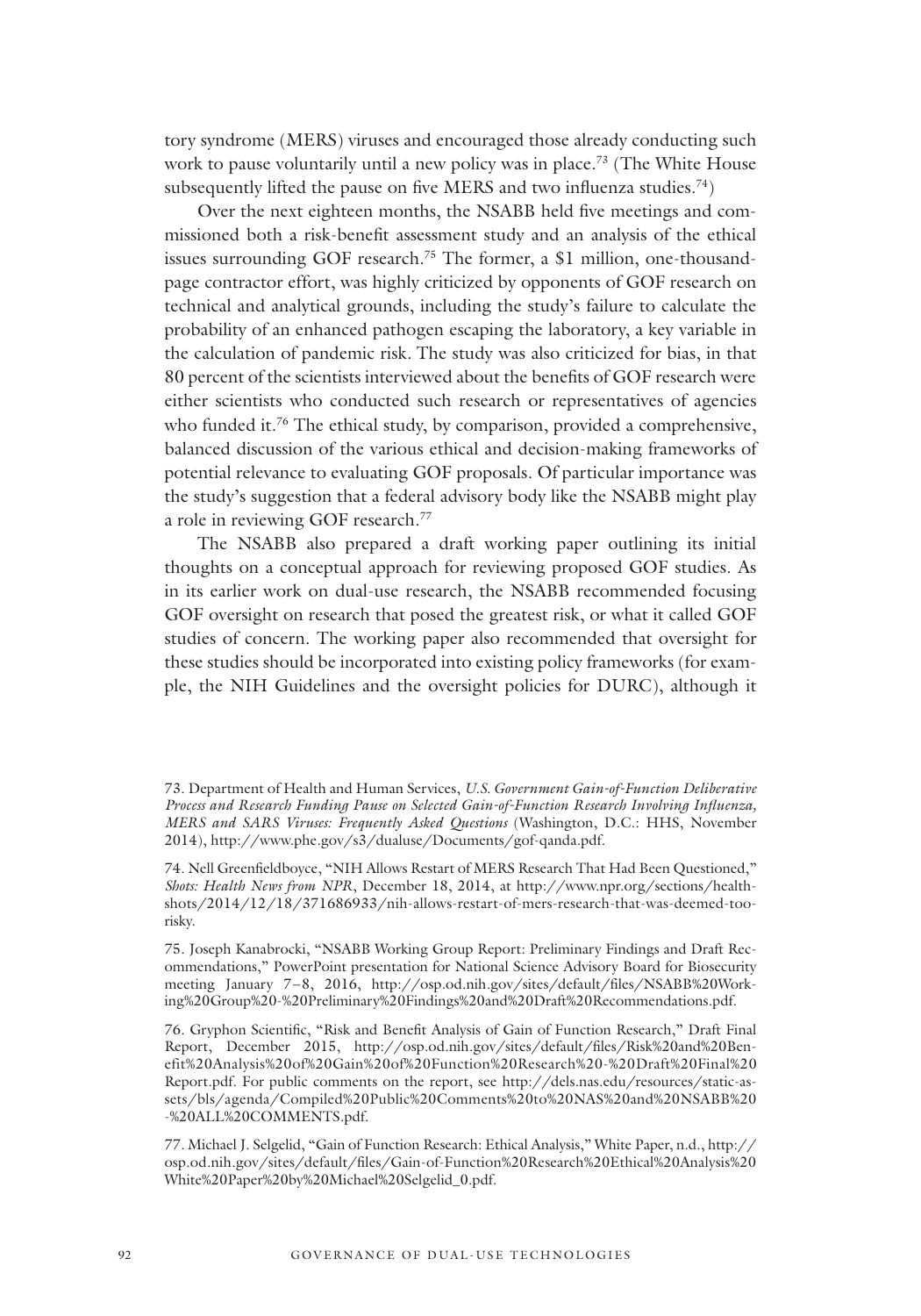tory syndrome (MERS) viruses and encouraged those already conducting such work to pause voluntarily until a new policy was in place.[73] (The White House subsequently lifted the pause on five MERS and two influenza studies.[74])

Over the next eighteen months, the NSABB held five meetings and commissioned both a risk-benefit assessment study and an analysis of the ethical issues surrounding GOF research.[75] The former, a $1 million, one-thousand-page contractor effort, was highly criticized by opponents of GOF research on technical and analytical grounds, including the study's failure to calculate the probability of an enhanced pathogen escaping the laboratory, a key variable in the calculation of pandemic risk. The study was also criticized for bias, in that 80 percent of the scientists interviewed about the benefits of GOF research were either scientists who conducted such research or representatives of agencies who funded it.[76] The ethical study, by comparison, provided a comprehensive, balanced discussion of the various ethical and decision-making frameworks of potential relevance to evaluating GOF proposals. Of particular importance was the study's suggestion that a federal advisory body like the NSABB might play a role in reviewing GOF research.[77]

The NSABB also prepared a draft working paper outlining its initial thoughts on a conceptual approach for reviewing proposed GOF studies. As in its earlier work on dual-use research, the NSABB recommended focusing GOF oversight on research that posed the greatest risk, or what it called GOF studies of concern. The working paper also recommended that oversight for these studies should be incorporated into existing policy frameworks (for example, the NIH Guidelines and the oversight policies for DURC), although it

73. Department of Health and Human Services, *U.S. Government Gain-of-Function Deliberative Process and Research Funding Pause on Selected Gain-of-Function Research Involving Influenza, MERS and SARS Viruses: Frequently Asked Questions* (Washington, D.C.: HHS, November 2014), http://www.phe.gov/s3/dualuse/Documents/gof-qanda.pdf.

74. Nell Greenfieldboyce, "NIH Allows Restart of MERS Research That Had Been Questioned," *Shots: Health News from NPR*, December 18, 2014, at http://www.npr.org/sections/health-shots/2014/12/18/371686933/nih-allows-restart-of-mers-research-that-was-deemed-too-risky.

75. Joseph Kanabrocki, "NSABB Working Group Report: Preliminary Findings and Draft Recommendations," PowerPoint presentation for National Science Advisory Board for Biosecurity meeting January 7–8, 2016, http://osp.od.nih.gov/sites/default/files/NSABB%20Working%20Group%20-%20Preliminary%20Findings%20and%20Draft%20Recommendations.pdf.

76. Gryphon Scientific, "Risk and Benefit Analysis of Gain of Function Research," Draft Final Report, December 2015, http://osp.od.nih.gov/sites/default/files/Risk%20and%20Benefit%20Analysis%20of%20Gain%20of%20Function%20Research%20-%20Draft%20Final%20Report.pdf. For public comments on the report, see http://dels.nas.edu/resources/static-assets/bls/agenda/Compiled%20Public%20Comments%20to%20NAS%20and%20NSABB%20-%20ALL%20COMMENTS.pdf.

77. Michael J. Selgelid, "Gain of Function Research: Ethical Analysis," White Paper, n.d., http://osp.od.nih.gov/sites/default/files/Gain-of-Function%20Research%20Ethical%20Analysis%20White%20Paper%20by%20Michael%20Selgelid_0.pdf.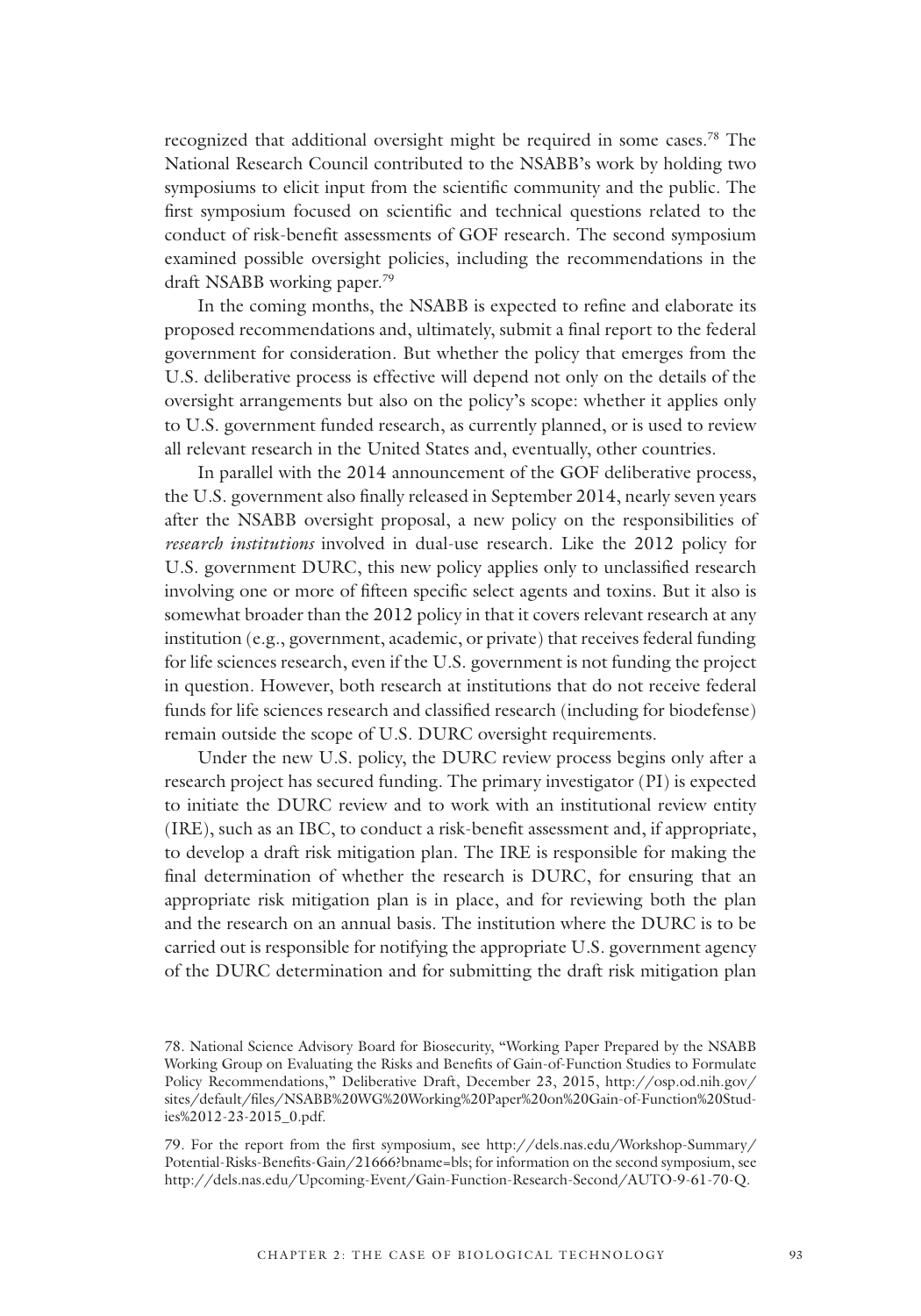recognized that additional oversight might be required in some cases.[78] The National Research Council contributed to the NSABB's work by holding two symposiums to elicit input from the scientific community and the public. The first symposium focused on scientific and technical questions related to the conduct of risk-benefit assessments of GOF research. The second symposium examined possible oversight policies, including the recommendations in the draft NSABB working paper.[79]

In the coming months, the NSABB is expected to refine and elaborate its proposed recommendations and, ultimately, submit a final report to the federal government for consideration. But whether the policy that emerges from the U.S. deliberative process is effective will depend not only on the details of the oversight arrangements but also on the policy's scope: whether it applies only to U.S. government funded research, as currently planned, or is used to review all relevant research in the United States and, eventually, other countries.

In parallel with the 2014 announcement of the GOF deliberative process, the U.S. government also finally released in September 2014, nearly seven years after the NSABB oversight proposal, a new policy on the responsibilities of *research institutions* involved in dual-use research. Like the 2012 policy for U.S. government DURC, this new policy applies only to unclassified research involving one or more of fifteen specific select agents and toxins. But it also is somewhat broader than the 2012 policy in that it covers relevant research at any institution (e.g., government, academic, or private) that receives federal funding for life sciences research, even if the U.S. government is not funding the project in question. However, both research at institutions that do not receive federal funds for life sciences research and classified research (including for biodefense) remain outside the scope of U.S. DURC oversight requirements.

Under the new U.S. policy, the DURC review process begins only after a research project has secured funding. The primary investigator (PI) is expected to initiate the DURC review and to work with an institutional review entity (IRE), such as an IBC, to conduct a risk-benefit assessment and, if appropriate, to develop a draft risk mitigation plan. The IRE is responsible for making the final determination of whether the research is DURC, for ensuring that an appropriate risk mitigation plan is in place, and for reviewing both the plan and the research on an annual basis. The institution where the DURC is to be carried out is responsible for notifying the appropriate U.S. government agency of the DURC determination and for submitting the draft risk mitigation plan

78. National Science Advisory Board for Biosecurity, "Working Paper Prepared by the NSABB Working Group on Evaluating the Risks and Benefits of Gain-of-Function Studies to Formulate Policy Recommendations," Deliberative Draft, December 23, 2015, http://osp.od.nih.gov/sites/default/files/NSABB%20WG%20Working%20Paper%20on%20Gain-of-Function%20Studies%2012-23-2015_0.pdf.

79. For the report from the first symposium, see http://dels.nas.edu/Workshop-Summary/Potential-Risks-Benefits-Gain/21666?bname=bls; for information on the second symposium, see http://dels.nas.edu/Upcoming-Event/Gain-Function-Research-Second/AUTO-9-61-70-Q.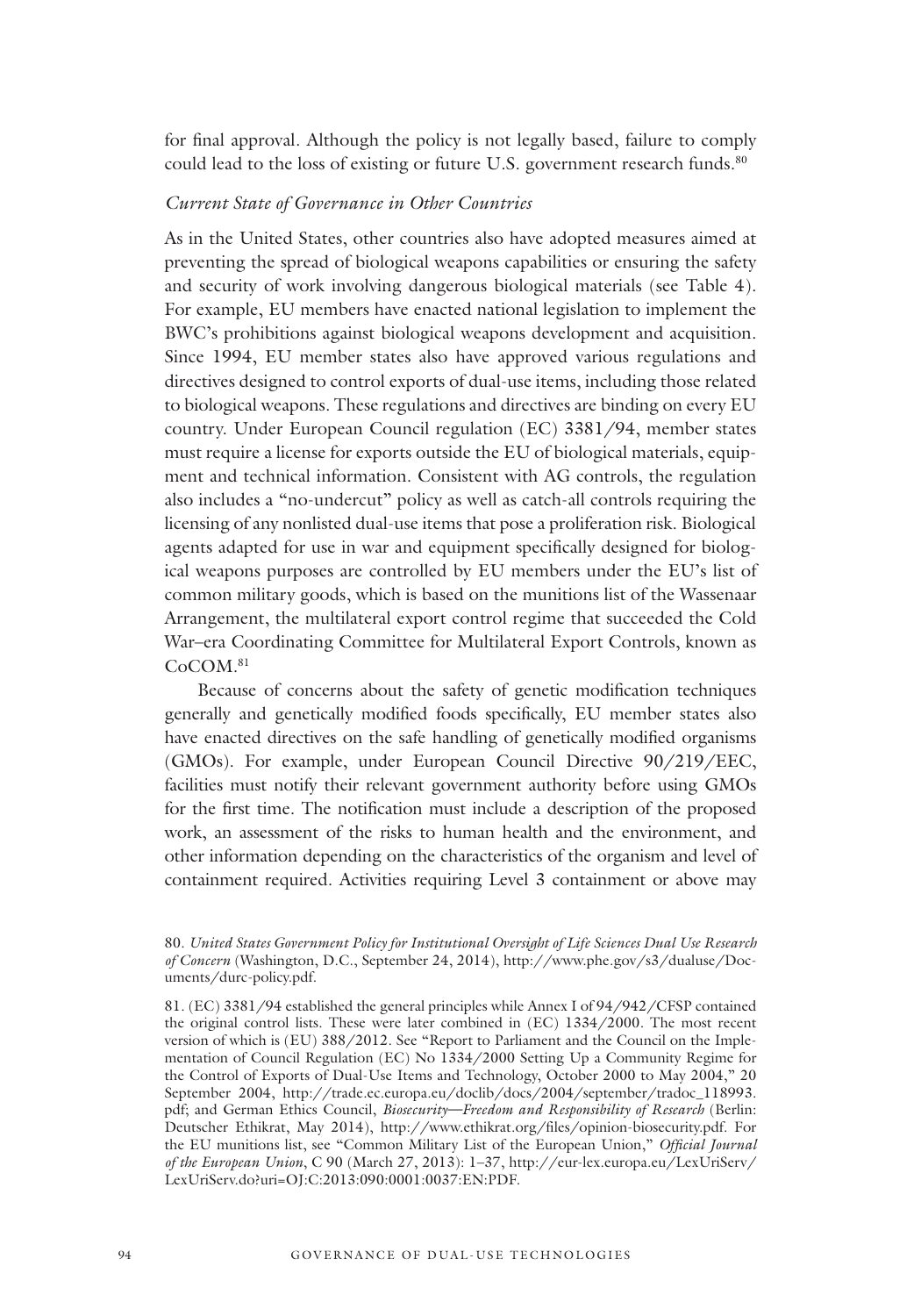for final approval. Although the policy is not legally based, failure to comply could lead to the loss of existing or future U.S. government research funds.[80]

### *Current State of Governance in Other Countries*

As in the United States, other countries also have adopted measures aimed at preventing the spread of biological weapons capabilities or ensuring the safety and security of work involving dangerous biological materials (see Table 4). For example, EU members have enacted national legislation to implement the BWC's prohibitions against biological weapons development and acquisition. Since 1994, EU member states also have approved various regulations and directives designed to control exports of dual-use items, including those related to biological weapons. These regulations and directives are binding on every EU country. Under European Council regulation (EC) 3381/94, member states must require a license for exports outside the EU of biological materials, equipment and technical information. Consistent with AG controls, the regulation also includes a "no-undercut" policy as well as catch-all controls requiring the licensing of any nonlisted dual-use items that pose a proliferation risk. Biological agents adapted for use in war and equipment specifically designed for biological weapons purposes are controlled by EU members under the EU's list of common military goods, which is based on the munitions list of the Wassenaar Arrangement, the multilateral export control regime that succeeded the Cold War–era Coordinating Committee for Multilateral Export Controls, known as CoCOM.[81]

Because of concerns about the safety of genetic modification techniques generally and genetically modified foods specifically, EU member states also have enacted directives on the safe handling of genetically modified organisms (GMOs). For example, under European Council Directive 90/219/EEC, facilities must notify their relevant government authority before using GMOs for the first time. The notification must include a description of the proposed work, an assessment of the risks to human health and the environment, and other information depending on the characteristics of the organism and level of containment required. Activities requiring Level 3 containment or above may

80. *United States Government Policy for Institutional Oversight of Life Sciences Dual Use Research of Concern* (Washington, D.C., September 24, 2014), http://www.phe.gov/s3/dualuse/Documents/durc-policy.pdf.

81. (EC) 3381/94 established the general principles while Annex I of 94/942/CFSP contained the original control lists. These were later combined in (EC) 1334/2000. The most recent version of which is (EU) 388/2012. See "Report to Parliament and the Council on the Implementation of Council Regulation (EC) No 1334/2000 Setting Up a Community Regime for the Control of Exports of Dual-Use Items and Technology, October 2000 to May 2004," 20 September 2004, http://trade.ec.europa.eu/doclib/docs/2004/september/tradoc_118993.pdf; and German Ethics Council, *Biosecurity—Freedom and Responsibility of Research* (Berlin: Deutscher Ethikrat, May 2014), http://www.ethikrat.org/files/opinion-biosecurity.pdf. For the EU munitions list, see "Common Military List of the European Union," *Official Journal of the European Union*, C 90 (March 27, 2013): 1–37, http://eur-lex.europa.eu/LexUriServ/LexUriServ.do?uri=OJ:C:2013:090:0001:0037:EN:PDF.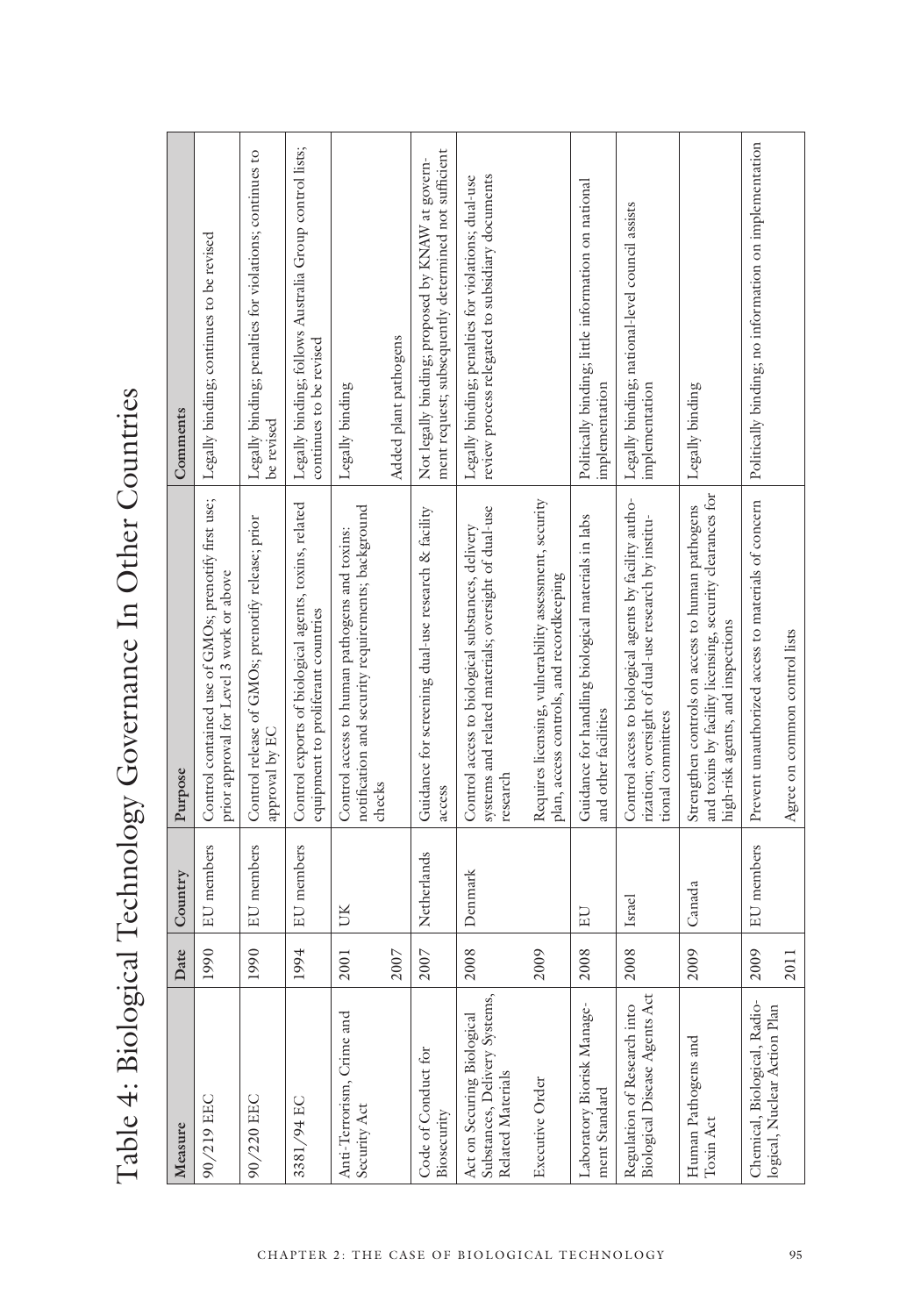# Table 4: Biological Technology Governance In Other Countries

| Measure | Date | Country | Purpose | Comments |
|---|---|---|---|---|
| 90/219 EEC | 1990 | EU members | Control contained use of GMOs; prenotify first use; prior approval for Level 3 work or above | Legally binding; continues to be revised |
| 90/220 EEC | 1990 | EU members | Control release of GMOs; prenotify release; prior approval by EC | Legally binding; penalties for violations; continues to be revised |
| 3381/94 EC | 1994 | EU members | Control exports of biological agents, toxins, related equipment to proliferant countries | Legally binding; follows Australia Group control lists; continues to be revised |
| Anti-Terrorism, Crime and Security Act | 2001 | UK | Control access to human pathogens and toxins: notification and security requirements; background checks | Legally binding |
| | 2007 | | | Added plant pathogens |
| Code of Conduct for Biosecurity | 2007 | Netherlands | Guidance for screening dual-use research & facility access | Not legally binding; proposed by KNAW at government request; subsequently determined not sufficient |
| Act on Securing Biological Substances, Delivery Systems, Related Materials | 2008 | Denmark | Control access to biological substances, delivery systems and related materials; oversight of dual-use research | Legally binding; penalties for violations; dual-use review process relegated to subsidiary documents |
| Executive Order | 2009 | | Requires licensing, vulnerability assessment, security plan, access controls, and recordkeeping | |
| Laboratory Biorisk Management Standard | 2008 | EU | Guidance for handling biological materials in labs and other facilities | Politically binding; little information on national implementation |
| Regulation of Research into Biological Disease Agents Act | 2008 | Israel | Control access to biological agents by facility authorization; oversight of dual-use research by institutional committees | Legally binding; national-level council assists implementation |
| Human Pathogens and Toxin Act | 2009 | Canada | Strengthen controls on access to human pathogens and toxins by facility licensing, security clearances for high-risk agents, and inspections | Legally binding |
| Chemical, Biological, Radiological, Nuclear Action Plan | 2009 | EU members | Prevent unauthorized access to materials of concern | Politically binding; no information on implementation |
| | 2011 | | Agree on common control lists | |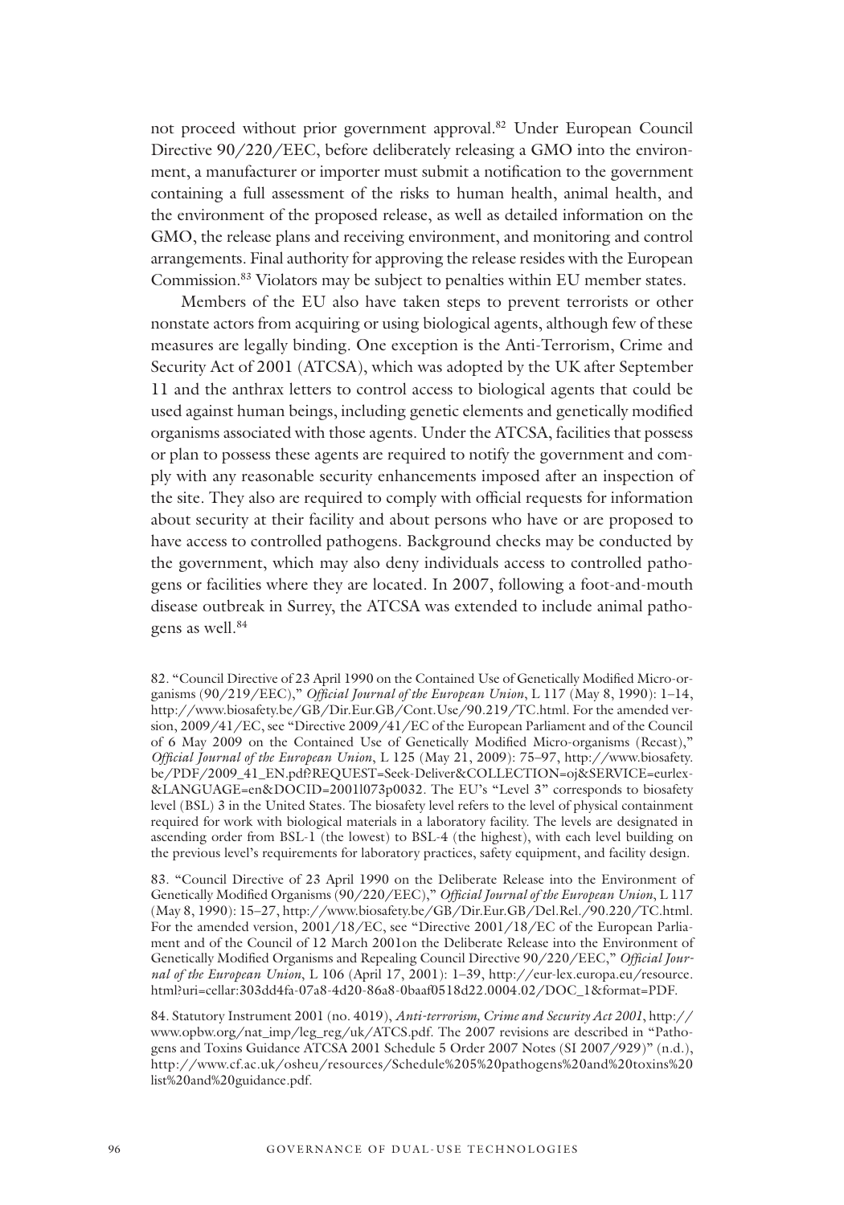not proceed without prior government approval.[82] Under European Council Directive 90/220/EEC, before deliberately releasing a GMO into the environment, a manufacturer or importer must submit a notification to the government containing a full assessment of the risks to human health, animal health, and the environment of the proposed release, as well as detailed information on the GMO, the release plans and receiving environment, and monitoring and control arrangements. Final authority for approving the release resides with the European Commission.[83] Violators may be subject to penalties within EU member states.

Members of the EU also have taken steps to prevent terrorists or other nonstate actors from acquiring or using biological agents, although few of these measures are legally binding. One exception is the Anti-Terrorism, Crime and Security Act of 2001 (ATCSA), which was adopted by the UK after September 11 and the anthrax letters to control access to biological agents that could be used against human beings, including genetic elements and genetically modified organisms associated with those agents. Under the ATCSA, facilities that possess or plan to possess these agents are required to notify the government and comply with any reasonable security enhancements imposed after an inspection of the site. They also are required to comply with official requests for information about security at their facility and about persons who have or are proposed to have access to controlled pathogens. Background checks may be conducted by the government, which may also deny individuals access to controlled pathogens or facilities where they are located. In 2007, following a foot-and-mouth disease outbreak in Surrey, the ATCSA was extended to include animal pathogens as well.[84]

82. "Council Directive of 23 April 1990 on the Contained Use of Genetically Modified Micro-organisms (90/219/EEC)," *Official Journal of the European Union*, L 117 (May 8, 1990): 1–14, http://www.biosafety.be/GB/Dir.Eur.GB/Cont.Use/90.219/TC.html. For the amended version, 2009/41/EC, see "Directive 2009/41/EC of the European Parliament and of the Council of 6 May 2009 on the Contained Use of Genetically Modified Micro-organisms (Recast)," *Official Journal of the European Union*, L 125 (May 21, 2009): 75–97, http://www.biosafety.be/PDF/2009_41_EN.pdf?REQUEST=Seek-Deliver&COLLECTION=oj&SERVICE=eurlex-&LANGUAGE=en&DOCID=2001l073p0032. The EU's "Level 3" corresponds to biosafety level (BSL) 3 in the United States. The biosafety level refers to the level of physical containment required for work with biological materials in a laboratory facility. The levels are designated in ascending order from BSL-1 (the lowest) to BSL-4 (the highest), with each level building on the previous level's requirements for laboratory practices, safety equipment, and facility design.

83. "Council Directive of 23 April 1990 on the Deliberate Release into the Environment of Genetically Modified Organisms (90/220/EEC)," *Official Journal of the European Union*, L 117 (May 8, 1990): 15–27, http://www.biosafety.be/GB/Dir.Eur.GB/Del.Rel./90.220/TC.html. For the amended version, 2001/18/EC, see "Directive 2001/18/EC of the European Parliament and of the Council of 12 March 2001on the Deliberate Release into the Environment of Genetically Modified Organisms and Repealing Council Directive 90/220/EEC," *Official Journal of the European Union*, L 106 (April 17, 2001): 1–39, http://eur-lex.europa.eu/resource.html?uri=cellar:303dd4fa-07a8-4d20-86a8-0baaf0518d22.0004.02/DOC_1&format=PDF.

84. Statutory Instrument 2001 (no. 4019), *Anti-terrorism, Crime and Security Act 2001*, http://www.opbw.org/nat_imp/leg_reg/uk/ATCS.pdf. The 2007 revisions are described in "Pathogens and Toxins Guidance ATCSA 2001 Schedule 5 Order 2007 Notes (SI 2007/929)" (n.d.), http://www.cf.ac.uk/osheu/resources/Schedule%205%20pathogens%20and%20toxins%20list%20and%20guidance.pdf.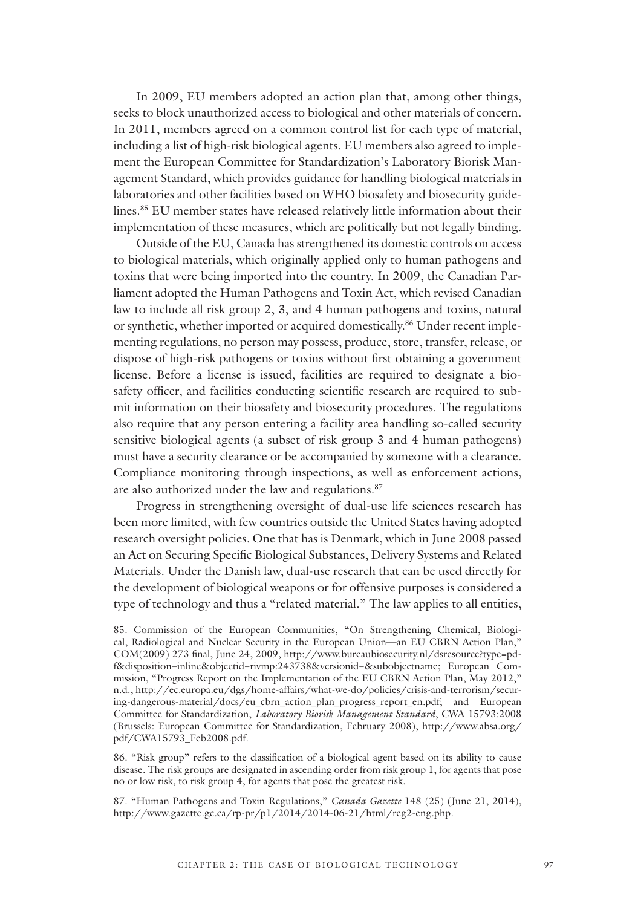In 2009, EU members adopted an action plan that, among other things, seeks to block unauthorized access to biological and other materials of concern. In 2011, members agreed on a common control list for each type of material, including a list of high-risk biological agents. EU members also agreed to implement the European Committee for Standardization's Laboratory Biorisk Management Standard, which provides guidance for handling biological materials in laboratories and other facilities based on WHO biosafety and biosecurity guidelines.[85] EU member states have released relatively little information about their implementation of these measures, which are politically but not legally binding.

Outside of the EU, Canada has strengthened its domestic controls on access to biological materials, which originally applied only to human pathogens and toxins that were being imported into the country. In 2009, the Canadian Parliament adopted the Human Pathogens and Toxin Act, which revised Canadian law to include all risk group 2, 3, and 4 human pathogens and toxins, natural or synthetic, whether imported or acquired domestically.[86] Under recent implementing regulations, no person may possess, produce, store, transfer, release, or dispose of high-risk pathogens or toxins without first obtaining a government license. Before a license is issued, facilities are required to designate a biosafety officer, and facilities conducting scientific research are required to submit information on their biosafety and biosecurity procedures. The regulations also require that any person entering a facility area handling so-called security sensitive biological agents (a subset of risk group 3 and 4 human pathogens) must have a security clearance or be accompanied by someone with a clearance. Compliance monitoring through inspections, as well as enforcement actions, are also authorized under the law and regulations.[87]

Progress in strengthening oversight of dual-use life sciences research has been more limited, with few countries outside the United States having adopted research oversight policies. One that has is Denmark, which in June 2008 passed an Act on Securing Specific Biological Substances, Delivery Systems and Related Materials. Under the Danish law, dual-use research that can be used directly for the development of biological weapons or for offensive purposes is considered a type of technology and thus a "related material." The law applies to all entities,

85. Commission of the European Communities, "On Strengthening Chemical, Biological, Radiological and Nuclear Security in the European Union—an EU CBRN Action Plan," COM(2009) 273 final, June 24, 2009, http://www.bureaubiosecurity.nl/dsresource?type=pdf&disposition=inline&objectid=rivmp:243738&versionid=&subobjectname; European Commission, "Progress Report on the Implementation of the EU CBRN Action Plan, May 2012," n.d., http://ec.europa.eu/dgs/home-affairs/what-we-do/policies/crisis-and-terrorism/securing-dangerous-material/docs/eu_cbrn_action_plan_progress_report_en.pdf; and European Committee for Standardization, *Laboratory Biorisk Management Standard*, CWA 15793:2008 (Brussels: European Committee for Standardization, February 2008), http://www.absa.org/pdf/CWA15793_Feb2008.pdf.

86. "Risk group" refers to the classification of a biological agent based on its ability to cause disease. The risk groups are designated in ascending order from risk group 1, for agents that pose no or low risk, to risk group 4, for agents that pose the greatest risk.

87. "Human Pathogens and Toxin Regulations," *Canada Gazette* 148 (25) (June 21, 2014), http://www.gazette.gc.ca/rp-pr/p1/2014/2014-06-21/html/reg2-eng.php.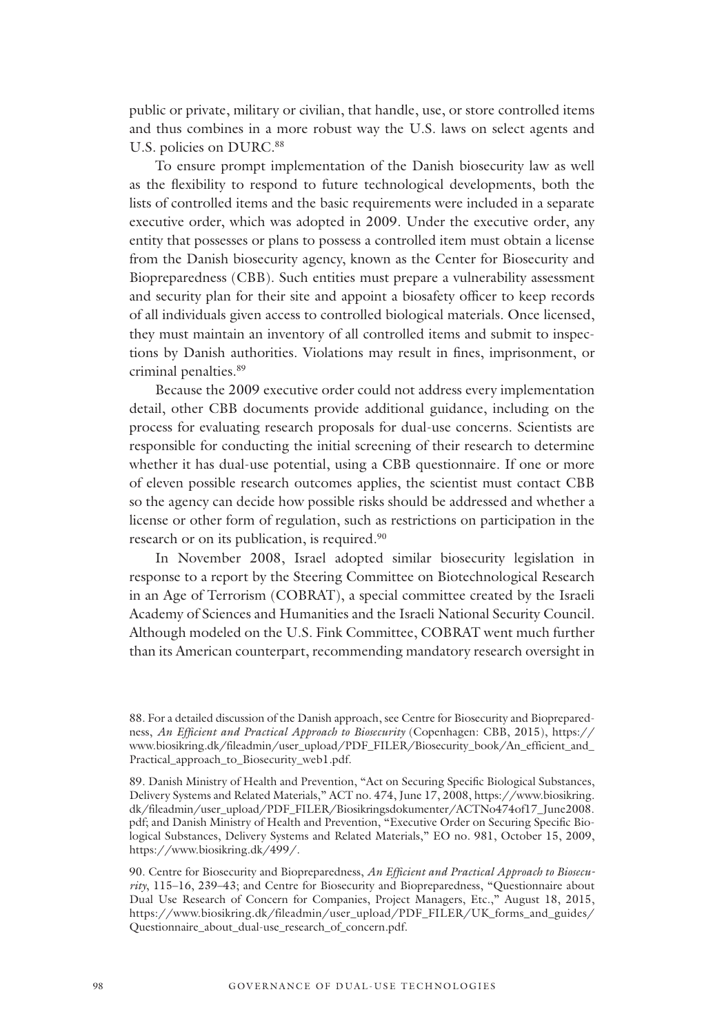public or private, military or civilian, that handle, use, or store controlled items and thus combines in a more robust way the U.S. laws on select agents and U.S. policies on DURC.[88]

To ensure prompt implementation of the Danish biosecurity law as well as the flexibility to respond to future technological developments, both the lists of controlled items and the basic requirements were included in a separate executive order, which was adopted in 2009. Under the executive order, any entity that possesses or plans to possess a controlled item must obtain a license from the Danish biosecurity agency, known as the Center for Biosecurity and Biopreparedness (CBB). Such entities must prepare a vulnerability assessment and security plan for their site and appoint a biosafety officer to keep records of all individuals given access to controlled biological materials. Once licensed, they must maintain an inventory of all controlled items and submit to inspections by Danish authorities. Violations may result in fines, imprisonment, or criminal penalties.[89]

Because the 2009 executive order could not address every implementation detail, other CBB documents provide additional guidance, including on the process for evaluating research proposals for dual-use concerns. Scientists are responsible for conducting the initial screening of their research to determine whether it has dual-use potential, using a CBB questionnaire. If one or more of eleven possible research outcomes applies, the scientist must contact CBB so the agency can decide how possible risks should be addressed and whether a license or other form of regulation, such as restrictions on participation in the research or on its publication, is required.[90]

In November 2008, Israel adopted similar biosecurity legislation in response to a report by the Steering Committee on Biotechnological Research in an Age of Terrorism (COBRAT), a special committee created by the Israeli Academy of Sciences and Humanities and the Israeli National Security Council. Although modeled on the U.S. Fink Committee, COBRAT went much further than its American counterpart, recommending mandatory research oversight in

---

88. For a detailed discussion of the Danish approach, see Centre for Biosecurity and Biopreparedness, *An Efficient and Practical Approach to Biosecurity* (Copenhagen: CBB, 2015), https://www.biosikring.dk/fileadmin/user_upload/PDF_FILER/Biosecurity_book/An_efficient_and_Practical_approach_to_Biosecurity_web1.pdf.

89. Danish Ministry of Health and Prevention, "Act on Securing Specific Biological Substances, Delivery Systems and Related Materials," ACT no. 474, June 17, 2008, https://www.biosikring.dk/fileadmin/user_upload/PDF_FILER/Biosikringsdokumenter/ACTNo474of17_June2008.pdf; and Danish Ministry of Health and Prevention, "Executive Order on Securing Specific Biological Substances, Delivery Systems and Related Materials," EO no. 981, October 15, 2009, https://www.biosikring.dk/499/.

90. Centre for Biosecurity and Biopreparedness, *An Efficient and Practical Approach to Biosecurity*, 115–16, 239–43; and Centre for Biosecurity and Biopreparedness, "Questionnaire about Dual Use Research of Concern for Companies, Project Managers, Etc.," August 18, 2015, https://www.biosikring.dk/fileadmin/user_upload/PDF_FILER/UK_forms_and_guides/Questionnaire_about_dual-use_research_of_concern.pdf.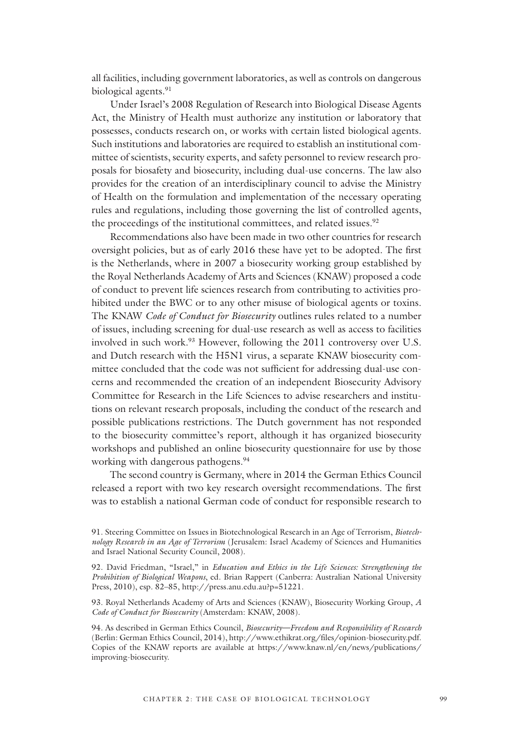all facilities, including government laboratories, as well as controls on dangerous biological agents.[91]

Under Israel's 2008 Regulation of Research into Biological Disease Agents Act, the Ministry of Health must authorize any institution or laboratory that possesses, conducts research on, or works with certain listed biological agents. Such institutions and laboratories are required to establish an institutional committee of scientists, security experts, and safety personnel to review research proposals for biosafety and biosecurity, including dual-use concerns. The law also provides for the creation of an interdisciplinary council to advise the Ministry of Health on the formulation and implementation of the necessary operating rules and regulations, including those governing the list of controlled agents, the proceedings of the institutional committees, and related issues.[92]

Recommendations also have been made in two other countries for research oversight policies, but as of early 2016 these have yet to be adopted. The first is the Netherlands, where in 2007 a biosecurity working group established by the Royal Netherlands Academy of Arts and Sciences (KNAW) proposed a code of conduct to prevent life sciences research from contributing to activities prohibited under the BWC or to any other misuse of biological agents or toxins. The KNAW *Code of Conduct for Biosecurity* outlines rules related to a number of issues, including screening for dual-use research as well as access to facilities involved in such work.[93] However, following the 2011 controversy over U.S. and Dutch research with the H5N1 virus, a separate KNAW biosecurity committee concluded that the code was not sufficient for addressing dual-use concerns and recommended the creation of an independent Biosecurity Advisory Committee for Research in the Life Sciences to advise researchers and institutions on relevant research proposals, including the conduct of the research and possible publications restrictions. The Dutch government has not responded to the biosecurity committee's report, although it has organized biosecurity workshops and published an online biosecurity questionnaire for use by those working with dangerous pathogens.[94]

The second country is Germany, where in 2014 the German Ethics Council released a report with two key research oversight recommendations. The first was to establish a national German code of conduct for responsible research to

91. Steering Committee on Issues in Biotechnological Research in an Age of Terrorism, *Biotechnology Research in an Age of Terrorism* (Jerusalem: Israel Academy of Sciences and Humanities and Israel National Security Council, 2008).

92. David Friedman, "Israel," in *Education and Ethics in the Life Sciences: Strengthening the Prohibition of Biological Weapons*, ed. Brian Rappert (Canberra: Australian National University Press, 2010), esp. 82–85, http://press.anu.edu.au?p=51221.

93. Royal Netherlands Academy of Arts and Sciences (KNAW), Biosecurity Working Group, *A Code of Conduct for Biosecurity* (Amsterdam: KNAW, 2008).

94. As described in German Ethics Council, *Biosecurity—Freedom and Responsibility of Research* (Berlin: German Ethics Council, 2014), http://www.ethikrat.org/files/opinion-biosecurity.pdf. Copies of the KNAW reports are available at https://www.knaw.nl/en/news/publications/improving-biosecurity.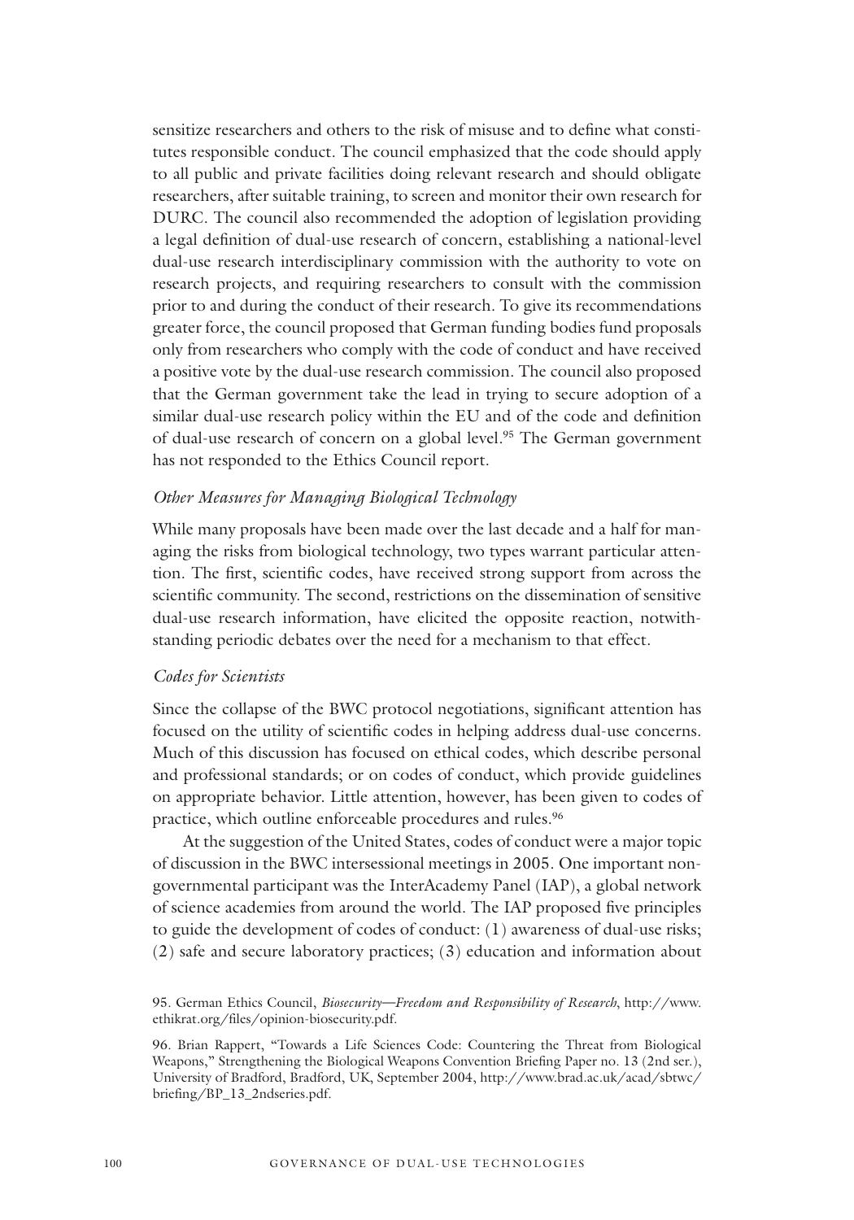sensitize researchers and others to the risk of misuse and to define what constitutes responsible conduct. The council emphasized that the code should apply to all public and private facilities doing relevant research and should obligate researchers, after suitable training, to screen and monitor their own research for DURC. The council also recommended the adoption of legislation providing a legal definition of dual-use research of concern, establishing a national-level dual-use research interdisciplinary commission with the authority to vote on research projects, and requiring researchers to consult with the commission prior to and during the conduct of their research. To give its recommendations greater force, the council proposed that German funding bodies fund proposals only from researchers who comply with the code of conduct and have received a positive vote by the dual-use research commission. The council also proposed that the German government take the lead in trying to secure adoption of a similar dual-use research policy within the EU and of the code and definition of dual-use research of concern on a global level.[95] The German government has not responded to the Ethics Council report.

### *Other Measures for Managing Biological Technology*

While many proposals have been made over the last decade and a half for managing the risks from biological technology, two types warrant particular attention. The first, scientific codes, have received strong support from across the scientific community. The second, restrictions on the dissemination of sensitive dual-use research information, have elicited the opposite reaction, notwithstanding periodic debates over the need for a mechanism to that effect.

### *Codes for Scientists*

Since the collapse of the BWC protocol negotiations, significant attention has focused on the utility of scientific codes in helping address dual-use concerns. Much of this discussion has focused on ethical codes, which describe personal and professional standards; or on codes of conduct, which provide guidelines on appropriate behavior. Little attention, however, has been given to codes of practice, which outline enforceable procedures and rules.[96]

At the suggestion of the United States, codes of conduct were a major topic of discussion in the BWC intersessional meetings in 2005. One important nongovernmental participant was the InterAcademy Panel (IAP), a global network of science academies from around the world. The IAP proposed five principles to guide the development of codes of conduct: (1) awareness of dual-use risks; (2) safe and secure laboratory practices; (3) education and information about

95. German Ethics Council, *Biosecurity—Freedom and Responsibility of Research*, http://www.ethikrat.org/files/opinion-biosecurity.pdf.

96. Brian Rappert, "Towards a Life Sciences Code: Countering the Threat from Biological Weapons," Strengthening the Biological Weapons Convention Briefing Paper no. 13 (2nd ser.), University of Bradford, Bradford, UK, September 2004, http://www.brad.ac.uk/acad/sbtwc/briefing/BP_13_2ndseries.pdf.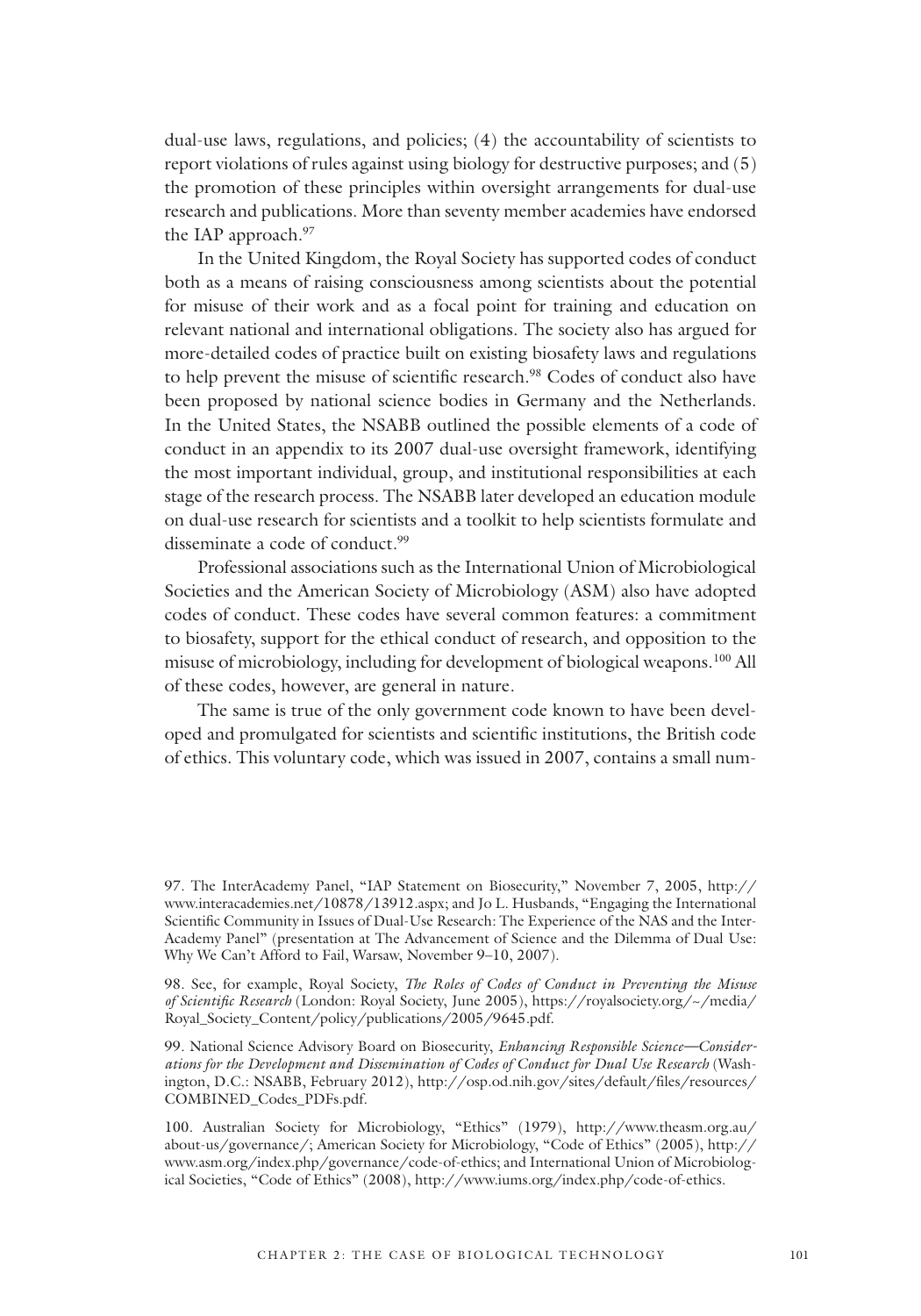dual-use laws, regulations, and policies; (4) the accountability of scientists to report violations of rules against using biology for destructive purposes; and (5) the promotion of these principles within oversight arrangements for dual-use research and publications. More than seventy member academies have endorsed the IAP approach.[97]

In the United Kingdom, the Royal Society has supported codes of conduct both as a means of raising consciousness among scientists about the potential for misuse of their work and as a focal point for training and education on relevant national and international obligations. The society also has argued for more-detailed codes of practice built on existing biosafety laws and regulations to help prevent the misuse of scientific research.[98] Codes of conduct also have been proposed by national science bodies in Germany and the Netherlands. In the United States, the NSABB outlined the possible elements of a code of conduct in an appendix to its 2007 dual-use oversight framework, identifying the most important individual, group, and institutional responsibilities at each stage of the research process. The NSABB later developed an education module on dual-use research for scientists and a toolkit to help scientists formulate and disseminate a code of conduct.[99]

Professional associations such as the International Union of Microbiological Societies and the American Society of Microbiology (ASM) also have adopted codes of conduct. These codes have several common features: a commitment to biosafety, support for the ethical conduct of research, and opposition to the misuse of microbiology, including for development of biological weapons.[100] All of these codes, however, are general in nature.

The same is true of the only government code known to have been developed and promulgated for scientists and scientific institutions, the British code of ethics. This voluntary code, which was issued in 2007, contains a small num-

97. The InterAcademy Panel, "IAP Statement on Biosecurity," November 7, 2005, http://www.interacademies.net/10878/13912.aspx; and Jo L. Husbands, "Engaging the International Scientific Community in Issues of Dual-Use Research: The Experience of the NAS and the InterAcademy Panel" (presentation at The Advancement of Science and the Dilemma of Dual Use: Why We Can't Afford to Fail, Warsaw, November 9–10, 2007).

98. See, for example, Royal Society, *The Roles of Codes of Conduct in Preventing the Misuse of Scientific Research* (London: Royal Society, June 2005), https://royalsociety.org/~/media/Royal_Society_Content/policy/publications/2005/9645.pdf.

99. National Science Advisory Board on Biosecurity, *Enhancing Responsible Science—Considerations for the Development and Dissemination of Codes of Conduct for Dual Use Research* (Washington, D.C.: NSABB, February 2012), http://osp.od.nih.gov/sites/default/files/resources/COMBINED_Codes_PDFs.pdf.

100. Australian Society for Microbiology, "Ethics" (1979), http://www.theasm.org.au/about-us/governance/; American Society for Microbiology, "Code of Ethics" (2005), http://www.asm.org/index.php/governance/code-of-ethics; and International Union of Microbiological Societies, "Code of Ethics" (2008), http://www.iums.org/index.php/code-of-ethics.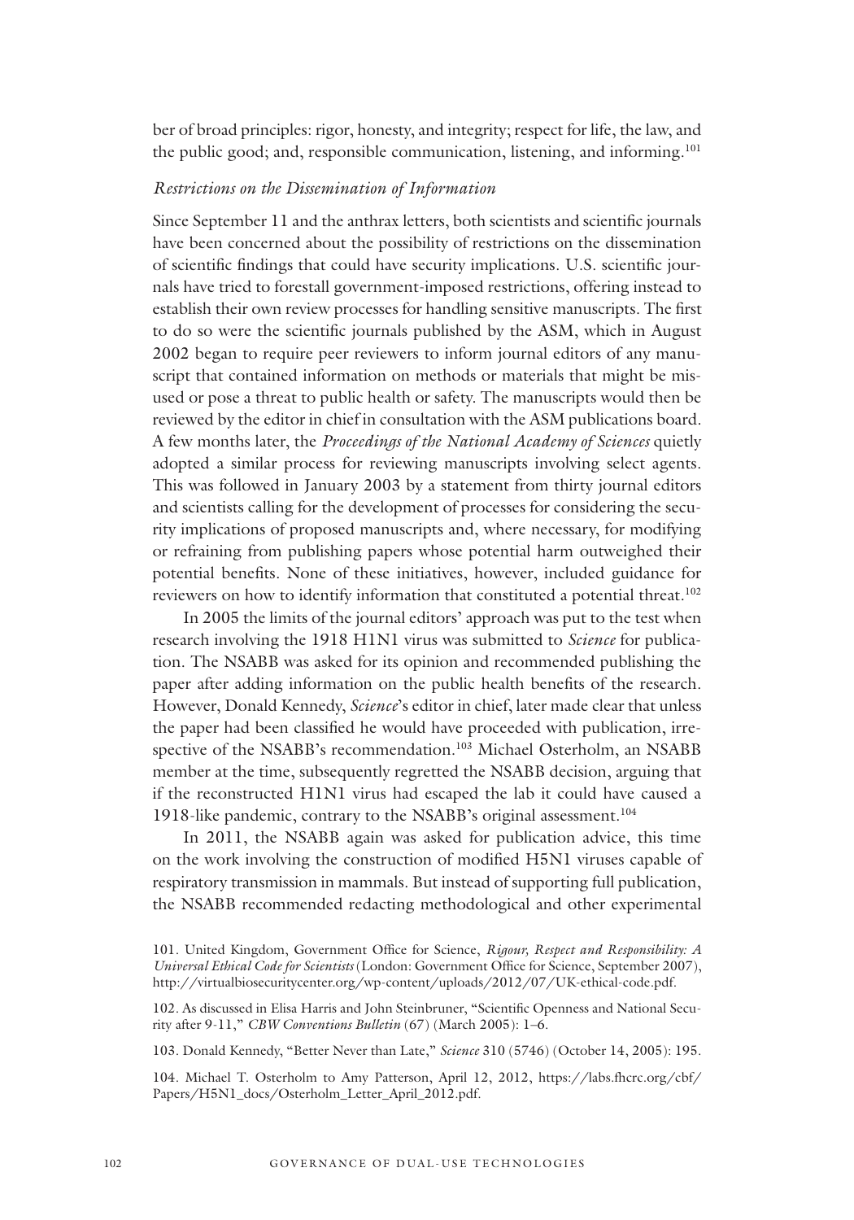ber of broad principles: rigor, honesty, and integrity; respect for life, the law, and the public good; and, responsible communication, listening, and informing.[101]

### *Restrictions on the Dissemination of Information*

Since September 11 and the anthrax letters, both scientists and scientific journals have been concerned about the possibility of restrictions on the dissemination of scientific findings that could have security implications. U.S. scientific journals have tried to forestall government-imposed restrictions, offering instead to establish their own review processes for handling sensitive manuscripts. The first to do so were the scientific journals published by the ASM, which in August 2002 began to require peer reviewers to inform journal editors of any manuscript that contained information on methods or materials that might be misused or pose a threat to public health or safety. The manuscripts would then be reviewed by the editor in chief in consultation with the ASM publications board. A few months later, the *Proceedings of the National Academy of Sciences* quietly adopted a similar process for reviewing manuscripts involving select agents. This was followed in January 2003 by a statement from thirty journal editors and scientists calling for the development of processes for considering the security implications of proposed manuscripts and, where necessary, for modifying or refraining from publishing papers whose potential harm outweighed their potential benefits. None of these initiatives, however, included guidance for reviewers on how to identify information that constituted a potential threat.[102]

In 2005 the limits of the journal editors' approach was put to the test when research involving the 1918 H1N1 virus was submitted to *Science* for publication. The NSABB was asked for its opinion and recommended publishing the paper after adding information on the public health benefits of the research. However, Donald Kennedy, *Science*'s editor in chief, later made clear that unless the paper had been classified he would have proceeded with publication, irrespective of the NSABB's recommendation.[103] Michael Osterholm, an NSABB member at the time, subsequently regretted the NSABB decision, arguing that if the reconstructed H1N1 virus had escaped the lab it could have caused a 1918-like pandemic, contrary to the NSABB's original assessment.[104]

In 2011, the NSABB again was asked for publication advice, this time on the work involving the construction of modified H5N1 viruses capable of respiratory transmission in mammals. But instead of supporting full publication, the NSABB recommended redacting methodological and other experimental

---

101. United Kingdom, Government Office for Science, *Rigour, Respect and Responsibility: A Universal Ethical Code for Scientists* (London: Government Office for Science, September 2007), http://virtualbiosecuritycenter.org/wp-content/uploads/2012/07/UK-ethical-code.pdf.

102. As discussed in Elisa Harris and John Steinbruner, "Scientific Openness and National Security after 9-11," *CBW Conventions Bulletin* (67) (March 2005): 1–6.

103. Donald Kennedy, "Better Never than Late," *Science* 310 (5746) (October 14, 2005): 195.

104. Michael T. Osterholm to Amy Patterson, April 12, 2012, https://labs.fhcrc.org/cbf/Papers/H5N1_docs/Osterholm_Letter_April_2012.pdf.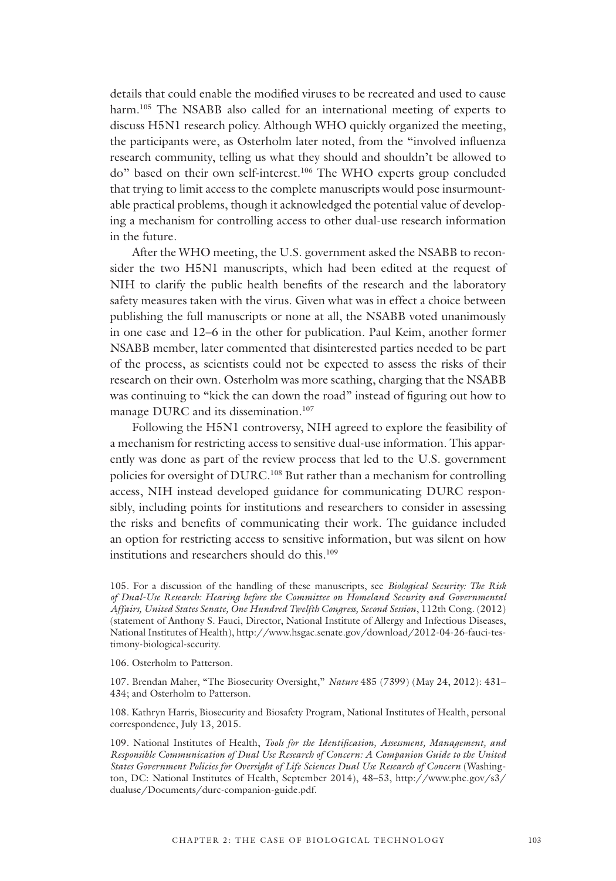details that could enable the modified viruses to be recreated and used to cause harm.[105] The NSABB also called for an international meeting of experts to discuss H5N1 research policy. Although WHO quickly organized the meeting, the participants were, as Osterholm later noted, from the "involved influenza research community, telling us what they should and shouldn't be allowed to do" based on their own self-interest.[106] The WHO experts group concluded that trying to limit access to the complete manuscripts would pose insurmountable practical problems, though it acknowledged the potential value of developing a mechanism for controlling access to other dual-use research information in the future.

After the WHO meeting, the U.S. government asked the NSABB to reconsider the two H5N1 manuscripts, which had been edited at the request of NIH to clarify the public health benefits of the research and the laboratory safety measures taken with the virus. Given what was in effect a choice between publishing the full manuscripts or none at all, the NSABB voted unanimously in one case and 12–6 in the other for publication. Paul Keim, another former NSABB member, later commented that disinterested parties needed to be part of the process, as scientists could not be expected to assess the risks of their research on their own. Osterholm was more scathing, charging that the NSABB was continuing to "kick the can down the road" instead of figuring out how to manage DURC and its dissemination.[107]

Following the H5N1 controversy, NIH agreed to explore the feasibility of a mechanism for restricting access to sensitive dual-use information. This apparently was done as part of the review process that led to the U.S. government policies for oversight of DURC.[108] But rather than a mechanism for controlling access, NIH instead developed guidance for communicating DURC responsibly, including points for institutions and researchers to consider in assessing the risks and benefits of communicating their work. The guidance included an option for restricting access to sensitive information, but was silent on how institutions and researchers should do this.[109]

105. For a discussion of the handling of these manuscripts, see *Biological Security: The Risk of Dual-Use Research: Hearing before the Committee on Homeland Security and Governmental Affairs, United States Senate, One Hundred Twelfth Congress, Second Session*, 112th Cong. (2012) (statement of Anthony S. Fauci, Director, National Institute of Allergy and Infectious Diseases, National Institutes of Health), http://www.hsgac.senate.gov/download/2012-04-26-fauci-testimony-biological-security.

106. Osterholm to Patterson.

107. Brendan Maher, "The Biosecurity Oversight," *Nature* 485 (7399) (May 24, 2012): 431–434; and Osterholm to Patterson.

108. Kathryn Harris, Biosecurity and Biosafety Program, National Institutes of Health, personal correspondence, July 13, 2015.

109. National Institutes of Health, *Tools for the Identification, Assessment, Management, and Responsible Communication of Dual Use Research of Concern: A Companion Guide to the United States Government Policies for Oversight of Life Sciences Dual Use Research of Concern* (Washington, DC: National Institutes of Health, September 2014), 48–53, http://www.phe.gov/s3/dualuse/Documents/durc-companion-guide.pdf.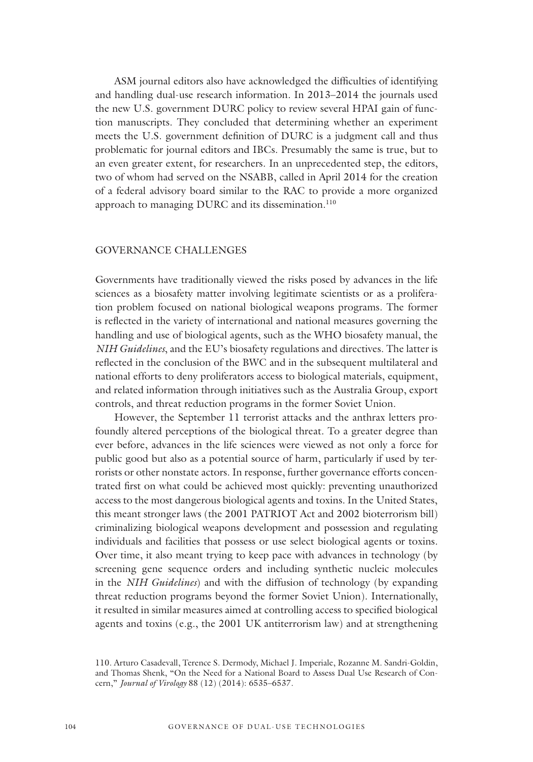ASM journal editors also have acknowledged the difficulties of identifying and handling dual-use research information. In 2013–2014 the journals used the new U.S. government DURC policy to review several HPAI gain of function manuscripts. They concluded that determining whether an experiment meets the U.S. government definition of DURC is a judgment call and thus problematic for journal editors and IBCs. Presumably the same is true, but to an even greater extent, for researchers. In an unprecedented step, the editors, two of whom had served on the NSABB, called in April 2014 for the creation of a federal advisory board similar to the RAC to provide a more organized approach to managing DURC and its dissemination.[110]

## GOVERNANCE CHALLENGES

Governments have traditionally viewed the risks posed by advances in the life sciences as a biosafety matter involving legitimate scientists or as a proliferation problem focused on national biological weapons programs. The former is reflected in the variety of international and national measures governing the handling and use of biological agents, such as the WHO biosafety manual, the *NIH Guidelines*, and the EU's biosafety regulations and directives. The latter is reflected in the conclusion of the BWC and in the subsequent multilateral and national efforts to deny proliferators access to biological materials, equipment, and related information through initiatives such as the Australia Group, export controls, and threat reduction programs in the former Soviet Union.

However, the September 11 terrorist attacks and the anthrax letters profoundly altered perceptions of the biological threat. To a greater degree than ever before, advances in the life sciences were viewed as not only a force for public good but also as a potential source of harm, particularly if used by terrorists or other nonstate actors. In response, further governance efforts concentrated first on what could be achieved most quickly: preventing unauthorized access to the most dangerous biological agents and toxins. In the United States, this meant stronger laws (the 2001 PATRIOT Act and 2002 bioterrorism bill) criminalizing biological weapons development and possession and regulating individuals and facilities that possess or use select biological agents or toxins. Over time, it also meant trying to keep pace with advances in technology (by screening gene sequence orders and including synthetic nucleic molecules in the *NIH Guidelines*) and with the diffusion of technology (by expanding threat reduction programs beyond the former Soviet Union). Internationally, it resulted in similar measures aimed at controlling access to specified biological agents and toxins (e.g., the 2001 UK antiterrorism law) and at strengthening

110. Arturo Casadevall, Terence S. Dermody, Michael J. Imperiale, Rozanne M. Sandri-Goldin, and Thomas Shenk, "On the Need for a National Board to Assess Dual Use Research of Concern," *Journal of Virology* 88 (12) (2014): 6535–6537.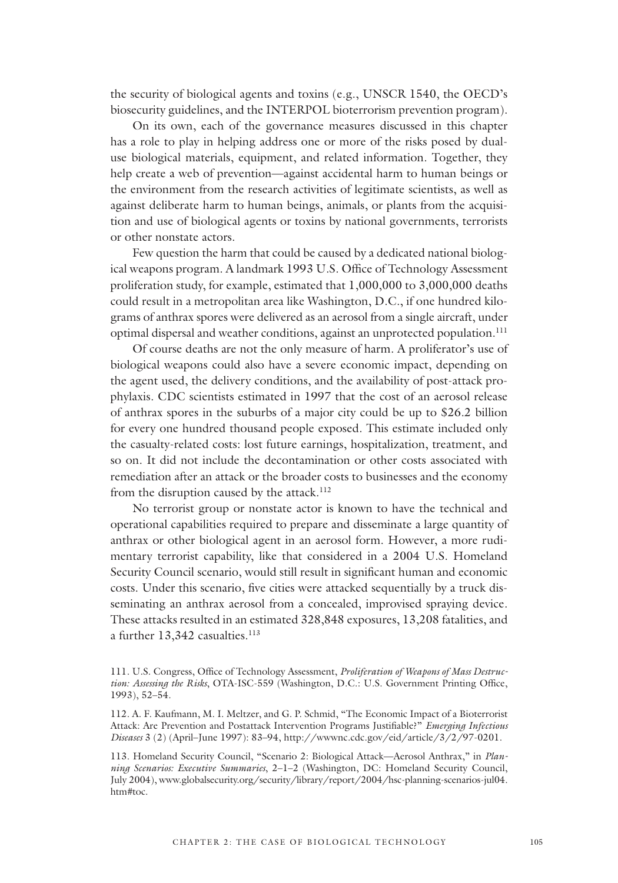the security of biological agents and toxins (e.g., UNSCR 1540, the OECD's biosecurity guidelines, and the INTERPOL bioterrorism prevention program).

On its own, each of the governance measures discussed in this chapter has a role to play in helping address one or more of the risks posed by dual-use biological materials, equipment, and related information. Together, they help create a web of prevention—against accidental harm to human beings or the environment from the research activities of legitimate scientists, as well as against deliberate harm to human beings, animals, or plants from the acquisition and use of biological agents or toxins by national governments, terrorists or other nonstate actors.

Few question the harm that could be caused by a dedicated national biological weapons program. A landmark 1993 U.S. Office of Technology Assessment proliferation study, for example, estimated that 1,000,000 to 3,000,000 deaths could result in a metropolitan area like Washington, D.C., if one hundred kilograms of anthrax spores were delivered as an aerosol from a single aircraft, under optimal dispersal and weather conditions, against an unprotected population.[111]

Of course deaths are not the only measure of harm. A proliferator's use of biological weapons could also have a severe economic impact, depending on the agent used, the delivery conditions, and the availability of post-attack prophylaxis. CDC scientists estimated in 1997 that the cost of an aerosol release of anthrax spores in the suburbs of a major city could be up to $26.2 billion for every one hundred thousand people exposed. This estimate included only the casualty-related costs: lost future earnings, hospitalization, treatment, and so on. It did not include the decontamination or other costs associated with remediation after an attack or the broader costs to businesses and the economy from the disruption caused by the attack.[112]

No terrorist group or nonstate actor is known to have the technical and operational capabilities required to prepare and disseminate a large quantity of anthrax or other biological agent in an aerosol form. However, a more rudimentary terrorist capability, like that considered in a 2004 U.S. Homeland Security Council scenario, would still result in significant human and economic costs. Under this scenario, five cities were attacked sequentially by a truck disseminating an anthrax aerosol from a concealed, improvised spraying device. These attacks resulted in an estimated 328,848 exposures, 13,208 fatalities, and a further 13,342 casualties.[113]

111. U.S. Congress, Office of Technology Assessment, *Proliferation of Weapons of Mass Destruction: Assessing the Risks*, OTA-ISC-559 (Washington, D.C.: U.S. Government Printing Office, 1993), 52–54.

112. A. F. Kaufmann, M. I. Meltzer, and G. P. Schmid, "The Economic Impact of a Bioterrorist Attack: Are Prevention and Postattack Intervention Programs Justifiable?" *Emerging Infectious Diseases* 3 (2) (April–June 1997): 83–94, http://wwwnc.cdc.gov/eid/article/3/2/97-0201.

113. Homeland Security Council, "Scenario 2: Biological Attack—Aerosol Anthrax," in *Planning Scenarios: Executive Summaries*, 2–1–2 (Washington, DC: Homeland Security Council, July 2004), www.globalsecurity.org/security/library/report/2004/hsc-planning-scenarios-jul04.htm#toc.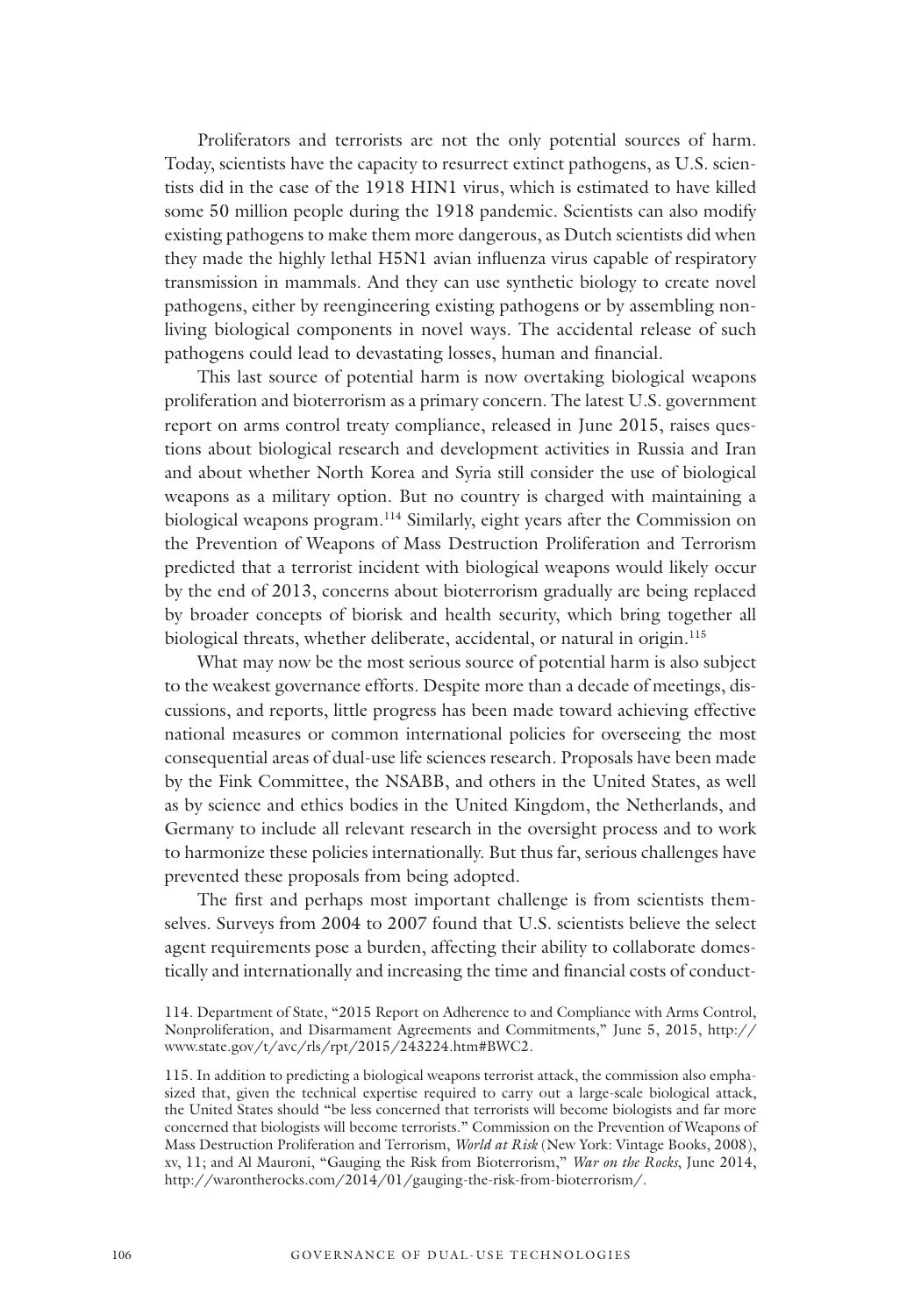Proliferators and terrorists are not the only potential sources of harm. Today, scientists have the capacity to resurrect extinct pathogens, as U.S. scientists did in the case of the 1918 H1N1 virus, which is estimated to have killed some 50 million people during the 1918 pandemic. Scientists can also modify existing pathogens to make them more dangerous, as Dutch scientists did when they made the highly lethal H5N1 avian influenza virus capable of respiratory transmission in mammals. And they can use synthetic biology to create novel pathogens, either by reengineering existing pathogens or by assembling non-living biological components in novel ways. The accidental release of such pathogens could lead to devastating losses, human and financial.

This last source of potential harm is now overtaking biological weapons proliferation and bioterrorism as a primary concern. The latest U.S. government report on arms control treaty compliance, released in June 2015, raises questions about biological research and development activities in Russia and Iran and about whether North Korea and Syria still consider the use of biological weapons as a military option. But no country is charged with maintaining a biological weapons program.[114] Similarly, eight years after the Commission on the Prevention of Weapons of Mass Destruction Proliferation and Terrorism predicted that a terrorist incident with biological weapons would likely occur by the end of 2013, concerns about bioterrorism gradually are being replaced by broader concepts of biorisk and health security, which bring together all biological threats, whether deliberate, accidental, or natural in origin.[115]

What may now be the most serious source of potential harm is also subject to the weakest governance efforts. Despite more than a decade of meetings, discussions, and reports, little progress has been made toward achieving effective national measures or common international policies for overseeing the most consequential areas of dual-use life sciences research. Proposals have been made by the Fink Committee, the NSABB, and others in the United States, as well as by science and ethics bodies in the United Kingdom, the Netherlands, and Germany to include all relevant research in the oversight process and to work to harmonize these policies internationally. But thus far, serious challenges have prevented these proposals from being adopted.

The first and perhaps most important challenge is from scientists themselves. Surveys from 2004 to 2007 found that U.S. scientists believe the select agent requirements pose a burden, affecting their ability to collaborate domestically and internationally and increasing the time and financial costs of conduct-

114. Department of State, "2015 Report on Adherence to and Compliance with Arms Control, Nonproliferation, and Disarmament Agreements and Commitments," June 5, 2015, http://www.state.gov/t/avc/rls/rpt/2015/243224.htm#BWC2.

115. In addition to predicting a biological weapons terrorist attack, the commission also emphasized that, given the technical expertise required to carry out a large-scale biological attack, the United States should "be less concerned that terrorists will become biologists and far more concerned that biologists will become terrorists." Commission on the Prevention of Weapons of Mass Destruction Proliferation and Terrorism, *World at Risk* (New York: Vintage Books, 2008), xv, 11; and Al Mauroni, "Gauging the Risk from Bioterrorism," *War on the Rocks*, June 2014, http://warontherocks.com/2014/01/gauging-the-risk-from-bioterrorism/.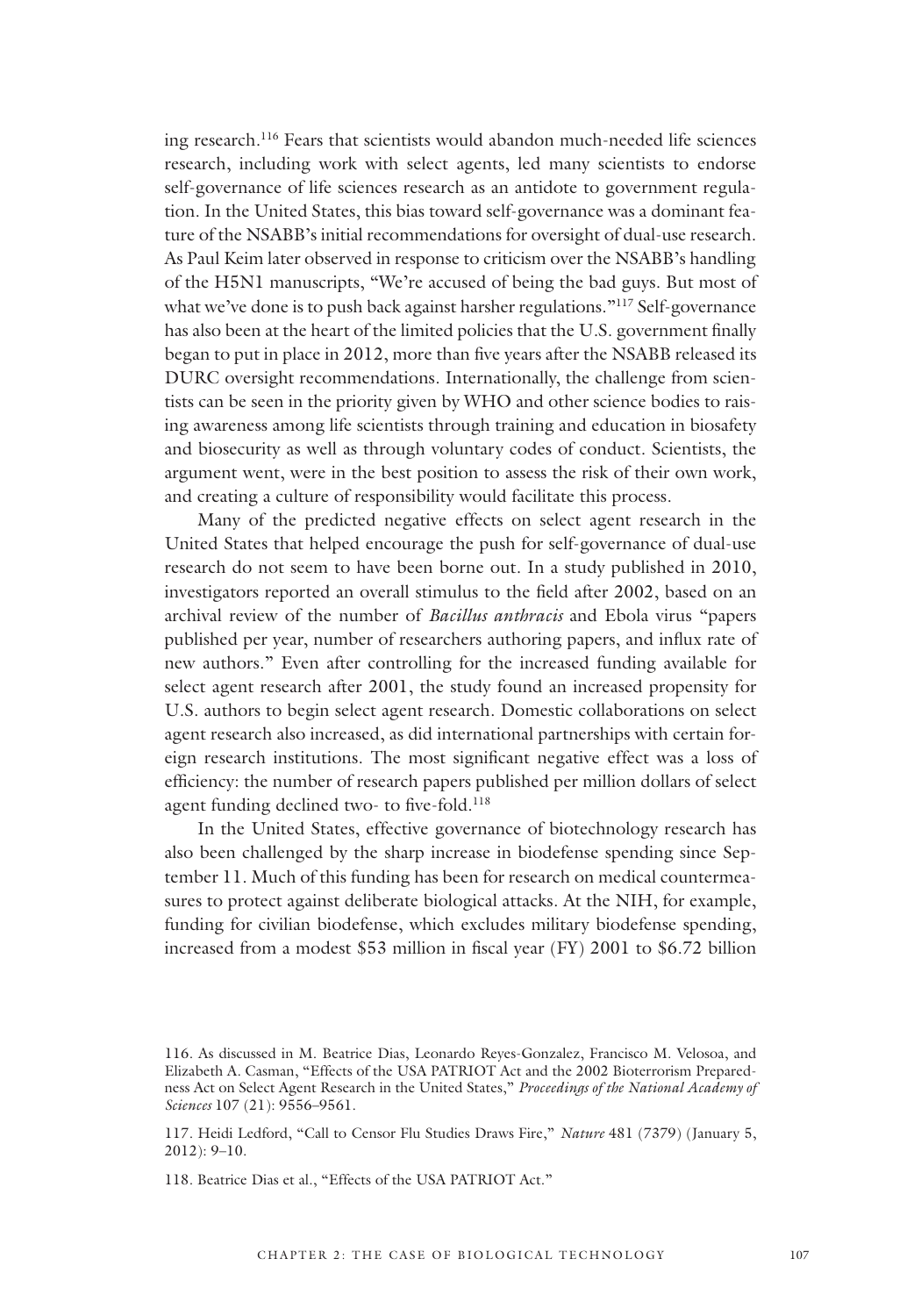ing research.[116] Fears that scientists would abandon much-needed life sciences research, including work with select agents, led many scientists to endorse self-governance of life sciences research as an antidote to government regulation. In the United States, this bias toward self-governance was a dominant feature of the NSABB's initial recommendations for oversight of dual-use research. As Paul Keim later observed in response to criticism over the NSABB's handling of the H5N1 manuscripts, "We're accused of being the bad guys. But most of what we've done is to push back against harsher regulations."[117] Self-governance has also been at the heart of the limited policies that the U.S. government finally began to put in place in 2012, more than five years after the NSABB released its DURC oversight recommendations. Internationally, the challenge from scientists can be seen in the priority given by WHO and other science bodies to raising awareness among life scientists through training and education in biosafety and biosecurity as well as through voluntary codes of conduct. Scientists, the argument went, were in the best position to assess the risk of their own work, and creating a culture of responsibility would facilitate this process.

Many of the predicted negative effects on select agent research in the United States that helped encourage the push for self-governance of dual-use research do not seem to have been borne out. In a study published in 2010, investigators reported an overall stimulus to the field after 2002, based on an archival review of the number of *Bacillus anthracis* and Ebola virus "papers published per year, number of researchers authoring papers, and influx rate of new authors." Even after controlling for the increased funding available for select agent research after 2001, the study found an increased propensity for U.S. authors to begin select agent research. Domestic collaborations on select agent research also increased, as did international partnerships with certain foreign research institutions. The most significant negative effect was a loss of efficiency: the number of research papers published per million dollars of select agent funding declined two- to five-fold.[118]

In the United States, effective governance of biotechnology research has also been challenged by the sharp increase in biodefense spending since September 11. Much of this funding has been for research on medical countermeasures to protect against deliberate biological attacks. At the NIH, for example, funding for civilian biodefense, which excludes military biodefense spending, increased from a modest $53 million in fiscal year (FY) 2001 to $6.72 billion

116. As discussed in M. Beatrice Dias, Leonardo Reyes-Gonzalez, Francisco M. Velosoa, and Elizabeth A. Casman, "Effects of the USA PATRIOT Act and the 2002 Bioterrorism Preparedness Act on Select Agent Research in the United States," *Proceedings of the National Academy of Sciences* 107 (21): 9556–9561.

117. Heidi Ledford, "Call to Censor Flu Studies Draws Fire," *Nature* 481 (7379) (January 5, 2012): 9–10.

118. Beatrice Dias et al., "Effects of the USA PATRIOT Act."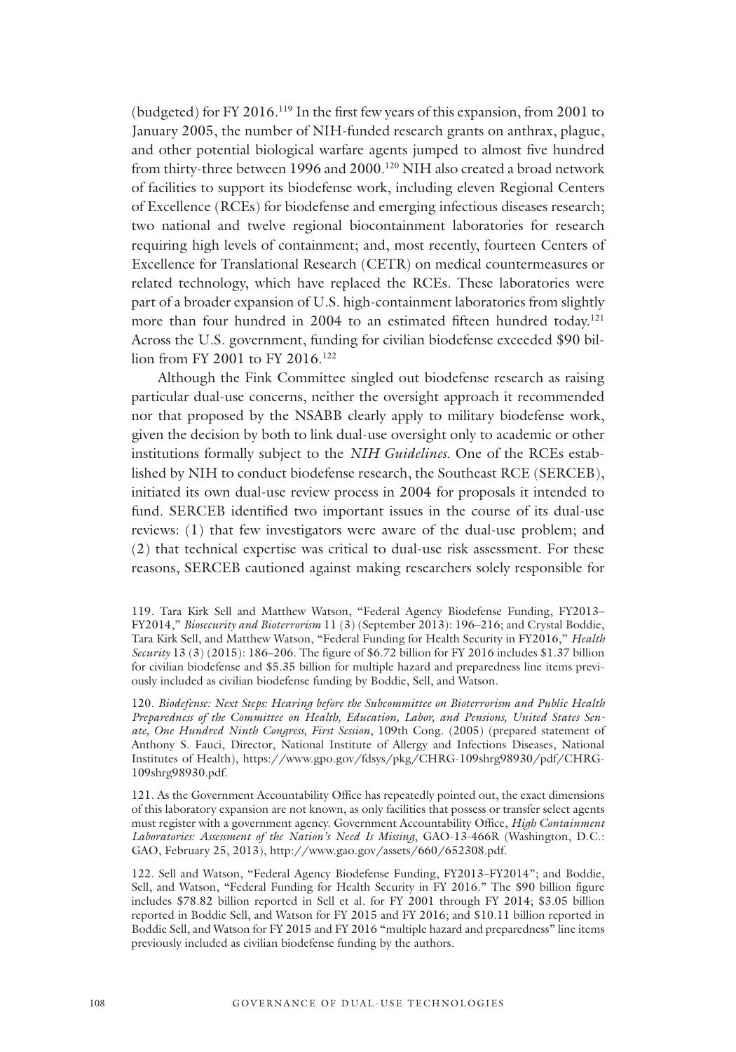(budgeted) for FY 2016.[119] In the first few years of this expansion, from 2001 to January 2005, the number of NIH-funded research grants on anthrax, plague, and other potential biological warfare agents jumped to almost five hundred from thirty-three between 1996 and 2000.[120] NIH also created a broad network of facilities to support its biodefense work, including eleven Regional Centers of Excellence (RCEs) for biodefense and emerging infectious diseases research; two national and twelve regional biocontainment laboratories for research requiring high levels of containment; and, most recently, fourteen Centers of Excellence for Translational Research (CETR) on medical countermeasures or related technology, which have replaced the RCEs. These laboratories were part of a broader expansion of U.S. high-containment laboratories from slightly more than four hundred in 2004 to an estimated fifteen hundred today.[121] Across the U.S. government, funding for civilian biodefense exceeded $90 billion from FY 2001 to FY 2016.[122]

Although the Fink Committee singled out biodefense research as raising particular dual-use concerns, neither the oversight approach it recommended nor that proposed by the NSABB clearly apply to military biodefense work, given the decision by both to link dual-use oversight only to academic or other institutions formally subject to the *NIH Guidelines*. One of the RCEs established by NIH to conduct biodefense research, the Southeast RCE (SERCEB), initiated its own dual-use review process in 2004 for proposals it intended to fund. SERCEB identified two important issues in the course of its dual-use reviews: (1) that few investigators were aware of the dual-use problem; and (2) that technical expertise was critical to dual-use risk assessment. For these reasons, SERCEB cautioned against making researchers solely responsible for

119. Tara Kirk Sell and Matthew Watson, "Federal Agency Biodefense Funding, FY2013–FY2014," *Biosecurity and Bioterrorism* 11 (3) (September 2013): 196–216; and Crystal Boddie, Tara Kirk Sell, and Matthew Watson, "Federal Funding for Health Security in FY2016," *Health Security* 13 (3) (2015): 186–206. The figure of $6.72 billion for FY 2016 includes $1.37 billion for civilian biodefense and $5.35 billion for multiple hazard and preparedness line items previously included as civilian biodefense funding by Boddie, Sell, and Watson.

120. *Biodefense: Next Steps: Hearing before the Subcommittee on Bioterrorism and Public Health Preparedness of the Committee on Health, Education, Labor, and Pensions, United States Senate, One Hundred Ninth Congress, First Session*, 109th Cong. (2005) (prepared statement of Anthony S. Fauci, Director, National Institute of Allergy and Infections Diseases, National Institutes of Health), https://www.gpo.gov/fdsys/pkg/CHRG-109shrg98930/pdf/CHRG-109shrg98930.pdf.

121. As the Government Accountability Office has repeatedly pointed out, the exact dimensions of this laboratory expansion are not known, as only facilities that possess or transfer select agents must register with a government agency. Government Accountability Office, *High Containment Laboratories: Assessment of the Nation's Need Is Missing*, GAO-13-466R (Washington, D.C.: GAO, February 25, 2013), http://www.gao.gov/assets/660/652308.pdf.

122. Sell and Watson, "Federal Agency Biodefense Funding, FY2013–FY2014"; and Boddie, Sell, and Watson, "Federal Funding for Health Security in FY 2016." The $90 billion figure includes $78.82 billion reported in Sell et al. for FY 2001 through FY 2014; $3.05 billion reported in Boddie Sell, and Watson for FY 2015 and FY 2016; and $10.11 billion reported in Boddie Sell, and Watson for FY 2015 and FY 2016 "multiple hazard and preparedness" line items previously included as civilian biodefense funding by the authors.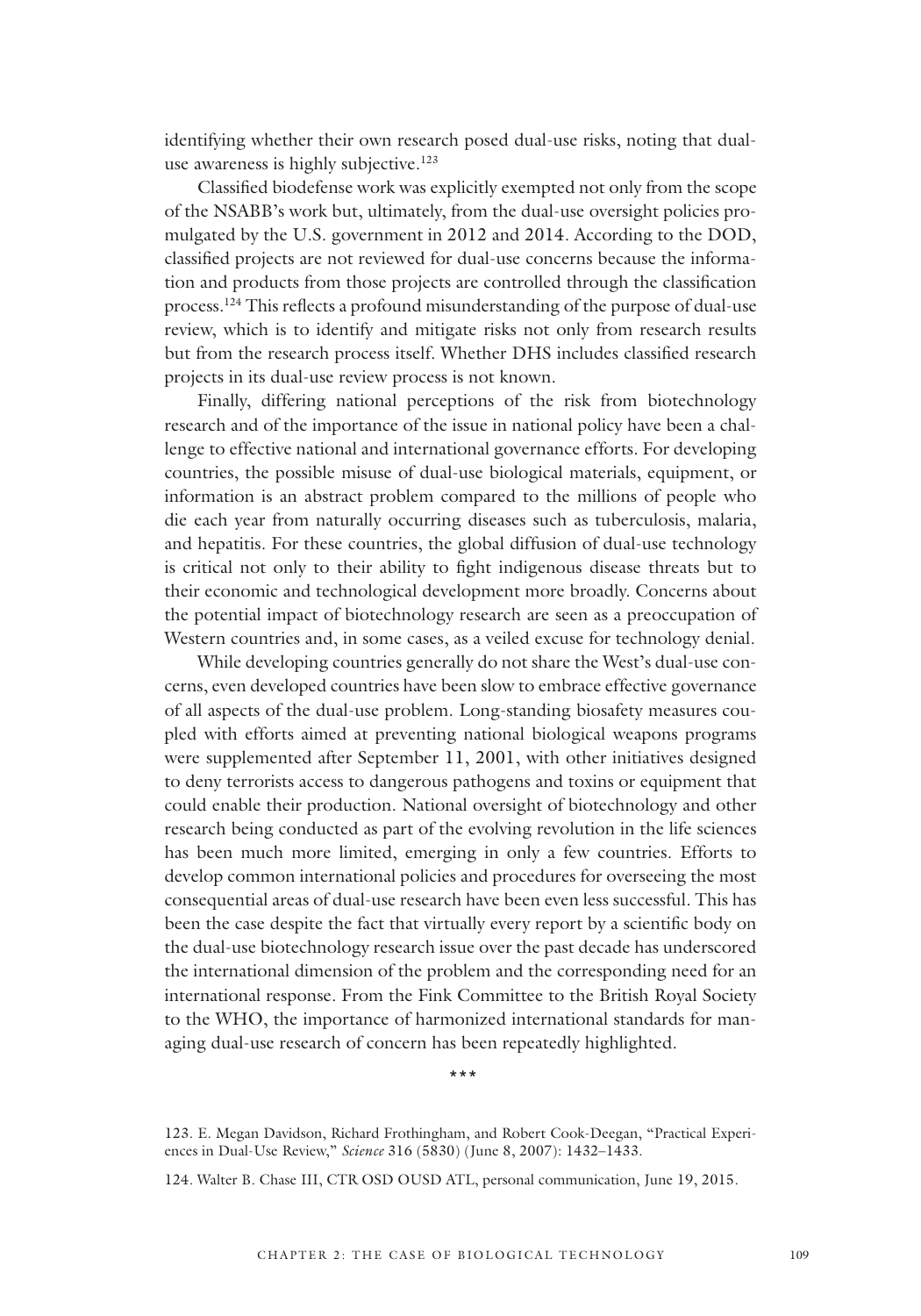identifying whether their own research posed dual-use risks, noting that dual-use awareness is highly subjective.[123]

Classified biodefense work was explicitly exempted not only from the scope of the NSABB's work but, ultimately, from the dual-use oversight policies promulgated by the U.S. government in 2012 and 2014. According to the DOD, classified projects are not reviewed for dual-use concerns because the information and products from those projects are controlled through the classification process.[124] This reflects a profound misunderstanding of the purpose of dual-use review, which is to identify and mitigate risks not only from research results but from the research process itself. Whether DHS includes classified research projects in its dual-use review process is not known.

Finally, differing national perceptions of the risk from biotechnology research and of the importance of the issue in national policy have been a challenge to effective national and international governance efforts. For developing countries, the possible misuse of dual-use biological materials, equipment, or information is an abstract problem compared to the millions of people who die each year from naturally occurring diseases such as tuberculosis, malaria, and hepatitis. For these countries, the global diffusion of dual-use technology is critical not only to their ability to fight indigenous disease threats but to their economic and technological development more broadly. Concerns about the potential impact of biotechnology research are seen as a preoccupation of Western countries and, in some cases, as a veiled excuse for technology denial.

While developing countries generally do not share the West's dual-use concerns, even developed countries have been slow to embrace effective governance of all aspects of the dual-use problem. Long-standing biosafety measures coupled with efforts aimed at preventing national biological weapons programs were supplemented after September 11, 2001, with other initiatives designed to deny terrorists access to dangerous pathogens and toxins or equipment that could enable their production. National oversight of biotechnology and other research being conducted as part of the evolving revolution in the life sciences has been much more limited, emerging in only a few countries. Efforts to develop common international policies and procedures for overseeing the most consequential areas of dual-use research have been even less successful. This has been the case despite the fact that virtually every report by a scientific body on the dual-use biotechnology research issue over the past decade has underscored the international dimension of the problem and the corresponding need for an international response. From the Fink Committee to the British Royal Society to the WHO, the importance of harmonized international standards for managing dual-use research of concern has been repeatedly highlighted.

\*\*\*

123. E. Megan Davidson, Richard Frothingham, and Robert Cook-Deegan, "Practical Experiences in Dual-Use Review," *Science* 316 (5830) (June 8, 2007): 1432–1433.

124. Walter B. Chase III, CTR OSD OUSD ATL, personal communication, June 19, 2015.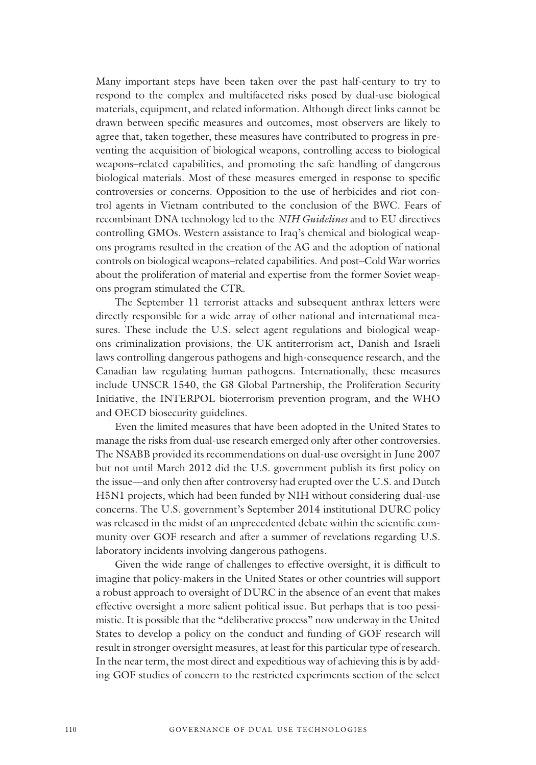Many important steps have been taken over the past half-century to try to respond to the complex and multifaceted risks posed by dual-use biological materials, equipment, and related information. Although direct links cannot be drawn between specific measures and outcomes, most observers are likely to agree that, taken together, these measures have contributed to progress in preventing the acquisition of biological weapons, controlling access to biological weapons–related capabilities, and promoting the safe handling of dangerous biological materials. Most of these measures emerged in response to specific controversies or concerns. Opposition to the use of herbicides and riot control agents in Vietnam contributed to the conclusion of the BWC. Fears of recombinant DNA technology led to the *NIH Guidelines* and to EU directives controlling GMOs. Western assistance to Iraq's chemical and biological weapons programs resulted in the creation of the AG and the adoption of national controls on biological weapons–related capabilities. And post–Cold War worries about the proliferation of material and expertise from the former Soviet weapons program stimulated the CTR.

The September 11 terrorist attacks and subsequent anthrax letters were directly responsible for a wide array of other national and international measures. These include the U.S. select agent regulations and biological weapons criminalization provisions, the UK antiterrorism act, Danish and Israeli laws controlling dangerous pathogens and high-consequence research, and the Canadian law regulating human pathogens. Internationally, these measures include UNSCR 1540, the G8 Global Partnership, the Proliferation Security Initiative, the INTERPOL bioterrorism prevention program, and the WHO and OECD biosecurity guidelines.

Even the limited measures that have been adopted in the United States to manage the risks from dual-use research emerged only after other controversies. The NSABB provided its recommendations on dual-use oversight in June 2007 but not until March 2012 did the U.S. government publish its first policy on the issue—and only then after controversy had erupted over the U.S. and Dutch H5N1 projects, which had been funded by NIH without considering dual-use concerns. The U.S. government's September 2014 institutional DURC policy was released in the midst of an unprecedented debate within the scientific community over GOF research and after a summer of revelations regarding U.S. laboratory incidents involving dangerous pathogens.

Given the wide range of challenges to effective oversight, it is difficult to imagine that policy-makers in the United States or other countries will support a robust approach to oversight of DURC in the absence of an event that makes effective oversight a more salient political issue. But perhaps that is too pessimistic. It is possible that the "deliberative process" now underway in the United States to develop a policy on the conduct and funding of GOF research will result in stronger oversight measures, at least for this particular type of research. In the near term, the most direct and expeditious way of achieving this is by adding GOF studies of concern to the restricted experiments section of the select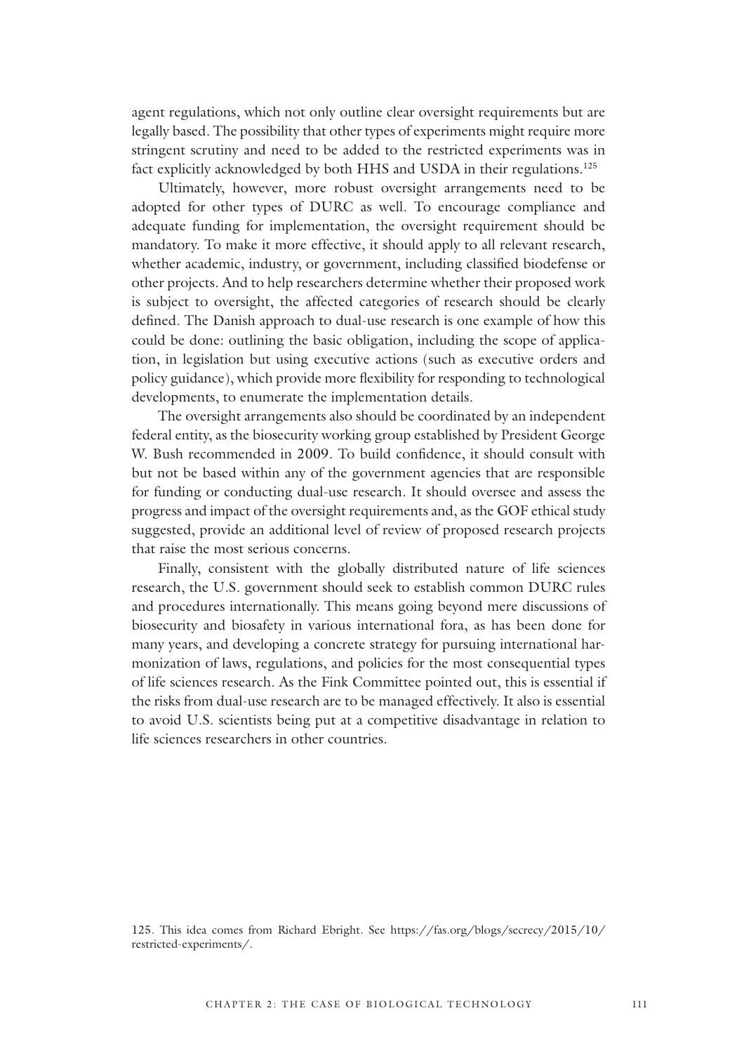agent regulations, which not only outline clear oversight requirements but are legally based. The possibility that other types of experiments might require more stringent scrutiny and need to be added to the restricted experiments was in fact explicitly acknowledged by both HHS and USDA in their regulations.[125]

Ultimately, however, more robust oversight arrangements need to be adopted for other types of DURC as well. To encourage compliance and adequate funding for implementation, the oversight requirement should be mandatory. To make it more effective, it should apply to all relevant research, whether academic, industry, or government, including classified biodefense or other projects. And to help researchers determine whether their proposed work is subject to oversight, the affected categories of research should be clearly defined. The Danish approach to dual-use research is one example of how this could be done: outlining the basic obligation, including the scope of application, in legislation but using executive actions (such as executive orders and policy guidance), which provide more flexibility for responding to technological developments, to enumerate the implementation details.

The oversight arrangements also should be coordinated by an independent federal entity, as the biosecurity working group established by President George W. Bush recommended in 2009. To build confidence, it should consult with but not be based within any of the government agencies that are responsible for funding or conducting dual-use research. It should oversee and assess the progress and impact of the oversight requirements and, as the GOF ethical study suggested, provide an additional level of review of proposed research projects that raise the most serious concerns.

Finally, consistent with the globally distributed nature of life sciences research, the U.S. government should seek to establish common DURC rules and procedures internationally. This means going beyond mere discussions of biosecurity and biosafety in various international fora, as has been done for many years, and developing a concrete strategy for pursuing international harmonization of laws, regulations, and policies for the most consequential types of life sciences research. As the Fink Committee pointed out, this is essential if the risks from dual-use research are to be managed effectively. It also is essential to avoid U.S. scientists being put at a competitive disadvantage in relation to life sciences researchers in other countries.

125. This idea comes from Richard Ebright. See https://fas.org/blogs/secrecy/2015/10/restricted-experiments/.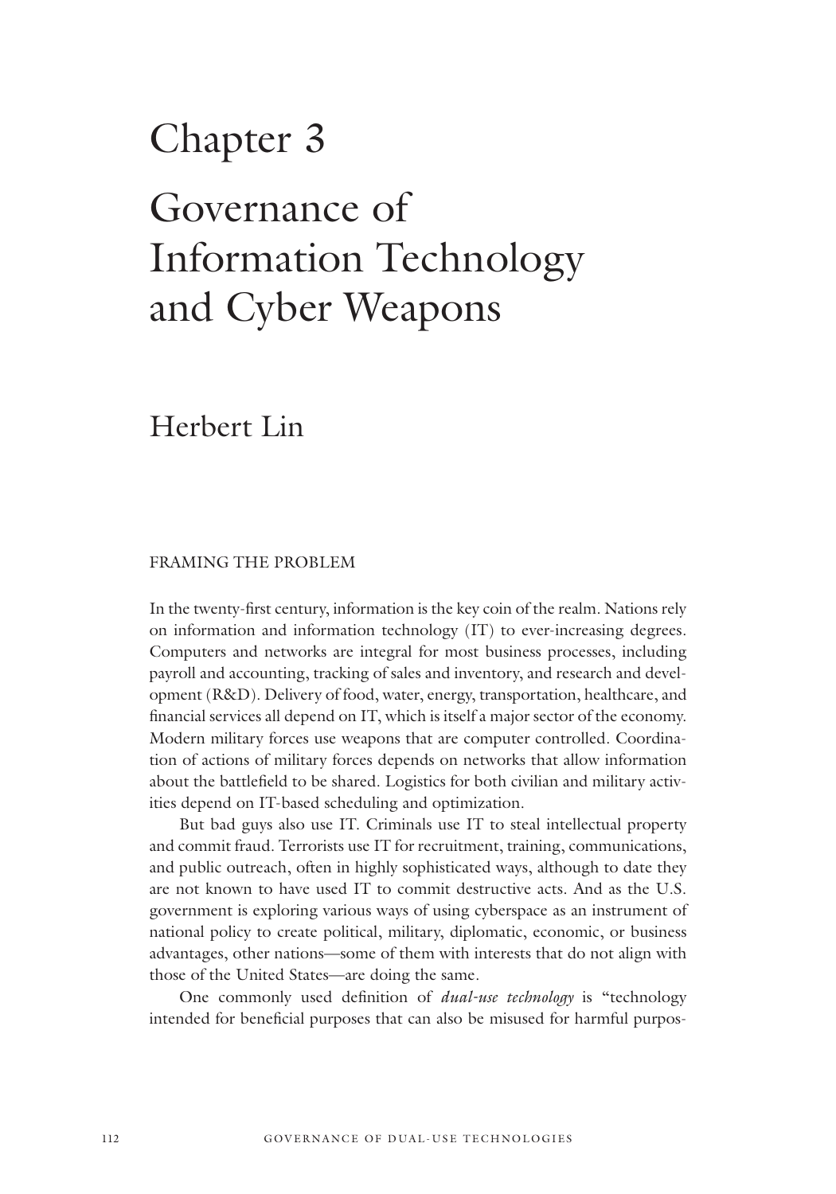# Chapter 3

# Governance of Information Technology and Cyber Weapons

## Herbert Lin

### FRAMING THE PROBLEM

In the twenty-first century, information is the key coin of the realm. Nations rely on information and information technology (IT) to ever-increasing degrees. Computers and networks are integral for most business processes, including payroll and accounting, tracking of sales and inventory, and research and development (R&D). Delivery of food, water, energy, transportation, healthcare, and financial services all depend on IT, which is itself a major sector of the economy. Modern military forces use weapons that are computer controlled. Coordination of actions of military forces depends on networks that allow information about the battlefield to be shared. Logistics for both civilian and military activities depend on IT-based scheduling and optimization.

But bad guys also use IT. Criminals use IT to steal intellectual property and commit fraud. Terrorists use IT for recruitment, training, communications, and public outreach, often in highly sophisticated ways, although to date they are not known to have used IT to commit destructive acts. And as the U.S. government is exploring various ways of using cyberspace as an instrument of national policy to create political, military, diplomatic, economic, or business advantages, other nations—some of them with interests that do not align with those of the United States—are doing the same.

One commonly used definition of *dual-use technology* is "technology intended for beneficial purposes that can also be misused for harmful purpos-